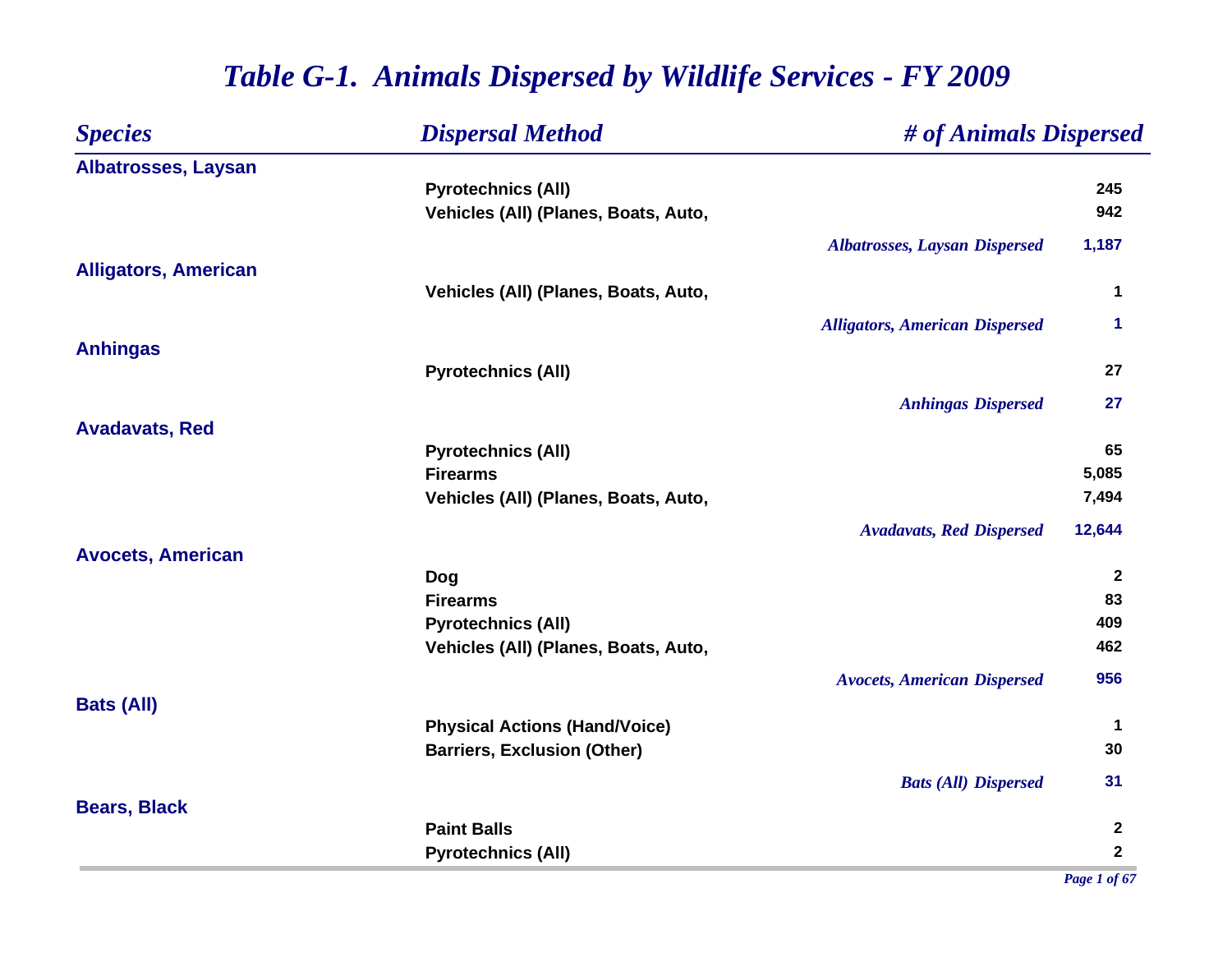# *Table G-1. Animals Dispersed by Wildlife Services - FY 2009*

| *Species* | *Dispersal Method* | *# of Animals Dispersed* |
|---|---|---|
| **Albatrosses, Laysan** | | |
| | **Pyrotechnics (All)** | **245** |
| | **Vehicles (All) (Planes, Boats, Auto,** | **942** |
| | *Albatrosses, Laysan Dispersed* | **1,187** |
| **Alligators, American** | | |
| | **Vehicles (All) (Planes, Boats, Auto,** | **1** |
| | *Alligators, American Dispersed* | **1** |
| **Anhingas** | | |
| | **Pyrotechnics (All)** | **27** |
| | *Anhingas Dispersed* | **27** |
| **Avadavats, Red** | | |
| | **Pyrotechnics (All)** | **65** |
| | **Firearms** | **5,085** |
| | **Vehicles (All) (Planes, Boats, Auto,** | **7,494** |
| | *Avadavats, Red Dispersed* | **12,644** |
| **Avocets, American** | | |
| | **Dog** | **2** |
| | **Firearms** | **83** |
| | **Pyrotechnics (All)** | **409** |
| | **Vehicles (All) (Planes, Boats, Auto,** | **462** |
| | *Avocets, American Dispersed* | **956** |
| **Bats (All)** | | |
| | **Physical Actions (Hand/Voice)** | **1** |
| | **Barriers, Exclusion (Other)** | **30** |
| | *Bats (All) Dispersed* | **31** |
| **Bears, Black** | | |
| | **Paint Balls** | **2** |
| | **Pyrotechnics (All)** | **2** |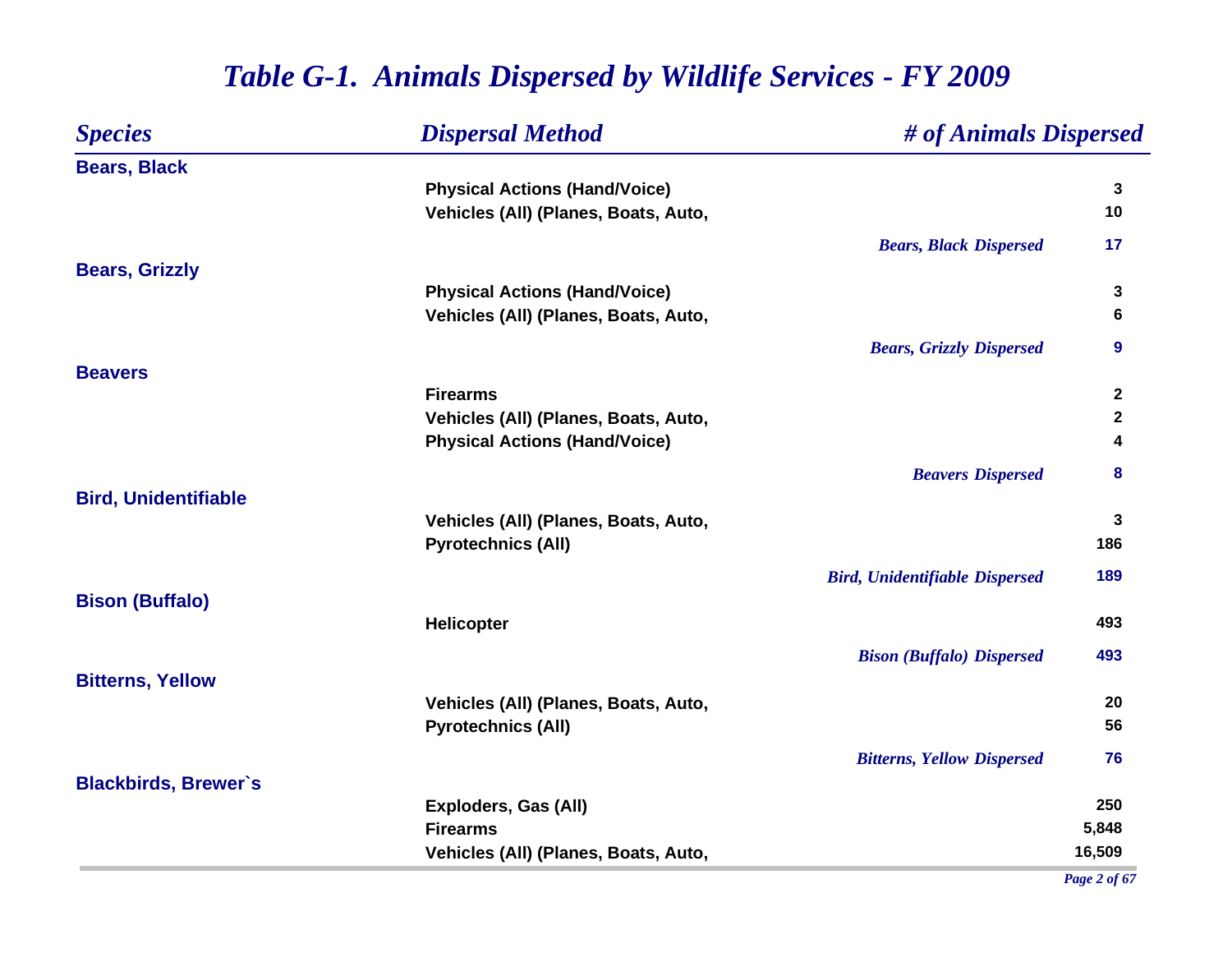# *Table G-1. Animals Dispersed by Wildlife Services - FY 2009*

| *Species* | *Dispersal Method* | *# of Animals Dispersed* |
|---|---|---|
| **Bears, Black** | | |
| | **Physical Actions (Hand/Voice)** | **3** |
| | **Vehicles (All) (Planes, Boats, Auto,** | **10** |
| | ***Bears, Black Dispersed*** | **17** |
| **Bears, Grizzly** | | |
| | **Physical Actions (Hand/Voice)** | **3** |
| | **Vehicles (All) (Planes, Boats, Auto,** | **6** |
| | ***Bears, Grizzly Dispersed*** | **9** |
| **Beavers** | | |
| | **Firearms** | **2** |
| | **Vehicles (All) (Planes, Boats, Auto,** | **2** |
| | **Physical Actions (Hand/Voice)** | **4** |
| | ***Beavers Dispersed*** | **8** |
| **Bird, Unidentifiable** | | |
| | **Vehicles (All) (Planes, Boats, Auto,** | **3** |
| | **Pyrotechnics (All)** | **186** |
| | ***Bird, Unidentifiable Dispersed*** | **189** |
| **Bison (Buffalo)** | | |
| | **Helicopter** | **493** |
| | ***Bison (Buffalo) Dispersed*** | **493** |
| **Bitterns, Yellow** | | |
| | **Vehicles (All) (Planes, Boats, Auto,** | **20** |
| | **Pyrotechnics (All)** | **56** |
| | ***Bitterns, Yellow Dispersed*** | **76** |
| **Blackbirds, Brewer`s** | | |
| | **Exploders, Gas (All)** | **250** |
| | **Firearms** | **5,848** |
| | **Vehicles (All) (Planes, Boats, Auto,** | **16,509** |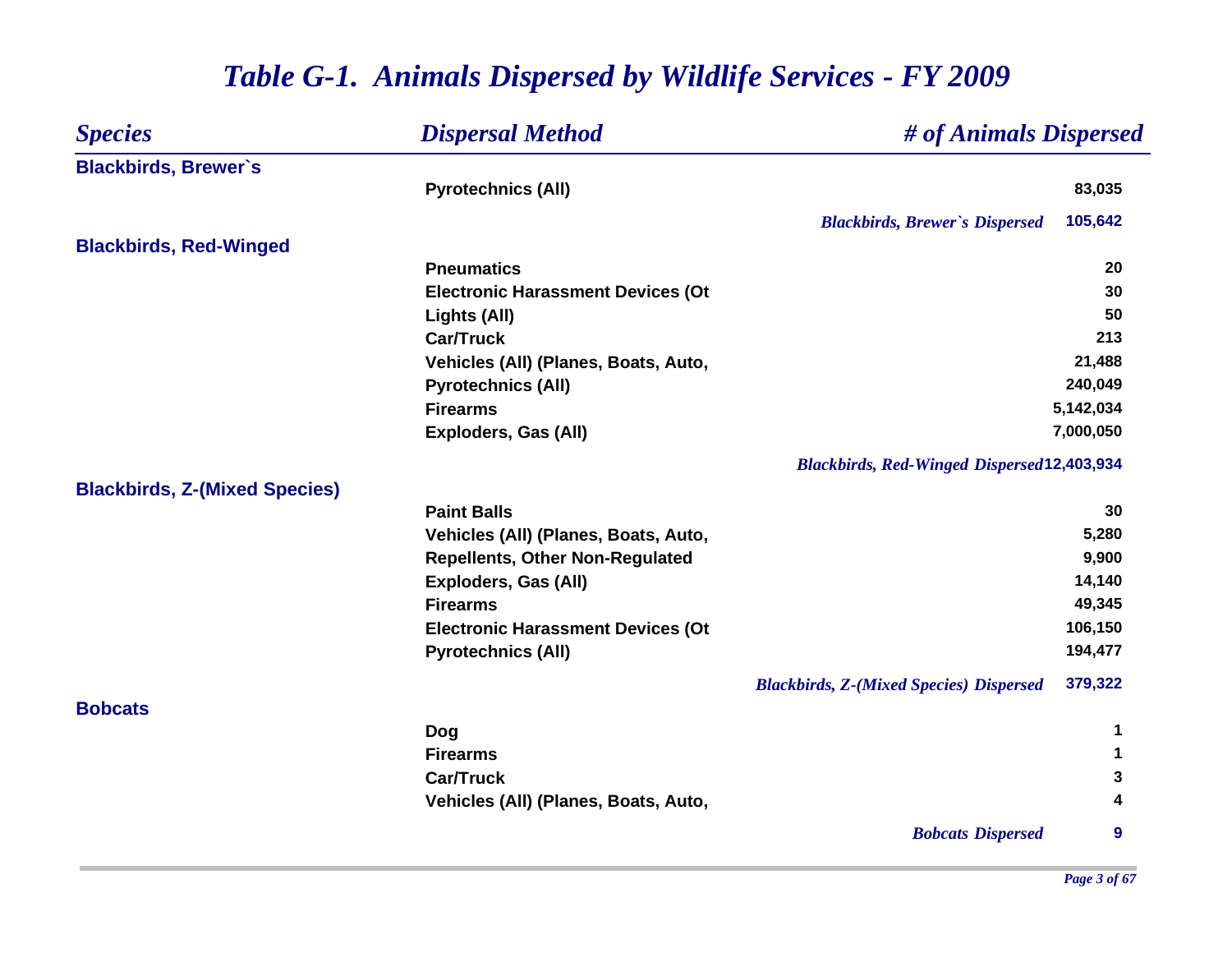# Table G-1. Animals Dispersed by Wildlife Services - FY 2009

| Species | Dispersal Method | # of Animals Dispersed |
|---|---|---|
| **Blackbirds, Brewer`s** | | |
| | Pyrotechnics (All) | 83,035 |
| | *Blackbirds, Brewer`s Dispersed* | 105,642 |
| **Blackbirds, Red-Winged** | | |
| | Pneumatics | 20 |
| | Electronic Harassment Devices (Ot | 30 |
| | Lights (All) | 50 |
| | Car/Truck | 213 |
| | Vehicles (All) (Planes, Boats, Auto, | 21,488 |
| | Pyrotechnics (All) | 240,049 |
| | Firearms | 5,142,034 |
| | Exploders, Gas (All) | 7,000,050 |
| | *Blackbirds, Red-Winged Dispersed* | 12,403,934 |
| **Blackbirds, Z-(Mixed Species)** | | |
| | Paint Balls | 30 |
| | Vehicles (All) (Planes, Boats, Auto, | 5,280 |
| | Repellents, Other Non-Regulated | 9,900 |
| | Exploders, Gas (All) | 14,140 |
| | Firearms | 49,345 |
| | Electronic Harassment Devices (Ot | 106,150 |
| | Pyrotechnics (All) | 194,477 |
| | *Blackbirds, Z-(Mixed Species) Dispersed* | 379,322 |
| **Bobcats** | | |
| | Dog | 1 |
| | Firearms | 1 |
| | Car/Truck | 3 |
| | Vehicles (All) (Planes, Boats, Auto, | 4 |
| | *Bobcats Dispersed* | 9 |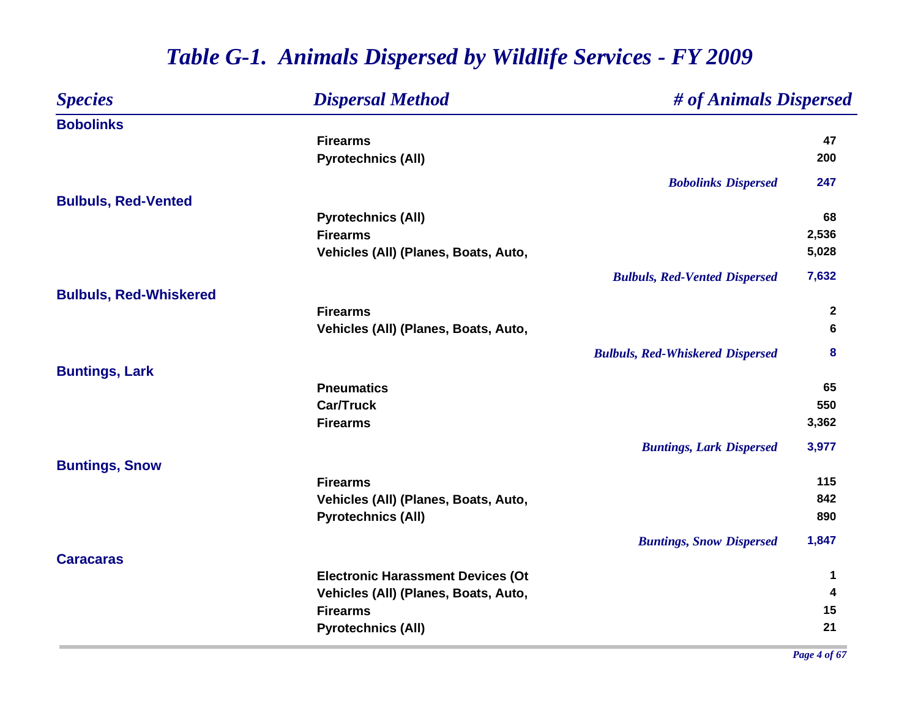# *Table G-1. Animals Dispersed by Wildlife Services - FY 2009*

| *Species* | *Dispersal Method* | *# of Animals Dispersed* |
|---|---|---|
| **Bobolinks** | | |
| | **Firearms** | **47** |
| | **Pyrotechnics (All)** | **200** |
| | ***Bobolinks Dispersed*** | **247** |
| **Bulbuls, Red-Vented** | | |
| | **Pyrotechnics (All)** | **68** |
| | **Firearms** | **2,536** |
| | **Vehicles (All) (Planes, Boats, Auto,** | **5,028** |
| | ***Bulbuls, Red-Vented Dispersed*** | **7,632** |
| **Bulbuls, Red-Whiskered** | | |
| | **Firearms** | **2** |
| | **Vehicles (All) (Planes, Boats, Auto,** | **6** |
| | ***Bulbuls, Red-Whiskered Dispersed*** | **8** |
| **Buntings, Lark** | | |
| | **Pneumatics** | **65** |
| | **Car/Truck** | **550** |
| | **Firearms** | **3,362** |
| | ***Buntings, Lark Dispersed*** | **3,977** |
| **Buntings, Snow** | | |
| | **Firearms** | **115** |
| | **Vehicles (All) (Planes, Boats, Auto,** | **842** |
| | **Pyrotechnics (All)** | **890** |
| | ***Buntings, Snow Dispersed*** | **1,847** |
| **Caracaras** | | |
| | **Electronic Harassment Devices (Ot** | **1** |
| | **Vehicles (All) (Planes, Boats, Auto,** | **4** |
| | **Firearms** | **15** |
| | **Pyrotechnics (All)** | **21** |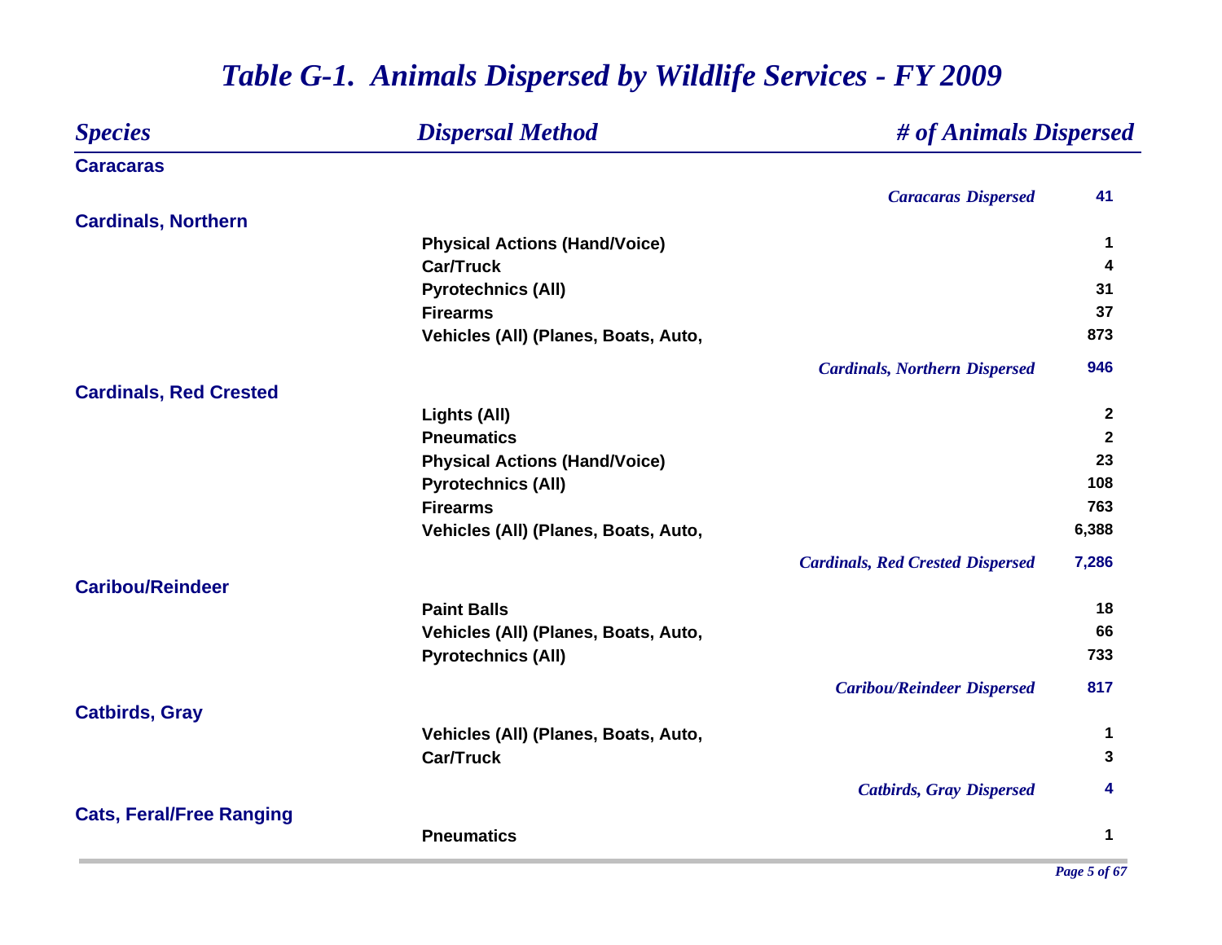# Table G-1. Animals Dispersed by Wildlife Services - FY 2009

| Species | Dispersal Method | # of Animals Dispersed |
|---|---|---|
| **Caracaras** | | |
| | *Caracaras Dispersed* | **41** |
| **Cardinals, Northern** | | |
| | Physical Actions (Hand/Voice) | 1 |
| | Car/Truck | 4 |
| | Pyrotechnics (All) | 31 |
| | Firearms | 37 |
| | Vehicles (All) (Planes, Boats, Auto, | 873 |
| | *Cardinals, Northern Dispersed* | **946** |
| **Cardinals, Red Crested** | | |
| | Lights (All) | 2 |
| | Pneumatics | 2 |
| | Physical Actions (Hand/Voice) | 23 |
| | Pyrotechnics (All) | 108 |
| | Firearms | 763 |
| | Vehicles (All) (Planes, Boats, Auto, | 6,388 |
| | *Cardinals, Red Crested Dispersed* | **7,286** |
| **Caribou/Reindeer** | | |
| | Paint Balls | 18 |
| | Vehicles (All) (Planes, Boats, Auto, | 66 |
| | Pyrotechnics (All) | 733 |
| | *Caribou/Reindeer Dispersed* | **817** |
| **Catbirds, Gray** | | |
| | Vehicles (All) (Planes, Boats, Auto, | 1 |
| | Car/Truck | 3 |
| | *Catbirds, Gray Dispersed* | **4** |
| **Cats, Feral/Free Ranging** | | |
| | Pneumatics | 1 |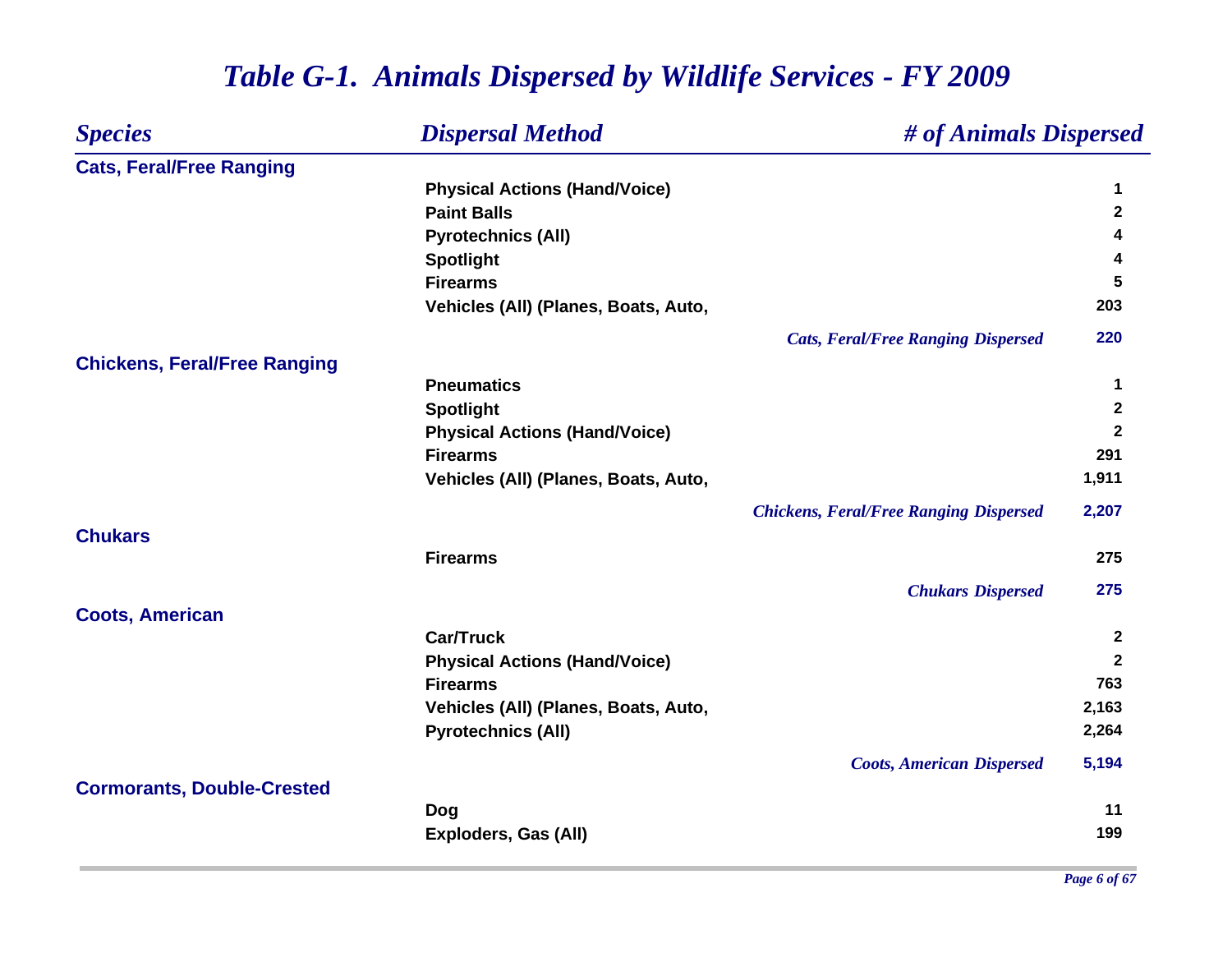# Table G-1. Animals Dispersed by Wildlife Services - FY 2009

| Species | Dispersal Method | # of Animals Dispersed |
|---|---|---|
| **Cats, Feral/Free Ranging** | | |
| | Physical Actions (Hand/Voice) | 1 |
| | Paint Balls | 2 |
| | Pyrotechnics (All) | 4 |
| | Spotlight | 4 |
| | Firearms | 5 |
| | Vehicles (All) (Planes, Boats, Auto, | 203 |
| | *Cats, Feral/Free Ranging Dispersed* | 220 |
| **Chickens, Feral/Free Ranging** | | |
| | Pneumatics | 1 |
| | Spotlight | 2 |
| | Physical Actions (Hand/Voice) | 2 |
| | Firearms | 291 |
| | Vehicles (All) (Planes, Boats, Auto, | 1,911 |
| | *Chickens, Feral/Free Ranging Dispersed* | 2,207 |
| **Chukars** | | |
| | Firearms | 275 |
| | *Chukars Dispersed* | 275 |
| **Coots, American** | | |
| | Car/Truck | 2 |
| | Physical Actions (Hand/Voice) | 2 |
| | Firearms | 763 |
| | Vehicles (All) (Planes, Boats, Auto, | 2,163 |
| | Pyrotechnics (All) | 2,264 |
| | *Coots, American Dispersed* | 5,194 |
| **Cormorants, Double-Crested** | | |
| | Dog | 11 |
| | Exploders, Gas (All) | 199 |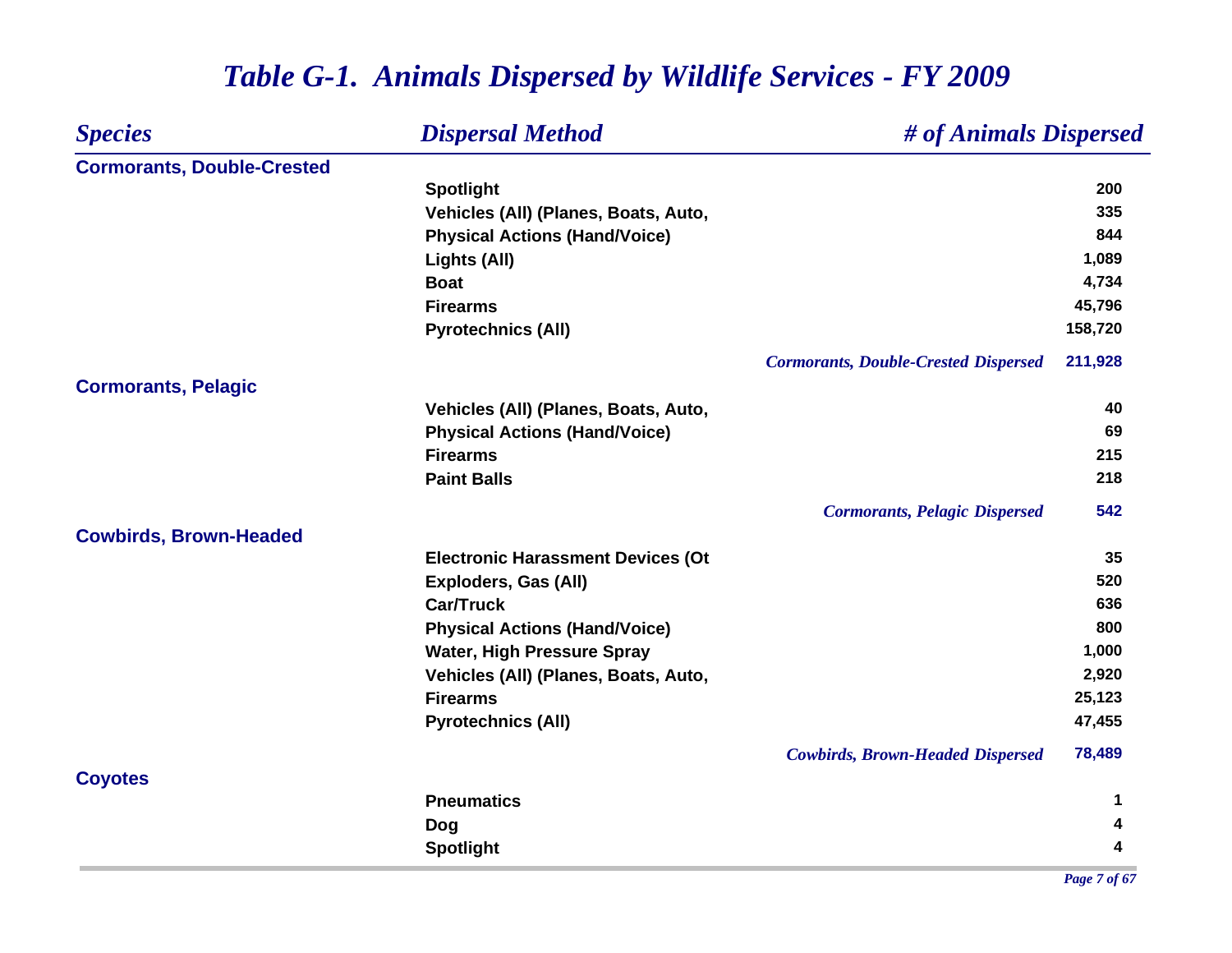# *Table G-1. Animals Dispersed by Wildlife Services - FY 2009*

| *Species* | *Dispersal Method* | *# of Animals Dispersed* |
|---|---|---|
| **Cormorants, Double-Crested** | | |
| | **Spotlight** | **200** |
| | **Vehicles (All) (Planes, Boats, Auto,** | **335** |
| | **Physical Actions (Hand/Voice)** | **844** |
| | **Lights (All)** | **1,089** |
| | **Boat** | **4,734** |
| | **Firearms** | **45,796** |
| | **Pyrotechnics (All)** | **158,720** |
| | ***Cormorants, Double-Crested Dispersed*** | **211,928** |
| **Cormorants, Pelagic** | | |
| | **Vehicles (All) (Planes, Boats, Auto,** | **40** |
| | **Physical Actions (Hand/Voice)** | **69** |
| | **Firearms** | **215** |
| | **Paint Balls** | **218** |
| | ***Cormorants, Pelagic Dispersed*** | **542** |
| **Cowbirds, Brown-Headed** | | |
| | **Electronic Harassment Devices (Ot** | **35** |
| | **Exploders, Gas (All)** | **520** |
| | **Car/Truck** | **636** |
| | **Physical Actions (Hand/Voice)** | **800** |
| | **Water, High Pressure Spray** | **1,000** |
| | **Vehicles (All) (Planes, Boats, Auto,** | **2,920** |
| | **Firearms** | **25,123** |
| | **Pyrotechnics (All)** | **47,455** |
| | ***Cowbirds, Brown-Headed Dispersed*** | **78,489** |
| **Coyotes** | | |
| | **Pneumatics** | **1** |
| | **Dog** | **4** |
| | **Spotlight** | **4** |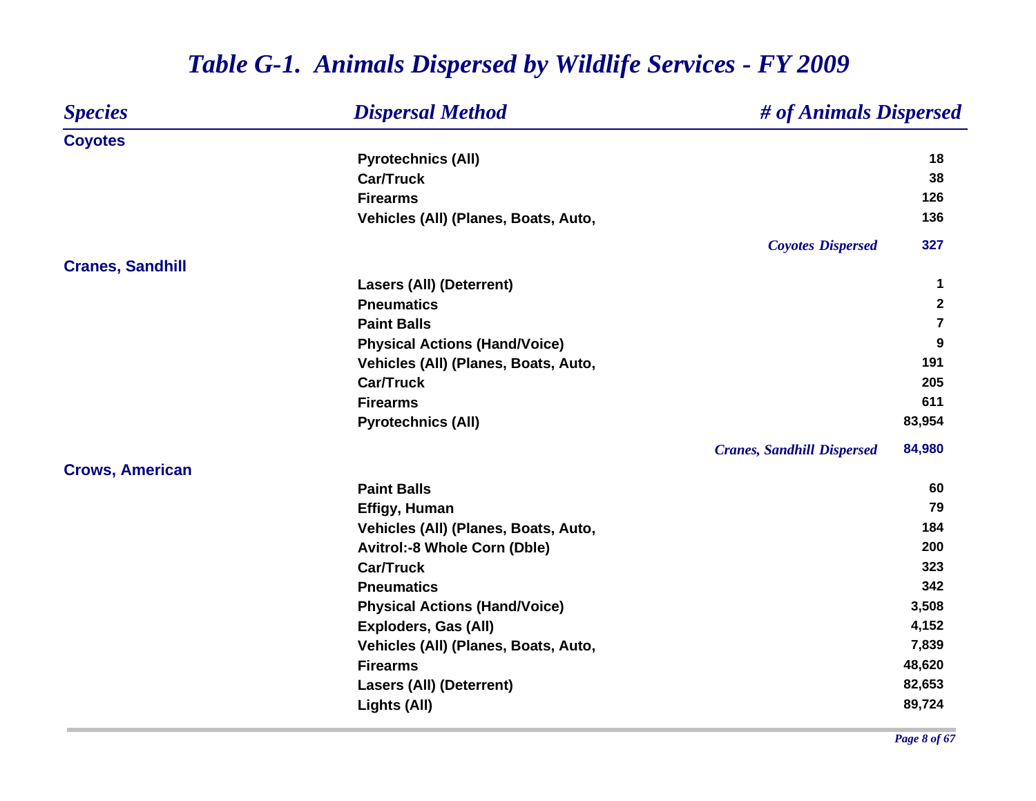# Table G-1. Animals Dispersed by Wildlife Services - FY 2009

| Species | Dispersal Method | # of Animals Dispersed |
|---|---|---|
| **Coyotes** | | |
| | Pyrotechnics (All) | 18 |
| | Car/Truck | 38 |
| | Firearms | 126 |
| | Vehicles (All) (Planes, Boats, Auto, | 136 |
| | *Coyotes Dispersed* | 327 |
| **Cranes, Sandhill** | | |
| | Lasers (All) (Deterrent) | 1 |
| | Pneumatics | 2 |
| | Paint Balls | 7 |
| | Physical Actions (Hand/Voice) | 9 |
| | Vehicles (All) (Planes, Boats, Auto, | 191 |
| | Car/Truck | 205 |
| | Firearms | 611 |
| | Pyrotechnics (All) | 83,954 |
| | *Cranes, Sandhill Dispersed* | 84,980 |
| **Crows, American** | | |
| | Paint Balls | 60 |
| | Effigy, Human | 79 |
| | Vehicles (All) (Planes, Boats, Auto, | 184 |
| | Avitrol:-8 Whole Corn (Dble) | 200 |
| | Car/Truck | 323 |
| | Pneumatics | 342 |
| | Physical Actions (Hand/Voice) | 3,508 |
| | Exploders, Gas (All) | 4,152 |
| | Vehicles (All) (Planes, Boats, Auto, | 7,839 |
| | Firearms | 48,620 |
| | Lasers (All) (Deterrent) | 82,653 |
| | Lights (All) | 89,724 |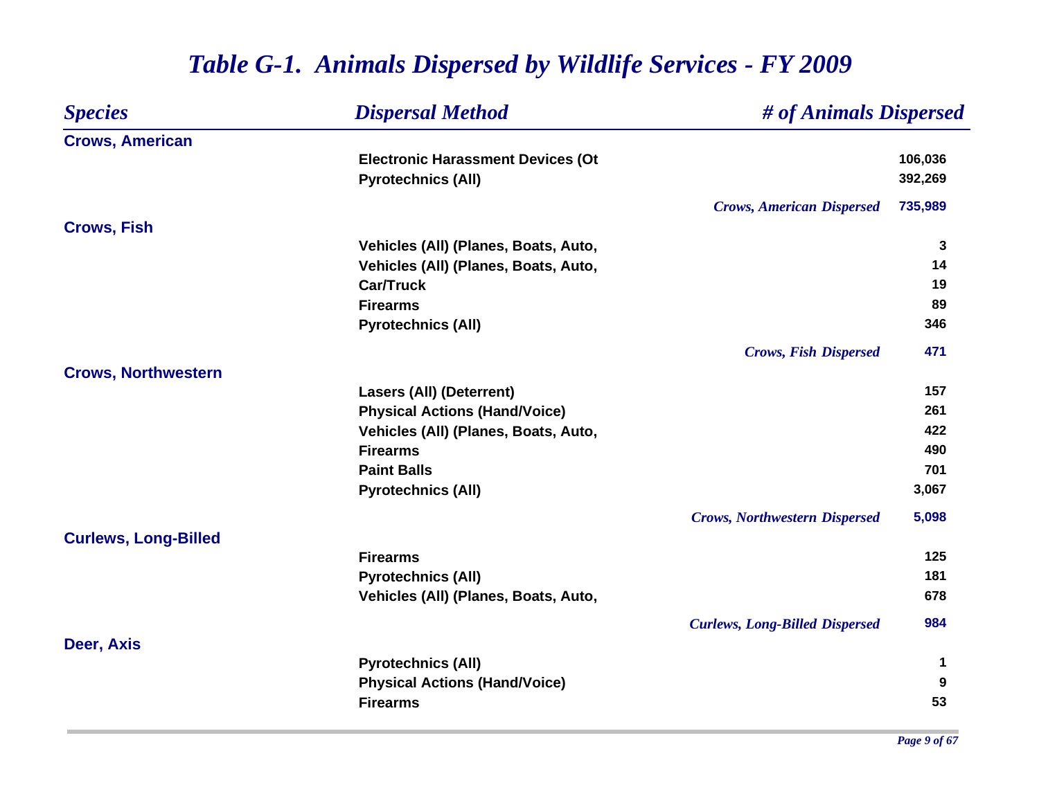# Table G-1. Animals Dispersed by Wildlife Services - FY 2009

| Species | Dispersal Method | # of Animals Dispersed |
|---|---|---|
| **Crows, American** | | |
| | Electronic Harassment Devices (Ot | 106,036 |
| | Pyrotechnics (All) | 392,269 |
| | *Crows, American Dispersed* | 735,989 |
| **Crows, Fish** | | |
| | Vehicles (All) (Planes, Boats, Auto, | 3 |
| | Vehicles (All) (Planes, Boats, Auto, | 14 |
| | Car/Truck | 19 |
| | Firearms | 89 |
| | Pyrotechnics (All) | 346 |
| | *Crows, Fish Dispersed* | 471 |
| **Crows, Northwestern** | | |
| | Lasers (All) (Deterrent) | 157 |
| | Physical Actions (Hand/Voice) | 261 |
| | Vehicles (All) (Planes, Boats, Auto, | 422 |
| | Firearms | 490 |
| | Paint Balls | 701 |
| | Pyrotechnics (All) | 3,067 |
| | *Crows, Northwestern Dispersed* | 5,098 |
| **Curlews, Long-Billed** | | |
| | Firearms | 125 |
| | Pyrotechnics (All) | 181 |
| | Vehicles (All) (Planes, Boats, Auto, | 678 |
| | *Curlews, Long-Billed Dispersed* | 984 |
| **Deer, Axis** | | |
| | Pyrotechnics (All) | 1 |
| | Physical Actions (Hand/Voice) | 9 |
| | Firearms | 53 |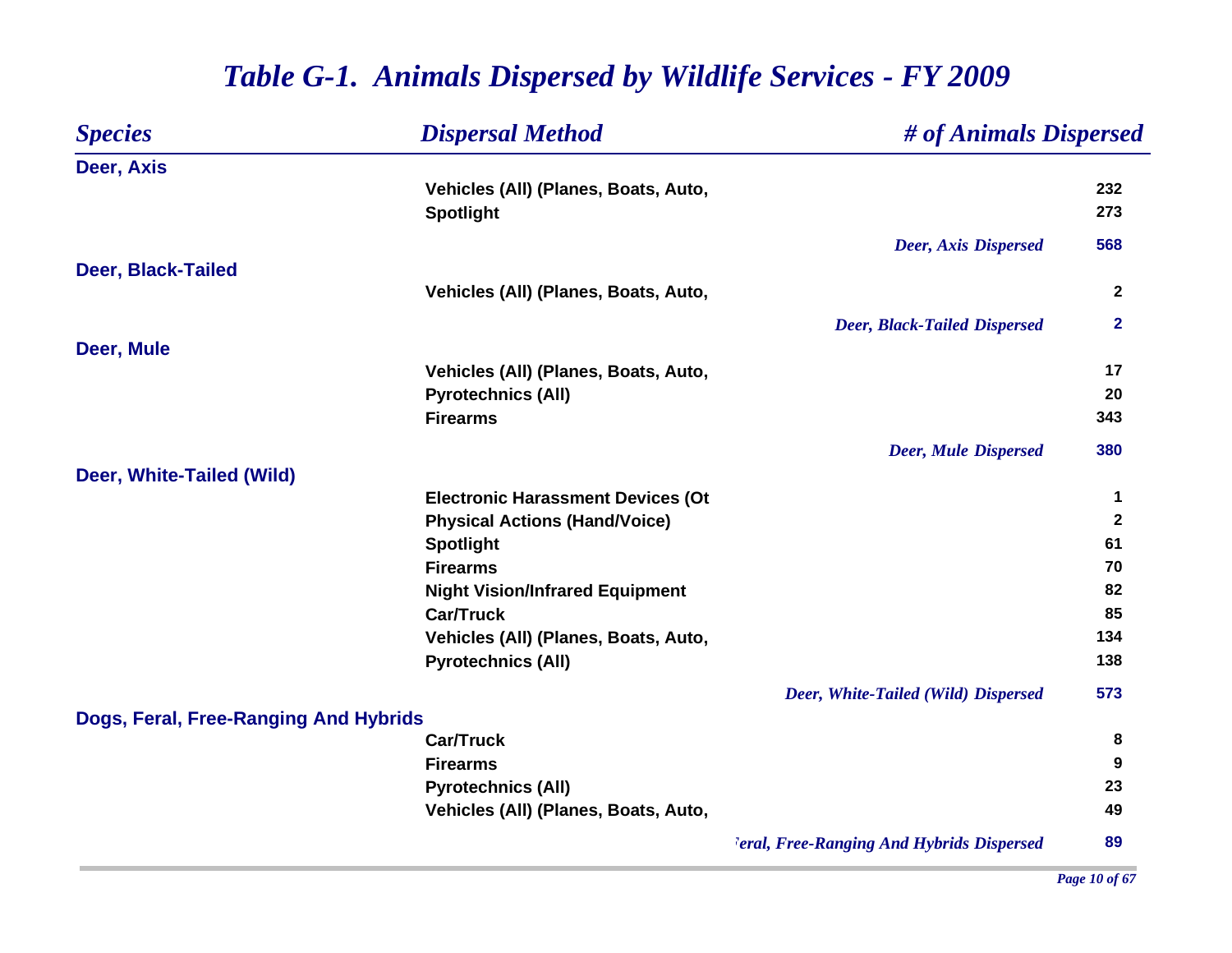# *Table G-1. Animals Dispersed by Wildlife Services - FY 2009*

| *Species* | *Dispersal Method* | *# of Animals Dispersed* |
|---|---|---|
| **Deer, Axis** | | |
| | **Vehicles (All) (Planes, Boats, Auto,** | **232** |
| | **Spotlight** | **273** |
| | *Deer, Axis Dispersed* | **568** |
| **Deer, Black-Tailed** | | |
| | **Vehicles (All) (Planes, Boats, Auto,** | **2** |
| | *Deer, Black-Tailed Dispersed* | **2** |
| **Deer, Mule** | | |
| | **Vehicles (All) (Planes, Boats, Auto,** | **17** |
| | **Pyrotechnics (All)** | **20** |
| | **Firearms** | **343** |
| | *Deer, Mule Dispersed* | **380** |
| **Deer, White-Tailed (Wild)** | | |
| | **Electronic Harassment Devices (Ot** | **1** |
| | **Physical Actions (Hand/Voice)** | **2** |
| | **Spotlight** | **61** |
| | **Firearms** | **70** |
| | **Night Vision/Infrared Equipment** | **82** |
| | **Car/Truck** | **85** |
| | **Vehicles (All) (Planes, Boats, Auto,** | **134** |
| | **Pyrotechnics (All)** | **138** |
| | *Deer, White-Tailed (Wild) Dispersed* | **573** |
| **Dogs, Feral, Free-Ranging And Hybrids** | | |
| | **Car/Truck** | **8** |
| | **Firearms** | **9** |
| | **Pyrotechnics (All)** | **23** |
| | **Vehicles (All) (Planes, Boats, Auto,** | **49** |
| | *Feral, Free-Ranging And Hybrids Dispersed* | **89** |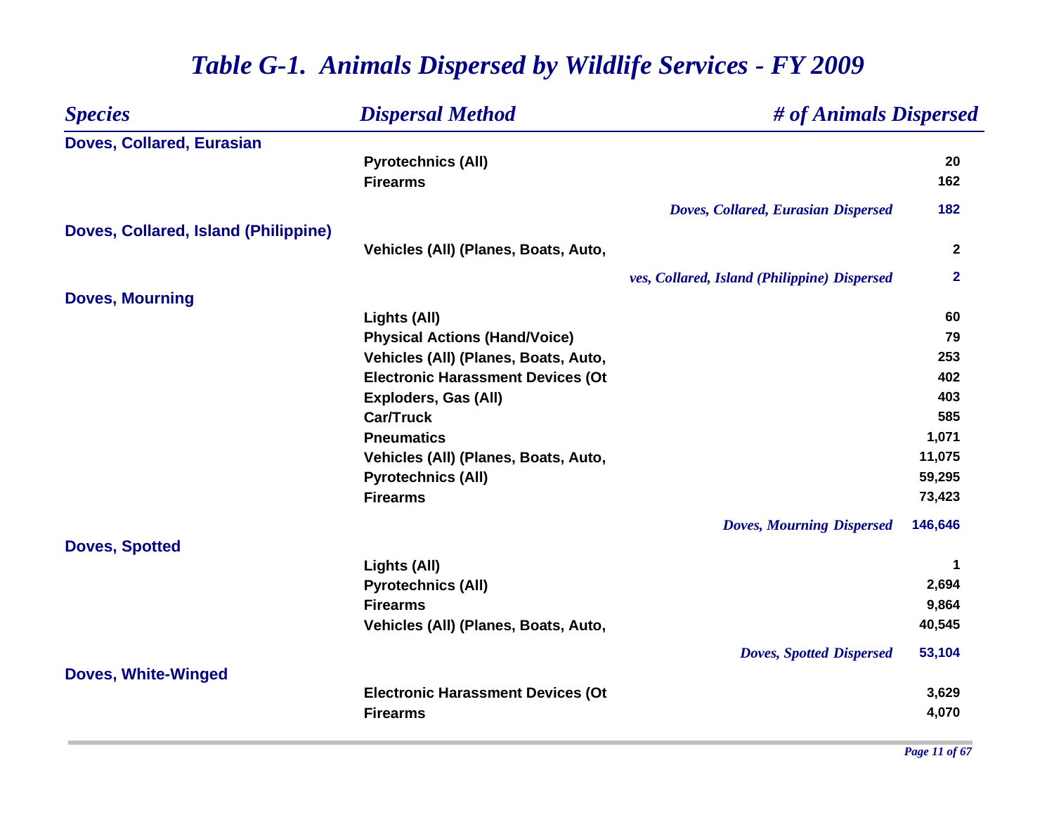# *Table G-1. Animals Dispersed by Wildlife Services - FY 2009*

| *Species* | *Dispersal Method* | *# of Animals Dispersed* |
|---|---|---|
| **Doves, Collared, Eurasian** | | |
| | Pyrotechnics (All) | 20 |
| | Firearms | 162 |
| | *Doves, Collared, Eurasian Dispersed* | 182 |
| **Doves, Collared, Island (Philippine)** | | |
| | Vehicles (All) (Planes, Boats, Auto, | 2 |
| | *ves, Collared, Island (Philippine) Dispersed* | 2 |
| **Doves, Mourning** | | |
| | Lights (All) | 60 |
| | Physical Actions (Hand/Voice) | 79 |
| | Vehicles (All) (Planes, Boats, Auto, | 253 |
| | Electronic Harassment Devices (Ot | 402 |
| | Exploders, Gas (All) | 403 |
| | Car/Truck | 585 |
| | Pneumatics | 1,071 |
| | Vehicles (All) (Planes, Boats, Auto, | 11,075 |
| | Pyrotechnics (All) | 59,295 |
| | Firearms | 73,423 |
| | *Doves, Mourning Dispersed* | 146,646 |
| **Doves, Spotted** | | |
| | Lights (All) | 1 |
| | Pyrotechnics (All) | 2,694 |
| | Firearms | 9,864 |
| | Vehicles (All) (Planes, Boats, Auto, | 40,545 |
| | *Doves, Spotted Dispersed* | 53,104 |
| **Doves, White-Winged** | | |
| | Electronic Harassment Devices (Ot | 3,629 |
| | Firearms | 4,070 |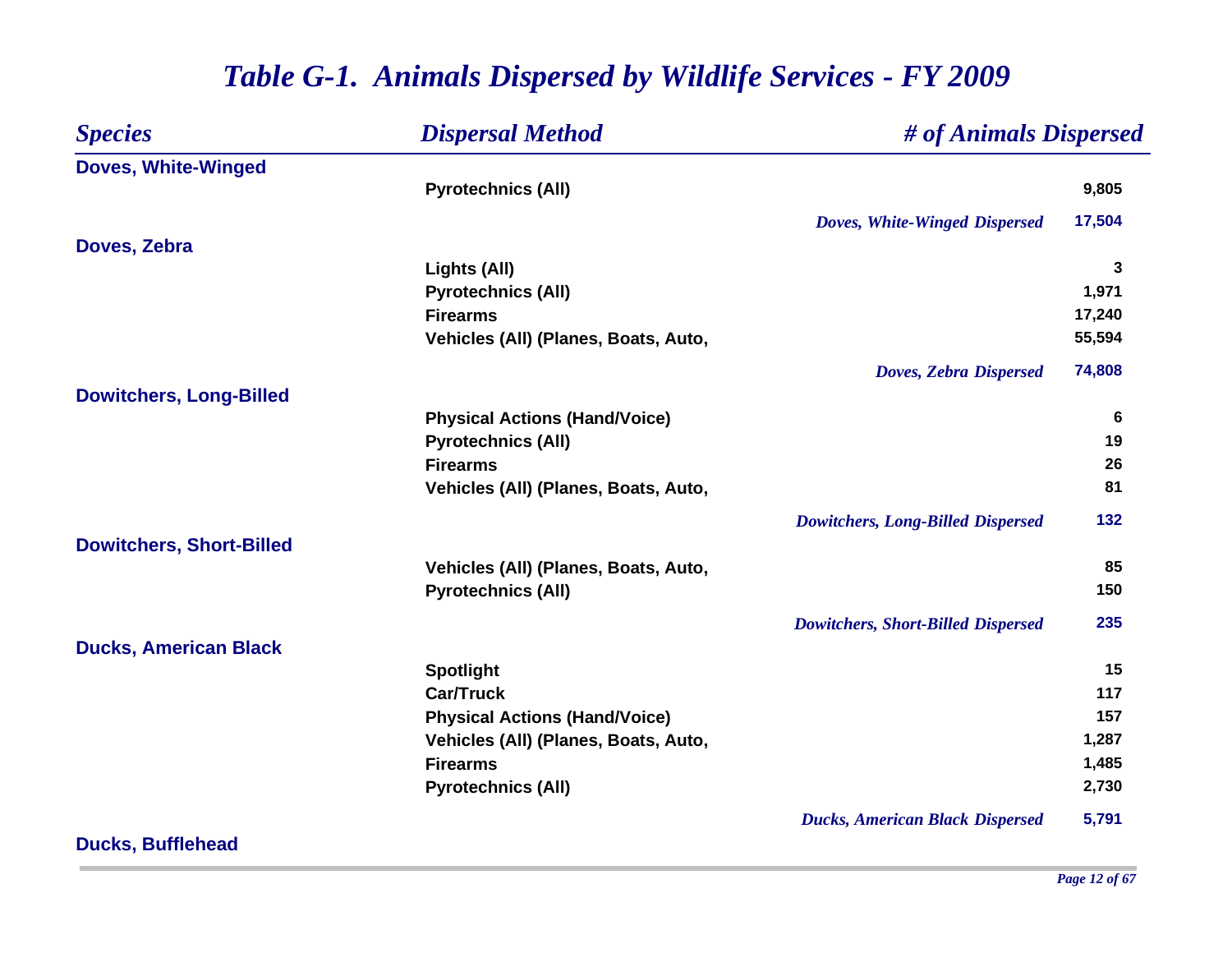# *Table G-1. Animals Dispersed by Wildlife Services - FY 2009*

| *Species* | *Dispersal Method* | *# of Animals Dispersed* |
|---|---|---|
| **Doves, White-Winged** | | |
| | **Pyrotechnics (All)** | **9,805** |
| | *Doves, White-Winged Dispersed* | **17,504** |
| **Doves, Zebra** | | |
| | **Lights (All)** | **3** |
| | **Pyrotechnics (All)** | **1,971** |
| | **Firearms** | **17,240** |
| | **Vehicles (All) (Planes, Boats, Auto,** | **55,594** |
| | *Doves, Zebra Dispersed* | **74,808** |
| **Dowitchers, Long-Billed** | | |
| | **Physical Actions (Hand/Voice)** | **6** |
| | **Pyrotechnics (All)** | **19** |
| | **Firearms** | **26** |
| | **Vehicles (All) (Planes, Boats, Auto,** | **81** |
| | *Dowitchers, Long-Billed Dispersed* | **132** |
| **Dowitchers, Short-Billed** | | |
| | **Vehicles (All) (Planes, Boats, Auto,** | **85** |
| | **Pyrotechnics (All)** | **150** |
| | *Dowitchers, Short-Billed Dispersed* | **235** |
| **Ducks, American Black** | | |
| | **Spotlight** | **15** |
| | **Car/Truck** | **117** |
| | **Physical Actions (Hand/Voice)** | **157** |
| | **Vehicles (All) (Planes, Boats, Auto,** | **1,287** |
| | **Firearms** | **1,485** |
| | **Pyrotechnics (All)** | **2,730** |
| | *Ducks, American Black Dispersed* | **5,791** |
| **Ducks, Bufflehead** | | |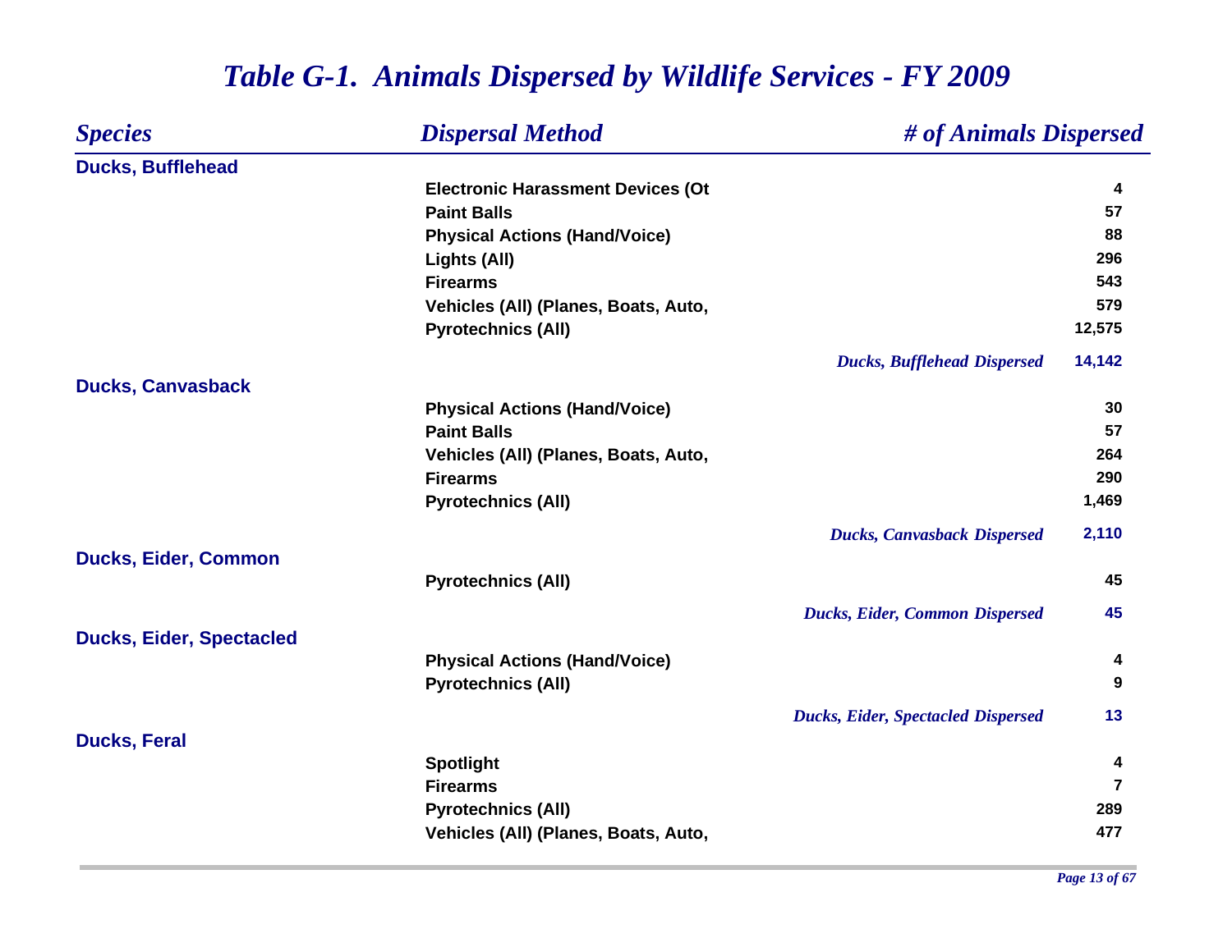# *Table G-1. Animals Dispersed by Wildlife Services - FY 2009*

| *Species* | *Dispersal Method* | *# of Animals Dispersed* |
|---|---|---|
| **Ducks, Bufflehead** | | |
| | **Electronic Harassment Devices (Ot** | **4** |
| | **Paint Balls** | **57** |
| | **Physical Actions (Hand/Voice)** | **88** |
| | **Lights (All)** | **296** |
| | **Firearms** | **543** |
| | **Vehicles (All) (Planes, Boats, Auto,** | **579** |
| | **Pyrotechnics (All)** | **12,575** |
| | ***Ducks, Bufflehead Dispersed*** | **14,142** |
| **Ducks, Canvasback** | | |
| | **Physical Actions (Hand/Voice)** | **30** |
| | **Paint Balls** | **57** |
| | **Vehicles (All) (Planes, Boats, Auto,** | **264** |
| | **Firearms** | **290** |
| | **Pyrotechnics (All)** | **1,469** |
| | ***Ducks, Canvasback Dispersed*** | **2,110** |
| **Ducks, Eider, Common** | | |
| | **Pyrotechnics (All)** | **45** |
| | ***Ducks, Eider, Common Dispersed*** | **45** |
| **Ducks, Eider, Spectacled** | | |
| | **Physical Actions (Hand/Voice)** | **4** |
| | **Pyrotechnics (All)** | **9** |
| | ***Ducks, Eider, Spectacled Dispersed*** | **13** |
| **Ducks, Feral** | | |
| | **Spotlight** | **4** |
| | **Firearms** | **7** |
| | **Pyrotechnics (All)** | **289** |
| | **Vehicles (All) (Planes, Boats, Auto,** | **477** |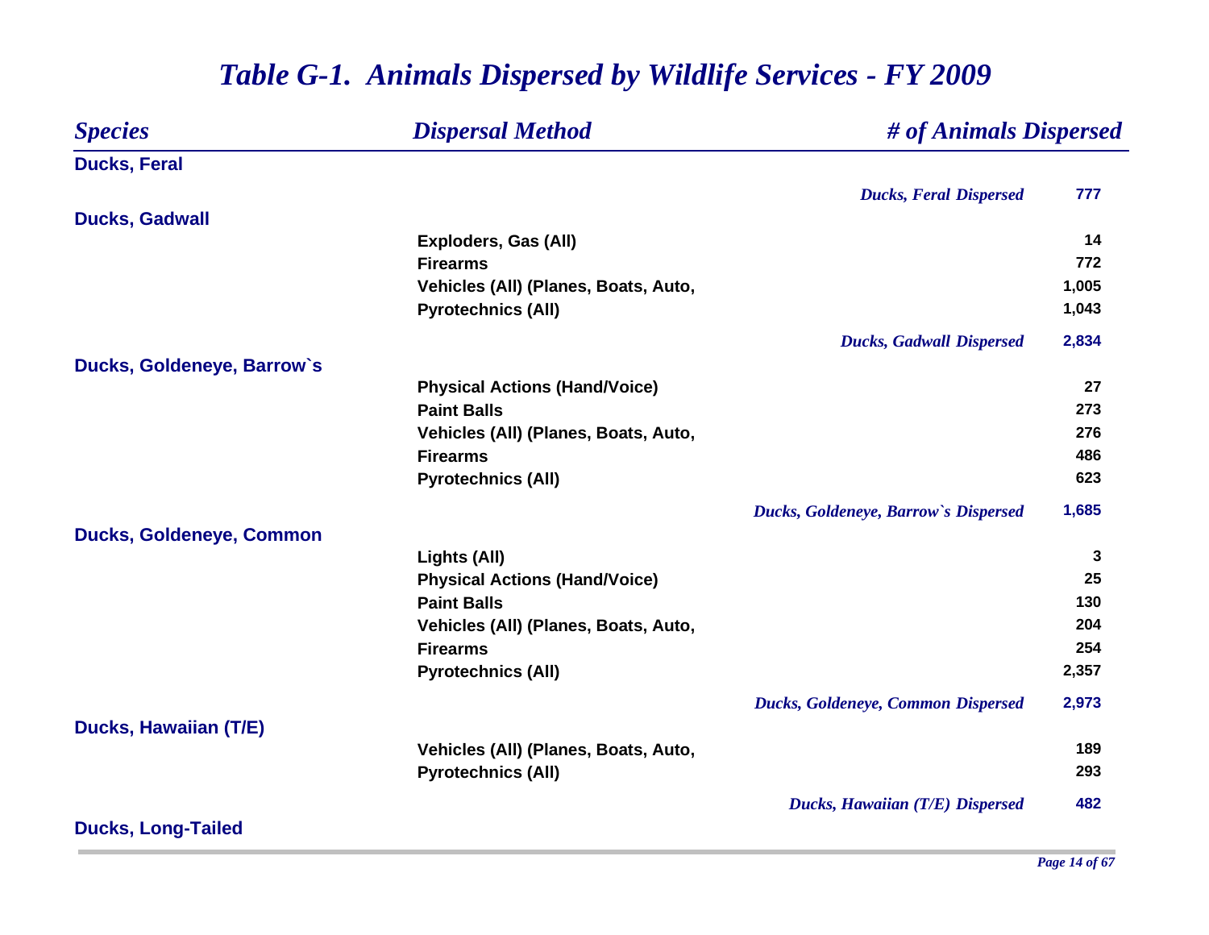# *Table G-1. Animals Dispersed by Wildlife Services - FY 2009*

| *Species* | *Dispersal Method* | *# of Animals Dispersed* |
|---|---|---|
| **Ducks, Feral** | | |
| | *Ducks, Feral Dispersed* | **777** |
| **Ducks, Gadwall** | | |
| | **Exploders, Gas (All)** | **14** |
| | **Firearms** | **772** |
| | **Vehicles (All) (Planes, Boats, Auto,** | **1,005** |
| | **Pyrotechnics (All)** | **1,043** |
| | *Ducks, Gadwall Dispersed* | **2,834** |
| **Ducks, Goldeneye, Barrow`s** | | |
| | **Physical Actions (Hand/Voice)** | **27** |
| | **Paint Balls** | **273** |
| | **Vehicles (All) (Planes, Boats, Auto,** | **276** |
| | **Firearms** | **486** |
| | **Pyrotechnics (All)** | **623** |
| | *Ducks, Goldeneye, Barrow`s Dispersed* | **1,685** |
| **Ducks, Goldeneye, Common** | | |
| | **Lights (All)** | **3** |
| | **Physical Actions (Hand/Voice)** | **25** |
| | **Paint Balls** | **130** |
| | **Vehicles (All) (Planes, Boats, Auto,** | **204** |
| | **Firearms** | **254** |
| | **Pyrotechnics (All)** | **2,357** |
| | *Ducks, Goldeneye, Common Dispersed* | **2,973** |
| **Ducks, Hawaiian (T/E)** | | |
| | **Vehicles (All) (Planes, Boats, Auto,** | **189** |
| | **Pyrotechnics (All)** | **293** |
| | *Ducks, Hawaiian (T/E) Dispersed* | **482** |
| **Ducks, Long-Tailed** | | |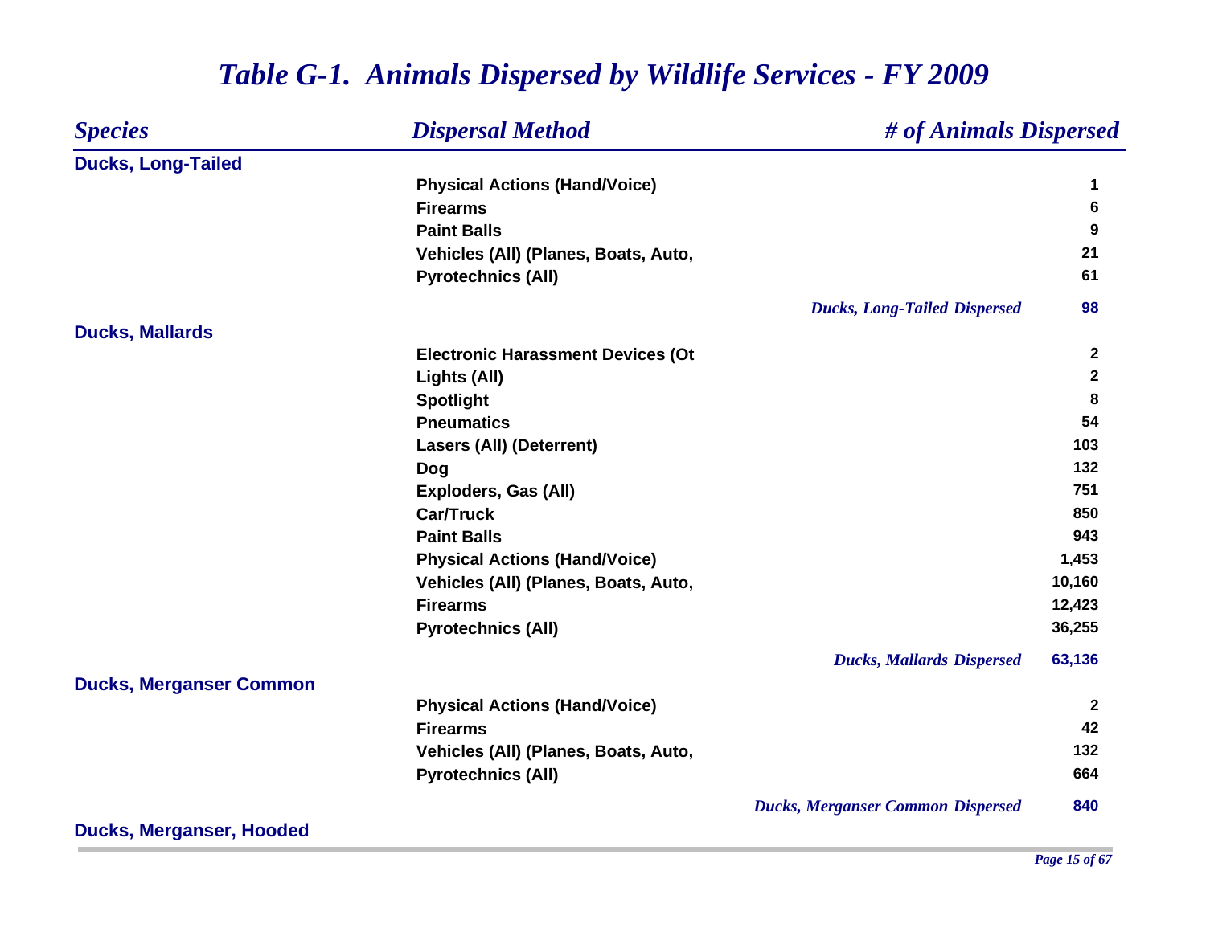# *Table G-1. Animals Dispersed by Wildlife Services - FY 2009*

| *Species* | *Dispersal Method* | *# of Animals Dispersed* |
|---|---|---|
| **Ducks, Long-Tailed** | | |
| | **Physical Actions (Hand/Voice)** | **1** |
| | **Firearms** | **6** |
| | **Paint Balls** | **9** |
| | **Vehicles (All) (Planes, Boats, Auto,** | **21** |
| | **Pyrotechnics (All)** | **61** |
| | ***Ducks, Long-Tailed Dispersed*** | **98** |
| **Ducks, Mallards** | | |
| | **Electronic Harassment Devices (Ot** | **2** |
| | **Lights (All)** | **2** |
| | **Spotlight** | **8** |
| | **Pneumatics** | **54** |
| | **Lasers (All) (Deterrent)** | **103** |
| | **Dog** | **132** |
| | **Exploders, Gas (All)** | **751** |
| | **Car/Truck** | **850** |
| | **Paint Balls** | **943** |
| | **Physical Actions (Hand/Voice)** | **1,453** |
| | **Vehicles (All) (Planes, Boats, Auto,** | **10,160** |
| | **Firearms** | **12,423** |
| | **Pyrotechnics (All)** | **36,255** |
| | ***Ducks, Mallards Dispersed*** | **63,136** |
| **Ducks, Merganser Common** | | |
| | **Physical Actions (Hand/Voice)** | **2** |
| | **Firearms** | **42** |
| | **Vehicles (All) (Planes, Boats, Auto,** | **132** |
| | **Pyrotechnics (All)** | **664** |
| | ***Ducks, Merganser Common Dispersed*** | **840** |
| **Ducks, Merganser, Hooded** | | |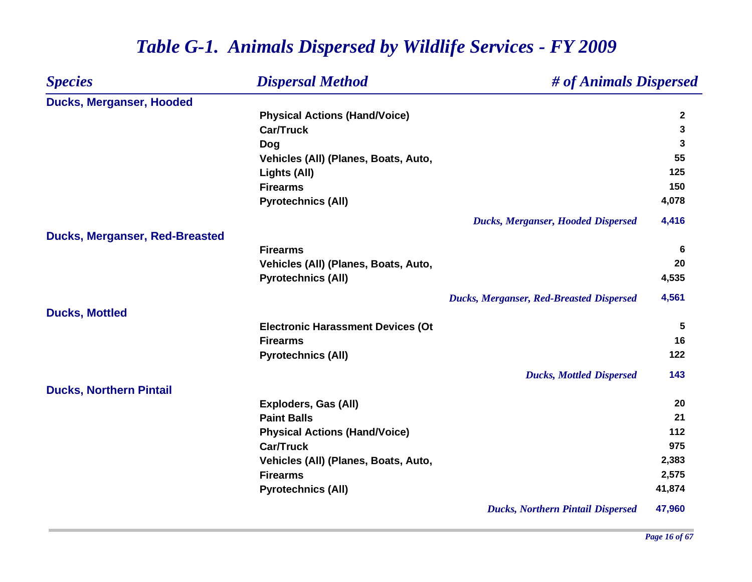# Table G-1. Animals Dispersed by Wildlife Services - FY 2009

| Species | Dispersal Method | # of Animals Dispersed |
|---|---|---|
| **Ducks, Merganser, Hooded** | | |
| | Physical Actions (Hand/Voice) | 2 |
| | Car/Truck | 3 |
| | Dog | 3 |
| | Vehicles (All) (Planes, Boats, Auto, | 55 |
| | Lights (All) | 125 |
| | Firearms | 150 |
| | Pyrotechnics (All) | 4,078 |
| | *Ducks, Merganser, Hooded Dispersed* | 4,416 |
| **Ducks, Merganser, Red-Breasted** | | |
| | Firearms | 6 |
| | Vehicles (All) (Planes, Boats, Auto, | 20 |
| | Pyrotechnics (All) | 4,535 |
| | *Ducks, Merganser, Red-Breasted Dispersed* | 4,561 |
| **Ducks, Mottled** | | |
| | Electronic Harassment Devices (Ot | 5 |
| | Firearms | 16 |
| | Pyrotechnics (All) | 122 |
| | *Ducks, Mottled Dispersed* | 143 |
| **Ducks, Northern Pintail** | | |
| | Exploders, Gas (All) | 20 |
| | Paint Balls | 21 |
| | Physical Actions (Hand/Voice) | 112 |
| | Car/Truck | 975 |
| | Vehicles (All) (Planes, Boats, Auto, | 2,383 |
| | Firearms | 2,575 |
| | Pyrotechnics (All) | 41,874 |
| | *Ducks, Northern Pintail Dispersed* | 47,960 |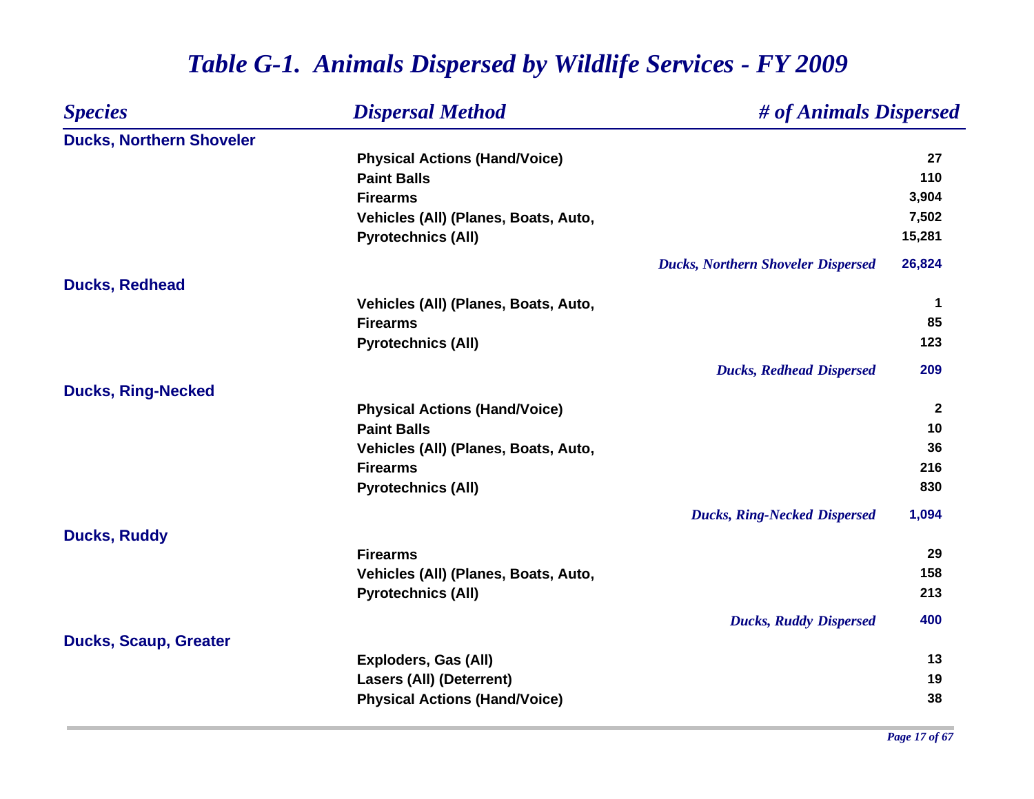# Table G-1. Animals Dispersed by Wildlife Services - FY 2009

| Species | Dispersal Method | # of Animals Dispersed |
|---|---|---|
| **Ducks, Northern Shoveler** | | |
| | Physical Actions (Hand/Voice) | 27 |
| | Paint Balls | 110 |
| | Firearms | 3,904 |
| | Vehicles (All) (Planes, Boats, Auto, | 7,502 |
| | Pyrotechnics (All) | 15,281 |
| | *Ducks, Northern Shoveler Dispersed* | 26,824 |
| **Ducks, Redhead** | | |
| | Vehicles (All) (Planes, Boats, Auto, | 1 |
| | Firearms | 85 |
| | Pyrotechnics (All) | 123 |
| | *Ducks, Redhead Dispersed* | 209 |
| **Ducks, Ring-Necked** | | |
| | Physical Actions (Hand/Voice) | 2 |
| | Paint Balls | 10 |
| | Vehicles (All) (Planes, Boats, Auto, | 36 |
| | Firearms | 216 |
| | Pyrotechnics (All) | 830 |
| | *Ducks, Ring-Necked Dispersed* | 1,094 |
| **Ducks, Ruddy** | | |
| | Firearms | 29 |
| | Vehicles (All) (Planes, Boats, Auto, | 158 |
| | Pyrotechnics (All) | 213 |
| | *Ducks, Ruddy Dispersed* | 400 |
| **Ducks, Scaup, Greater** | | |
| | Exploders, Gas (All) | 13 |
| | Lasers (All) (Deterrent) | 19 |
| | Physical Actions (Hand/Voice) | 38 |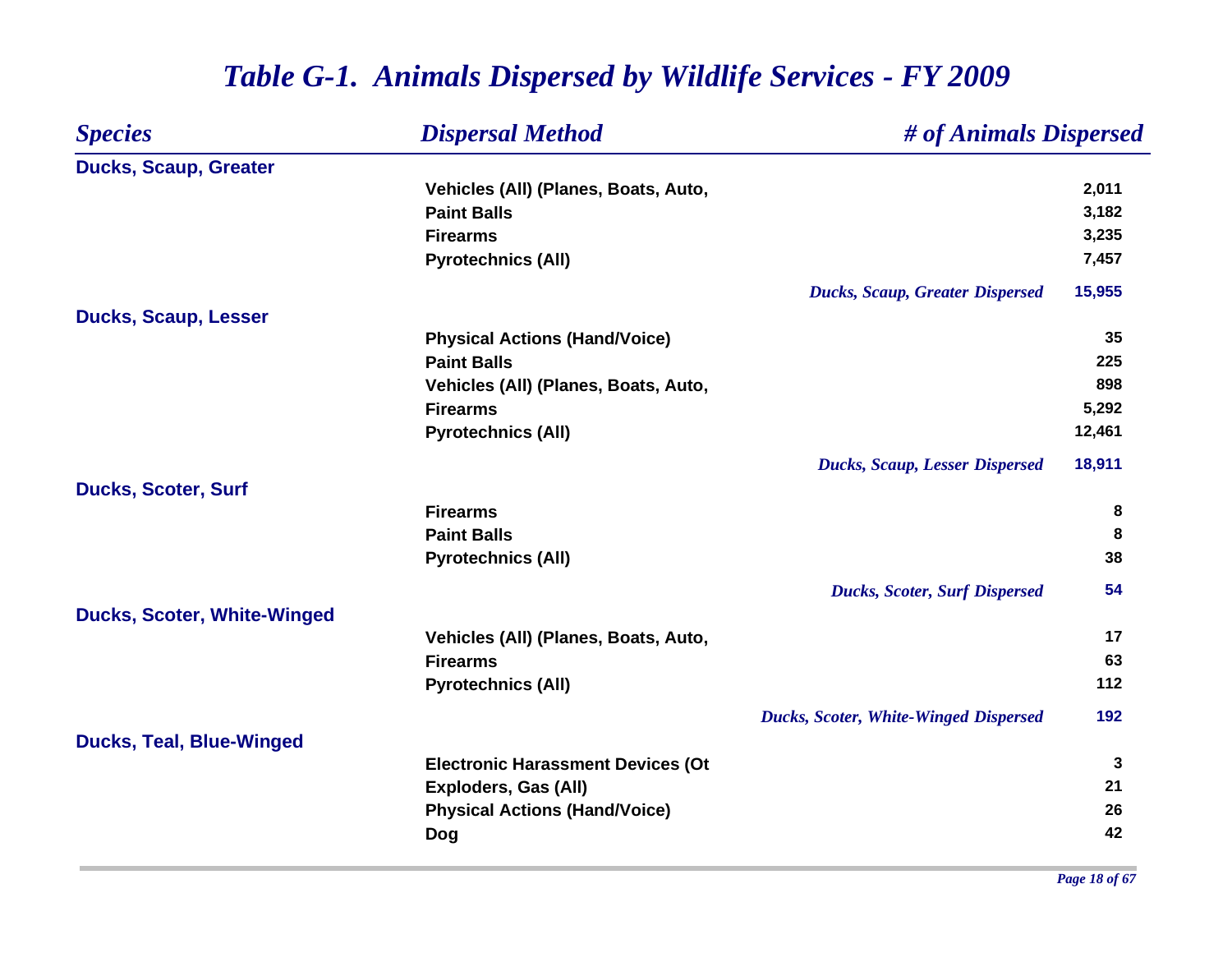# Table G-1. Animals Dispersed by Wildlife Services - FY 2009

| Species | Dispersal Method | # of Animals Dispersed |
|---|---|---|
| **Ducks, Scaup, Greater** | | |
| | Vehicles (All) (Planes, Boats, Auto, | 2,011 |
| | Paint Balls | 3,182 |
| | Firearms | 3,235 |
| | Pyrotechnics (All) | 7,457 |
| | *Ducks, Scaup, Greater Dispersed* | 15,955 |
| **Ducks, Scaup, Lesser** | | |
| | Physical Actions (Hand/Voice) | 35 |
| | Paint Balls | 225 |
| | Vehicles (All) (Planes, Boats, Auto, | 898 |
| | Firearms | 5,292 |
| | Pyrotechnics (All) | 12,461 |
| | *Ducks, Scaup, Lesser Dispersed* | 18,911 |
| **Ducks, Scoter, Surf** | | |
| | Firearms | 8 |
| | Paint Balls | 8 |
| | Pyrotechnics (All) | 38 |
| | *Ducks, Scoter, Surf Dispersed* | 54 |
| **Ducks, Scoter, White-Winged** | | |
| | Vehicles (All) (Planes, Boats, Auto, | 17 |
| | Firearms | 63 |
| | Pyrotechnics (All) | 112 |
| | *Ducks, Scoter, White-Winged Dispersed* | 192 |
| **Ducks, Teal, Blue-Winged** | | |
| | Electronic Harassment Devices (Ot | 3 |
| | Exploders, Gas (All) | 21 |
| | Physical Actions (Hand/Voice) | 26 |
| | Dog | 42 |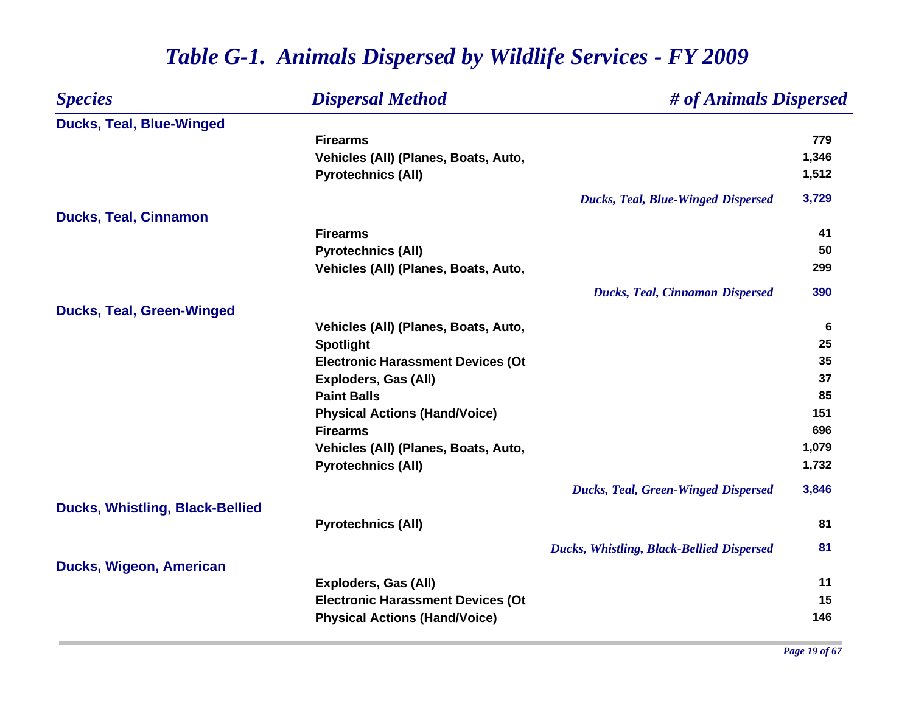# *Table G-1. Animals Dispersed by Wildlife Services - FY 2009*

| *Species* | *Dispersal Method* | *# of Animals Dispersed* |
|---|---|---|
| **Ducks, Teal, Blue-Winged** | | |
| | **Firearms** | **779** |
| | **Vehicles (All) (Planes, Boats, Auto,** | **1,346** |
| | **Pyrotechnics (All)** | **1,512** |
| | *Ducks, Teal, Blue-Winged Dispersed* | **3,729** |
| **Ducks, Teal, Cinnamon** | | |
| | **Firearms** | **41** |
| | **Pyrotechnics (All)** | **50** |
| | **Vehicles (All) (Planes, Boats, Auto,** | **299** |
| | *Ducks, Teal, Cinnamon Dispersed* | **390** |
| **Ducks, Teal, Green-Winged** | | |
| | **Vehicles (All) (Planes, Boats, Auto,** | **6** |
| | **Spotlight** | **25** |
| | **Electronic Harassment Devices (Ot** | **35** |
| | **Exploders, Gas (All)** | **37** |
| | **Paint Balls** | **85** |
| | **Physical Actions (Hand/Voice)** | **151** |
| | **Firearms** | **696** |
| | **Vehicles (All) (Planes, Boats, Auto,** | **1,079** |
| | **Pyrotechnics (All)** | **1,732** |
| | *Ducks, Teal, Green-Winged Dispersed* | **3,846** |
| **Ducks, Whistling, Black-Bellied** | | |
| | **Pyrotechnics (All)** | **81** |
| | *Ducks, Whistling, Black-Bellied Dispersed* | **81** |
| **Ducks, Wigeon, American** | | |
| | **Exploders, Gas (All)** | **11** |
| | **Electronic Harassment Devices (Ot** | **15** |
| | **Physical Actions (Hand/Voice)** | **146** |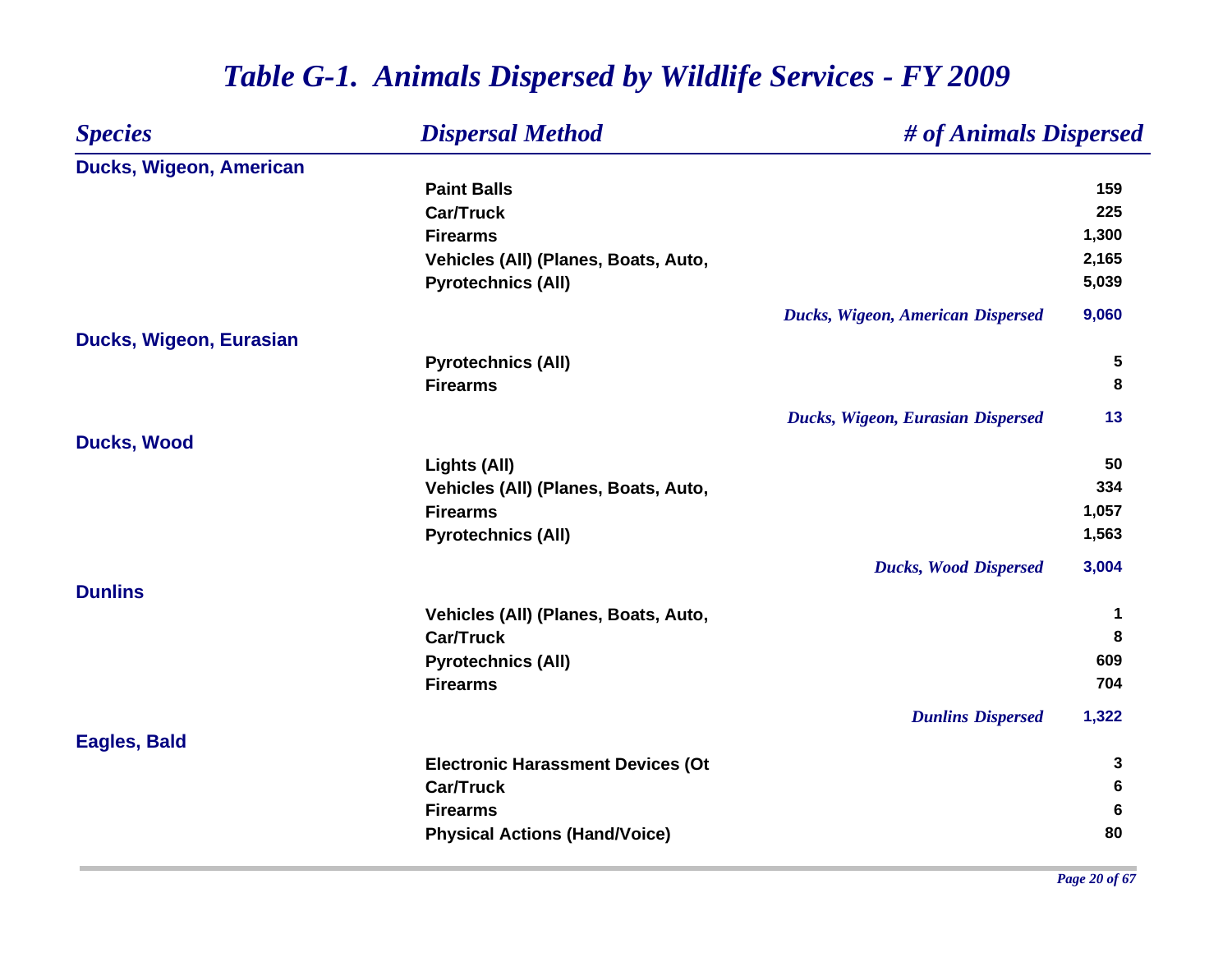# Table G-1. Animals Dispersed by Wildlife Services - FY 2009

| *Species* | *Dispersal Method* | *# of Animals Dispersed* |
|---|---|---|
| **Ducks, Wigeon, American** | | |
| | **Paint Balls** | **159** |
| | **Car/Truck** | **225** |
| | **Firearms** | **1,300** |
| | **Vehicles (All) (Planes, Boats, Auto,** | **2,165** |
| | **Pyrotechnics (All)** | **5,039** |
| | *Ducks, Wigeon, American Dispersed* | **9,060** |
| **Ducks, Wigeon, Eurasian** | | |
| | **Pyrotechnics (All)** | **5** |
| | **Firearms** | **8** |
| | *Ducks, Wigeon, Eurasian Dispersed* | **13** |
| **Ducks, Wood** | | |
| | **Lights (All)** | **50** |
| | **Vehicles (All) (Planes, Boats, Auto,** | **334** |
| | **Firearms** | **1,057** |
| | **Pyrotechnics (All)** | **1,563** |
| | *Ducks, Wood Dispersed* | **3,004** |
| **Dunlins** | | |
| | **Vehicles (All) (Planes, Boats, Auto,** | **1** |
| | **Car/Truck** | **8** |
| | **Pyrotechnics (All)** | **609** |
| | **Firearms** | **704** |
| | *Dunlins Dispersed* | **1,322** |
| **Eagles, Bald** | | |
| | **Electronic Harassment Devices (Ot** | **3** |
| | **Car/Truck** | **6** |
| | **Firearms** | **6** |
| | **Physical Actions (Hand/Voice)** | **80** |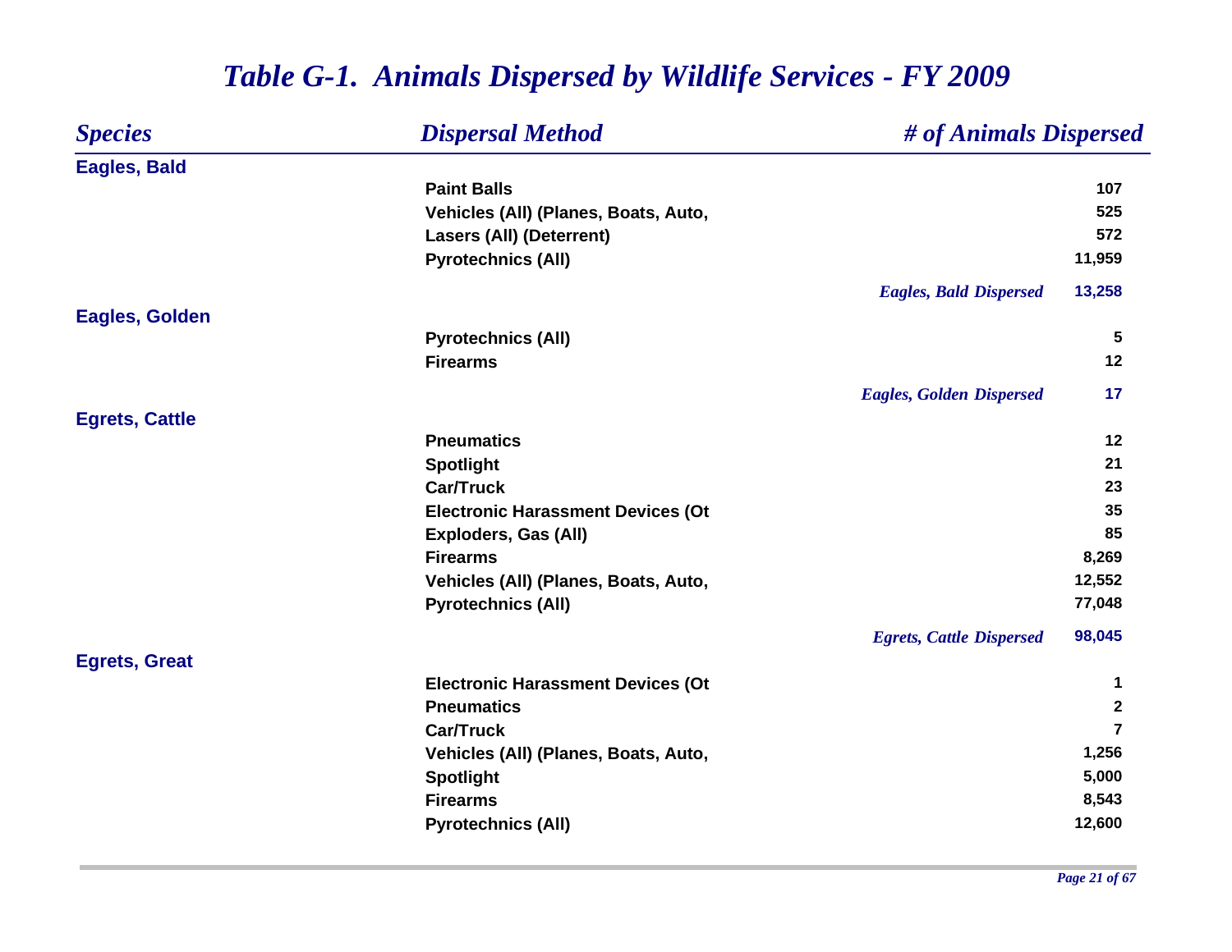# *Table G-1. Animals Dispersed by Wildlife Services - FY 2009*

| *Species* | *Dispersal Method* | *# of Animals Dispersed* |
|---|---|---|
| **Eagles, Bald** | | |
| | **Paint Balls** | **107** |
| | **Vehicles (All) (Planes, Boats, Auto,** | **525** |
| | **Lasers (All) (Deterrent)** | **572** |
| | **Pyrotechnics (All)** | **11,959** |
| | *Eagles, Bald Dispersed* | **13,258** |
| **Eagles, Golden** | | |
| | **Pyrotechnics (All)** | **5** |
| | **Firearms** | **12** |
| | *Eagles, Golden Dispersed* | **17** |
| **Egrets, Cattle** | | |
| | **Pneumatics** | **12** |
| | **Spotlight** | **21** |
| | **Car/Truck** | **23** |
| | **Electronic Harassment Devices (Ot** | **35** |
| | **Exploders, Gas (All)** | **85** |
| | **Firearms** | **8,269** |
| | **Vehicles (All) (Planes, Boats, Auto,** | **12,552** |
| | **Pyrotechnics (All)** | **77,048** |
| | *Egrets, Cattle Dispersed* | **98,045** |
| **Egrets, Great** | | |
| | **Electronic Harassment Devices (Ot** | **1** |
| | **Pneumatics** | **2** |
| | **Car/Truck** | **7** |
| | **Vehicles (All) (Planes, Boats, Auto,** | **1,256** |
| | **Spotlight** | **5,000** |
| | **Firearms** | **8,543** |
| | **Pyrotechnics (All)** | **12,600** |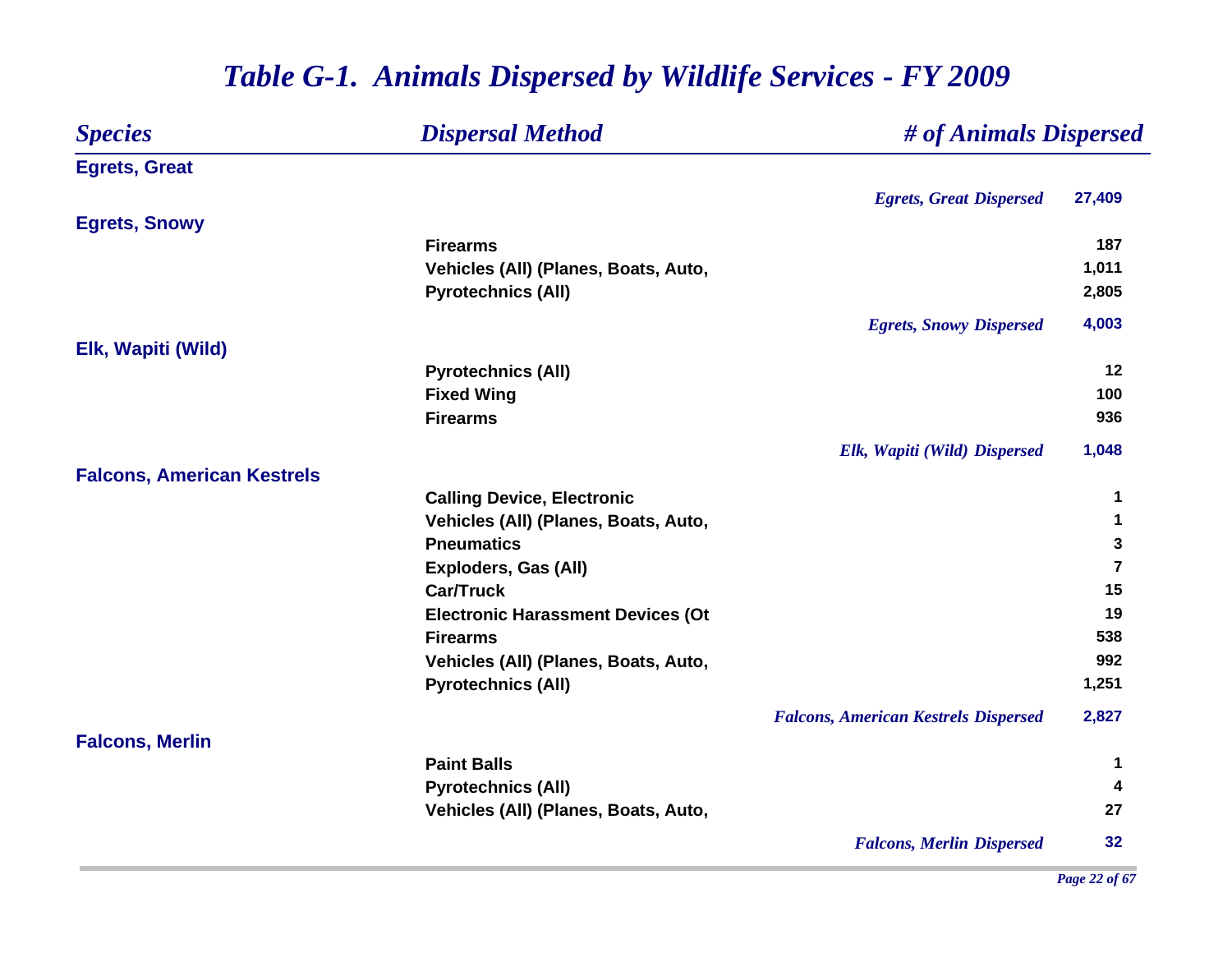# *Table G-1. Animals Dispersed by Wildlife Services - FY 2009*

| *Species* | *Dispersal Method* | *# of Animals Dispersed* |
|---|---|---|
| **Egrets, Great** | | |
| | *Egrets, Great Dispersed* | 27,409 |
| **Egrets, Snowy** | | |
| | Firearms | 187 |
| | Vehicles (All) (Planes, Boats, Auto, | 1,011 |
| | Pyrotechnics (All) | 2,805 |
| | *Egrets, Snowy Dispersed* | 4,003 |
| **Elk, Wapiti (Wild)** | | |
| | Pyrotechnics (All) | 12 |
| | Fixed Wing | 100 |
| | Firearms | 936 |
| | *Elk, Wapiti (Wild) Dispersed* | 1,048 |
| **Falcons, American Kestrels** | | |
| | Calling Device, Electronic | 1 |
| | Vehicles (All) (Planes, Boats, Auto, | 1 |
| | Pneumatics | 3 |
| | Exploders, Gas (All) | 7 |
| | Car/Truck | 15 |
| | Electronic Harassment Devices (Ot | 19 |
| | Firearms | 538 |
| | Vehicles (All) (Planes, Boats, Auto, | 992 |
| | Pyrotechnics (All) | 1,251 |
| | *Falcons, American Kestrels Dispersed* | 2,827 |
| **Falcons, Merlin** | | |
| | Paint Balls | 1 |
| | Pyrotechnics (All) | 4 |
| | Vehicles (All) (Planes, Boats, Auto, | 27 |
| | *Falcons, Merlin Dispersed* | 32 |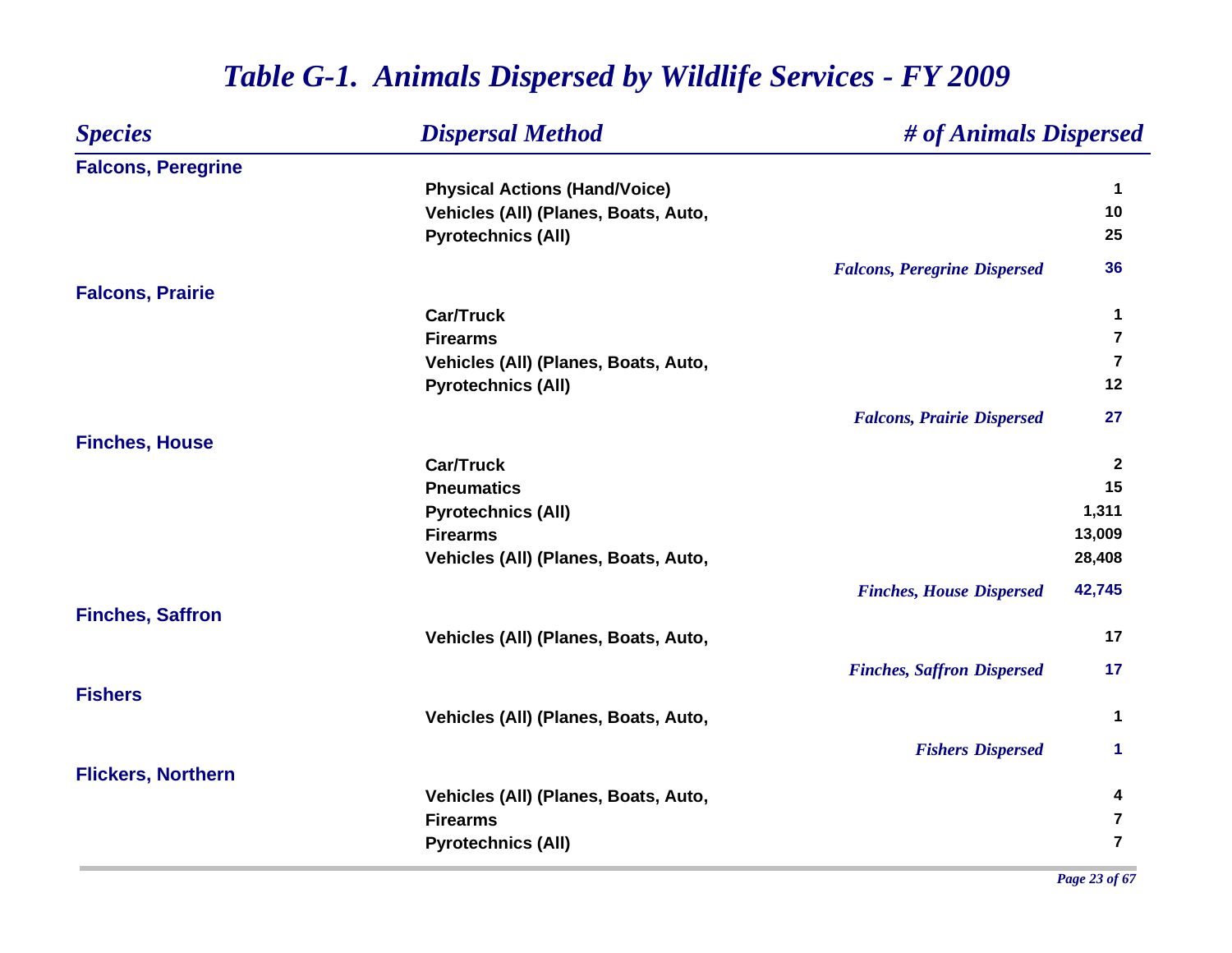# *Table G-1. Animals Dispersed by Wildlife Services - FY 2009*

| *Species* | *Dispersal Method* | *# of Animals Dispersed* |
|---|---|---|
| **Falcons, Peregrine** | | |
| | **Physical Actions (Hand/Voice)** | **1** |
| | **Vehicles (All) (Planes, Boats, Auto,** | **10** |
| | **Pyrotechnics (All)** | **25** |
| | *Falcons, Peregrine Dispersed* | **36** |
| **Falcons, Prairie** | | |
| | **Car/Truck** | **1** |
| | **Firearms** | **7** |
| | **Vehicles (All) (Planes, Boats, Auto,** | **7** |
| | **Pyrotechnics (All)** | **12** |
| | *Falcons, Prairie Dispersed* | **27** |
| **Finches, House** | | |
| | **Car/Truck** | **2** |
| | **Pneumatics** | **15** |
| | **Pyrotechnics (All)** | **1,311** |
| | **Firearms** | **13,009** |
| | **Vehicles (All) (Planes, Boats, Auto,** | **28,408** |
| | *Finches, House Dispersed* | **42,745** |
| **Finches, Saffron** | | |
| | **Vehicles (All) (Planes, Boats, Auto,** | **17** |
| | *Finches, Saffron Dispersed* | **17** |
| **Fishers** | | |
| | **Vehicles (All) (Planes, Boats, Auto,** | **1** |
| | *Fishers Dispersed* | **1** |
| **Flickers, Northern** | | |
| | **Vehicles (All) (Planes, Boats, Auto,** | **4** |
| | **Firearms** | **7** |
| | **Pyrotechnics (All)** | **7** |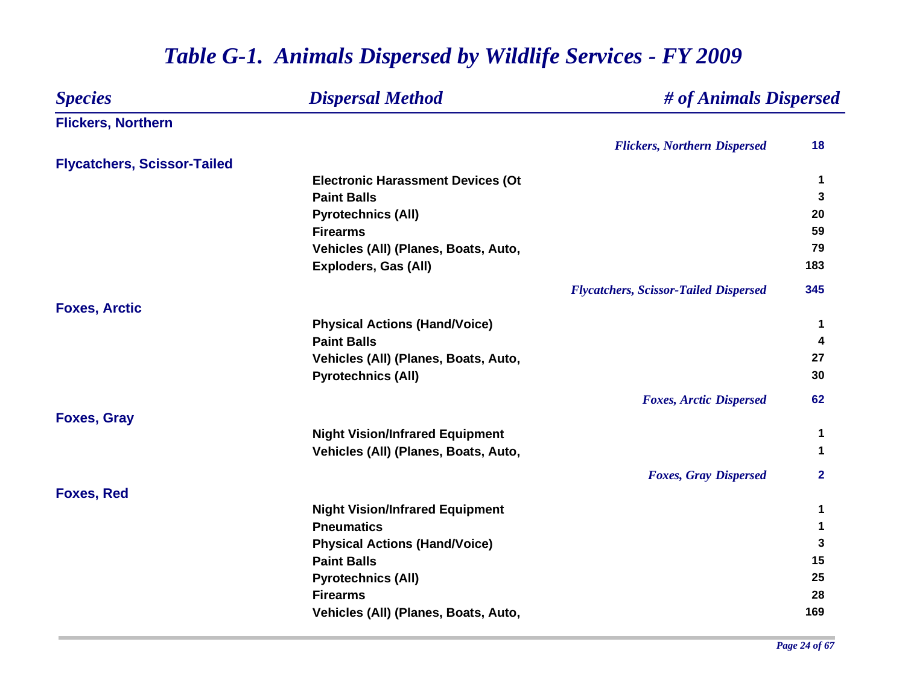# *Table G-1. Animals Dispersed by Wildlife Services - FY 2009*

| *Species* | *Dispersal Method* | *# of Animals Dispersed* |
|---|---|---|
| **Flickers, Northern** | | |
| | *Flickers, Northern Dispersed* | **18** |
| **Flycatchers, Scissor-Tailed** | | |
| | **Electronic Harassment Devices (Ot** | **1** |
| | **Paint Balls** | **3** |
| | **Pyrotechnics (All)** | **20** |
| | **Firearms** | **59** |
| | **Vehicles (All) (Planes, Boats, Auto,** | **79** |
| | **Exploders, Gas (All)** | **183** |
| | *Flycatchers, Scissor-Tailed Dispersed* | **345** |
| **Foxes, Arctic** | | |
| | **Physical Actions (Hand/Voice)** | **1** |
| | **Paint Balls** | **4** |
| | **Vehicles (All) (Planes, Boats, Auto,** | **27** |
| | **Pyrotechnics (All)** | **30** |
| | *Foxes, Arctic Dispersed* | **62** |
| **Foxes, Gray** | | |
| | **Night Vision/Infrared Equipment** | **1** |
| | **Vehicles (All) (Planes, Boats, Auto,** | **1** |
| | *Foxes, Gray Dispersed* | **2** |
| **Foxes, Red** | | |
| | **Night Vision/Infrared Equipment** | **1** |
| | **Pneumatics** | **1** |
| | **Physical Actions (Hand/Voice)** | **3** |
| | **Paint Balls** | **15** |
| | **Pyrotechnics (All)** | **25** |
| | **Firearms** | **28** |
| | **Vehicles (All) (Planes, Boats, Auto,** | **169** |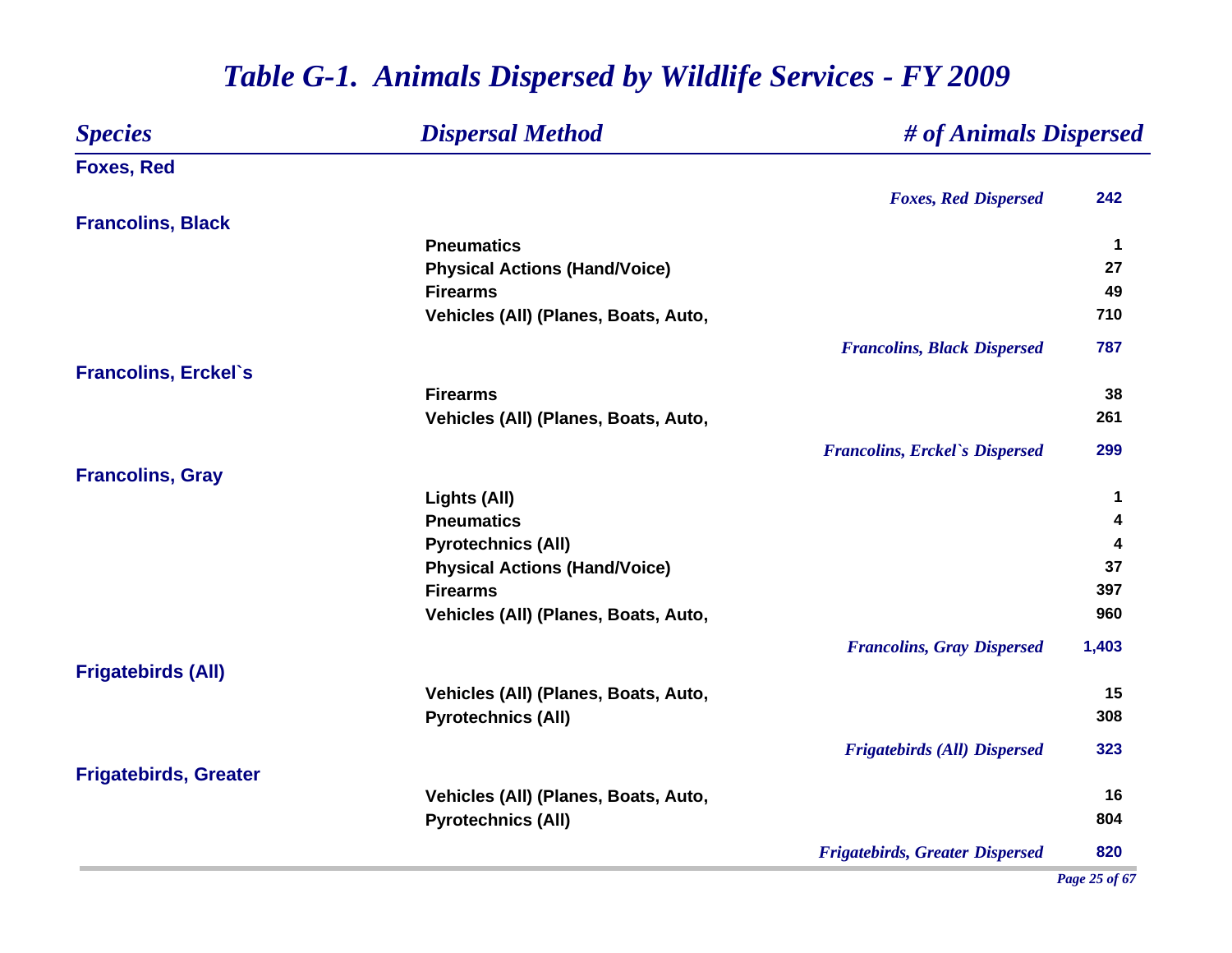# Table G-1. Animals Dispersed by Wildlife Services - FY 2009

| Species | Dispersal Method | # of Animals Dispersed |
|---|---|---|
| **Foxes, Red** | | |
| | *Foxes, Red Dispersed* | **242** |
| **Francolins, Black** | | |
| | Pneumatics | 1 |
| | Physical Actions (Hand/Voice) | 27 |
| | Firearms | 49 |
| | Vehicles (All) (Planes, Boats, Auto, | 710 |
| | *Francolins, Black Dispersed* | **787** |
| **Francolins, Erckel`s** | | |
| | Firearms | 38 |
| | Vehicles (All) (Planes, Boats, Auto, | 261 |
| | *Francolins, Erckel`s Dispersed* | **299** |
| **Francolins, Gray** | | |
| | Lights (All) | 1 |
| | Pneumatics | 4 |
| | Pyrotechnics (All) | 4 |
| | Physical Actions (Hand/Voice) | 37 |
| | Firearms | 397 |
| | Vehicles (All) (Planes, Boats, Auto, | 960 |
| | *Francolins, Gray Dispersed* | **1,403** |
| **Frigatebirds (All)** | | |
| | Vehicles (All) (Planes, Boats, Auto, | 15 |
| | Pyrotechnics (All) | 308 |
| | *Frigatebirds (All) Dispersed* | **323** |
| **Frigatebirds, Greater** | | |
| | Vehicles (All) (Planes, Boats, Auto, | 16 |
| | Pyrotechnics (All) | 804 |
| | *Frigatebirds, Greater Dispersed* | **820** |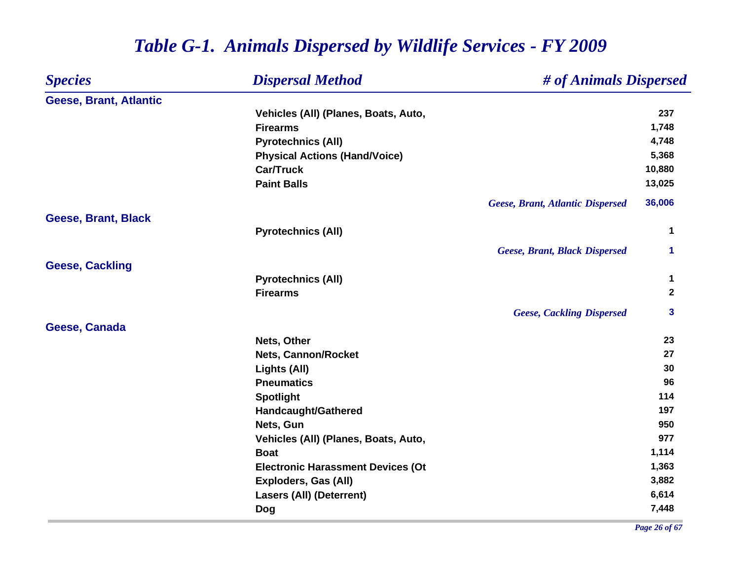# *Table G-1. Animals Dispersed by Wildlife Services - FY 2009*

| *Species* | *Dispersal Method* | *# of Animals Dispersed* |
|---|---|---|
| **Geese, Brant, Atlantic** | | |
| | Vehicles (All) (Planes, Boats, Auto, | 237 |
| | Firearms | 1,748 |
| | Pyrotechnics (All) | 4,748 |
| | Physical Actions (Hand/Voice) | 5,368 |
| | Car/Truck | 10,880 |
| | Paint Balls | 13,025 |
| | *Geese, Brant, Atlantic Dispersed* | 36,006 |
| **Geese, Brant, Black** | | |
| | Pyrotechnics (All) | 1 |
| | *Geese, Brant, Black Dispersed* | 1 |
| **Geese, Cackling** | | |
| | Pyrotechnics (All) | 1 |
| | Firearms | 2 |
| | *Geese, Cackling Dispersed* | 3 |
| **Geese, Canada** | | |
| | Nets, Other | 23 |
| | Nets, Cannon/Rocket | 27 |
| | Lights (All) | 30 |
| | Pneumatics | 96 |
| | Spotlight | 114 |
| | Handcaught/Gathered | 197 |
| | Nets, Gun | 950 |
| | Vehicles (All) (Planes, Boats, Auto, | 977 |
| | Boat | 1,114 |
| | Electronic Harassment Devices (Ot | 1,363 |
| | Exploders, Gas (All) | 3,882 |
| | Lasers (All) (Deterrent) | 6,614 |
| | Dog | 7,448 |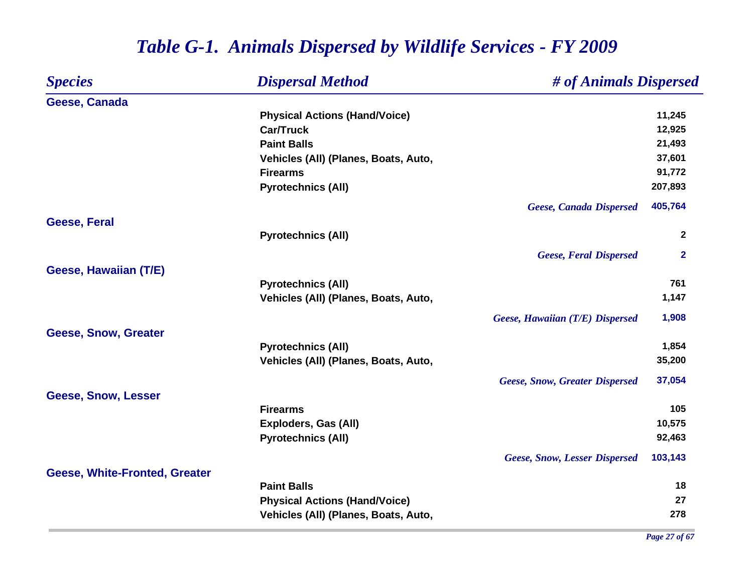# *Table G-1. Animals Dispersed by Wildlife Services - FY 2009*

| *Species* | *Dispersal Method* | *# of Animals Dispersed* |
|---|---|---|
| **Geese, Canada** | | |
| | **Physical Actions (Hand/Voice)** | **11,245** |
| | **Car/Truck** | **12,925** |
| | **Paint Balls** | **21,493** |
| | **Vehicles (All) (Planes, Boats, Auto,** | **37,601** |
| | **Firearms** | **91,772** |
| | **Pyrotechnics (All)** | **207,893** |
| | ***Geese, Canada Dispersed*** | **405,764** |
| **Geese, Feral** | | |
| | **Pyrotechnics (All)** | **2** |
| | ***Geese, Feral Dispersed*** | **2** |
| **Geese, Hawaiian (T/E)** | | |
| | **Pyrotechnics (All)** | **761** |
| | **Vehicles (All) (Planes, Boats, Auto,** | **1,147** |
| | ***Geese, Hawaiian (T/E) Dispersed*** | **1,908** |
| **Geese, Snow, Greater** | | |
| | **Pyrotechnics (All)** | **1,854** |
| | **Vehicles (All) (Planes, Boats, Auto,** | **35,200** |
| | ***Geese, Snow, Greater Dispersed*** | **37,054** |
| **Geese, Snow, Lesser** | | |
| | **Firearms** | **105** |
| | **Exploders, Gas (All)** | **10,575** |
| | **Pyrotechnics (All)** | **92,463** |
| | ***Geese, Snow, Lesser Dispersed*** | **103,143** |
| **Geese, White-Fronted, Greater** | | |
| | **Paint Balls** | **18** |
| | **Physical Actions (Hand/Voice)** | **27** |
| | **Vehicles (All) (Planes, Boats, Auto,** | **278** |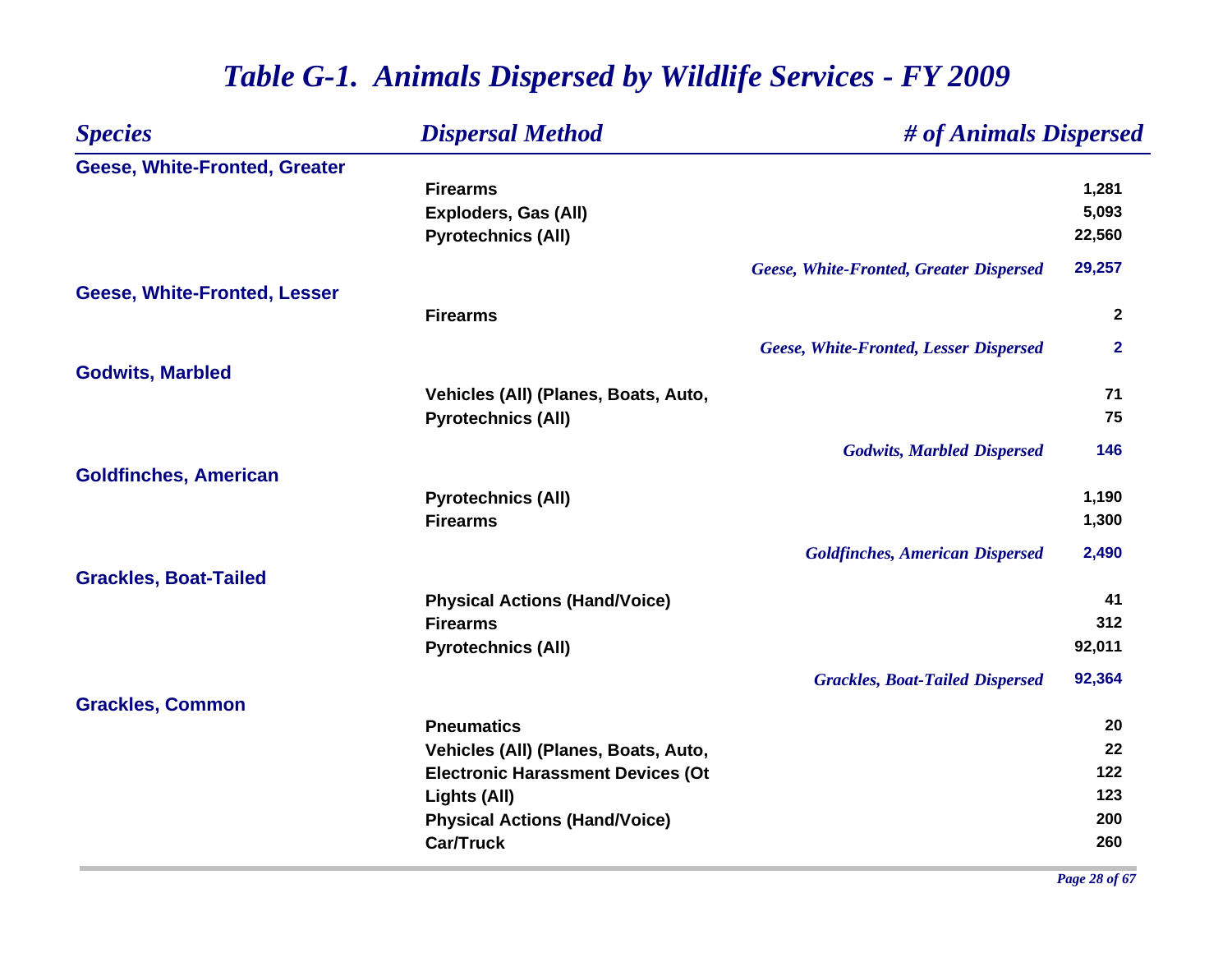# Table G-1. Animals Dispersed by Wildlife Services - FY 2009

| Species | Dispersal Method | # of Animals Dispersed |
|---|---|---|
| **Geese, White-Fronted, Greater** | | |
| | Firearms | 1,281 |
| | Exploders, Gas (All) | 5,093 |
| | Pyrotechnics (All) | 22,560 |
| | *Geese, White-Fronted, Greater Dispersed* | *29,257* |
| **Geese, White-Fronted, Lesser** | | |
| | Firearms | 2 |
| | *Geese, White-Fronted, Lesser Dispersed* | *2* |
| **Godwits, Marbled** | | |
| | Vehicles (All) (Planes, Boats, Auto, | 71 |
| | Pyrotechnics (All) | 75 |
| | *Godwits, Marbled Dispersed* | *146* |
| **Goldfinches, American** | | |
| | Pyrotechnics (All) | 1,190 |
| | Firearms | 1,300 |
| | *Goldfinches, American Dispersed* | *2,490* |
| **Grackles, Boat-Tailed** | | |
| | Physical Actions (Hand/Voice) | 41 |
| | Firearms | 312 |
| | Pyrotechnics (All) | 92,011 |
| | *Grackles, Boat-Tailed Dispersed* | *92,364* |
| **Grackles, Common** | | |
| | Pneumatics | 20 |
| | Vehicles (All) (Planes, Boats, Auto, | 22 |
| | Electronic Harassment Devices (Ot | 122 |
| | Lights (All) | 123 |
| | Physical Actions (Hand/Voice) | 200 |
| | Car/Truck | 260 |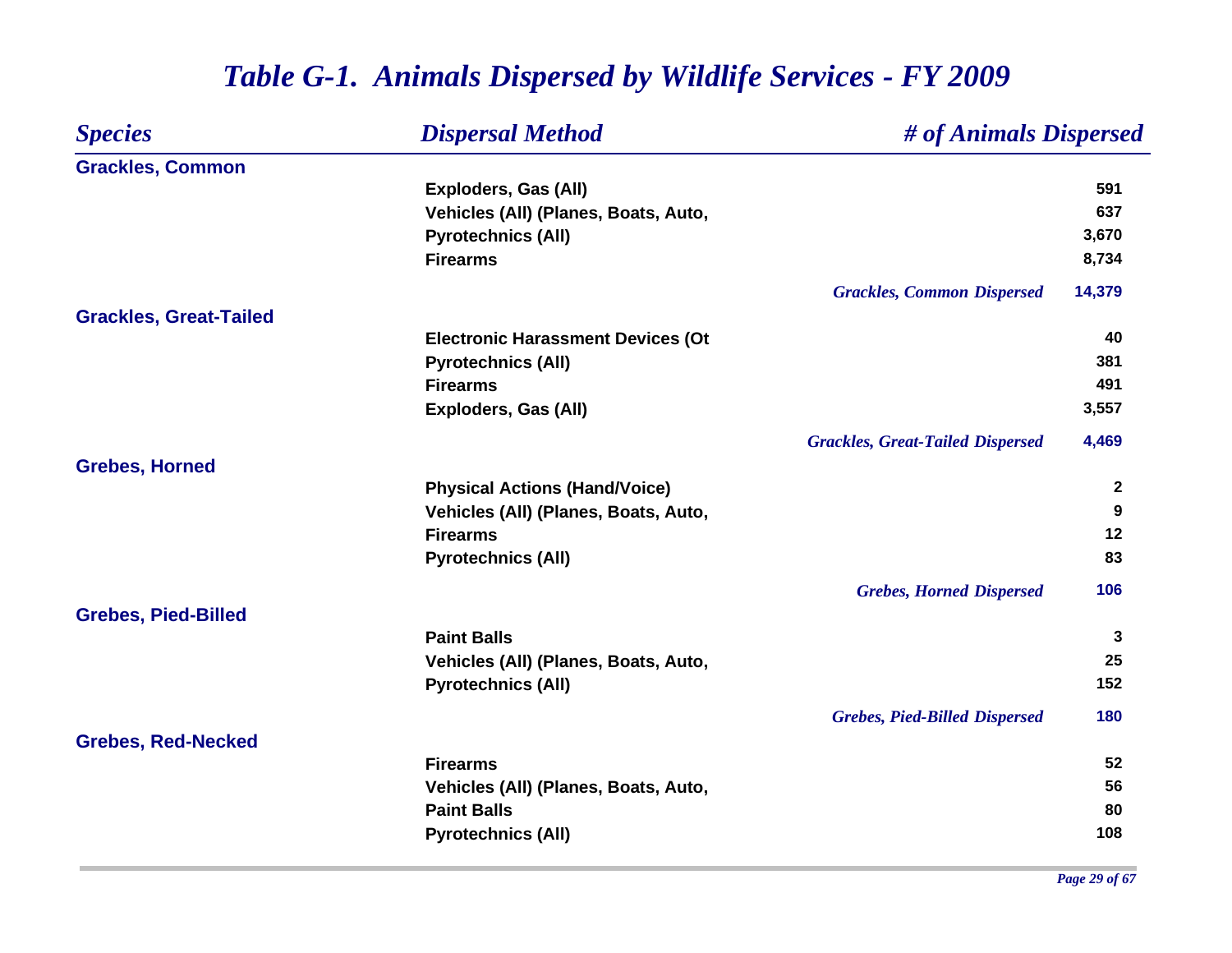# *Table G-1. Animals Dispersed by Wildlife Services - FY 2009*

| *Species* | *Dispersal Method* | *# of Animals Dispersed* |
|---|---|---|
| **Grackles, Common** | | |
| | **Exploders, Gas (All)** | **591** |
| | **Vehicles (All) (Planes, Boats, Auto,** | **637** |
| | **Pyrotechnics (All)** | **3,670** |
| | **Firearms** | **8,734** |
| | *Grackles, Common Dispersed* | **14,379** |
| **Grackles, Great-Tailed** | | |
| | **Electronic Harassment Devices (Ot** | **40** |
| | **Pyrotechnics (All)** | **381** |
| | **Firearms** | **491** |
| | **Exploders, Gas (All)** | **3,557** |
| | *Grackles, Great-Tailed Dispersed* | **4,469** |
| **Grebes, Horned** | | |
| | **Physical Actions (Hand/Voice)** | **2** |
| | **Vehicles (All) (Planes, Boats, Auto,** | **9** |
| | **Firearms** | **12** |
| | **Pyrotechnics (All)** | **83** |
| | *Grebes, Horned Dispersed* | **106** |
| **Grebes, Pied-Billed** | | |
| | **Paint Balls** | **3** |
| | **Vehicles (All) (Planes, Boats, Auto,** | **25** |
| | **Pyrotechnics (All)** | **152** |
| | *Grebes, Pied-Billed Dispersed* | **180** |
| **Grebes, Red-Necked** | | |
| | **Firearms** | **52** |
| | **Vehicles (All) (Planes, Boats, Auto,** | **56** |
| | **Paint Balls** | **80** |
| | **Pyrotechnics (All)** | **108** |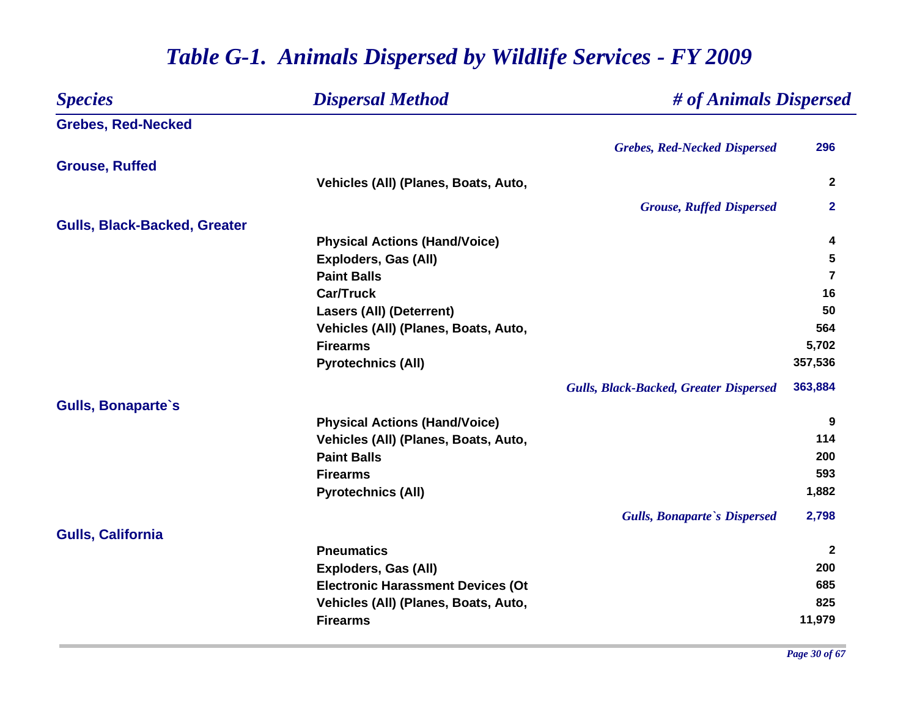# *Table G-1. Animals Dispersed by Wildlife Services - FY 2009*

| *Species* | *Dispersal Method* | *# of Animals Dispersed* |
|---|---|---|
| **Grebes, Red-Necked** | | |
| | *Grebes, Red-Necked Dispersed* | **296** |
| **Grouse, Ruffed** | | |
| | Vehicles (All) (Planes, Boats, Auto, | 2 |
| | *Grouse, Ruffed Dispersed* | **2** |
| **Gulls, Black-Backed, Greater** | | |
| | Physical Actions (Hand/Voice) | 4 |
| | Exploders, Gas (All) | 5 |
| | Paint Balls | 7 |
| | Car/Truck | 16 |
| | Lasers (All) (Deterrent) | 50 |
| | Vehicles (All) (Planes, Boats, Auto, | 564 |
| | Firearms | 5,702 |
| | Pyrotechnics (All) | 357,536 |
| | *Gulls, Black-Backed, Greater Dispersed* | **363,884** |
| **Gulls, Bonaparte`s** | | |
| | Physical Actions (Hand/Voice) | 9 |
| | Vehicles (All) (Planes, Boats, Auto, | 114 |
| | Paint Balls | 200 |
| | Firearms | 593 |
| | Pyrotechnics (All) | 1,882 |
| | *Gulls, Bonaparte`s Dispersed* | **2,798** |
| **Gulls, California** | | |
| | Pneumatics | 2 |
| | Exploders, Gas (All) | 200 |
| | Electronic Harassment Devices (Ot | 685 |
| | Vehicles (All) (Planes, Boats, Auto, | 825 |
| | Firearms | 11,979 |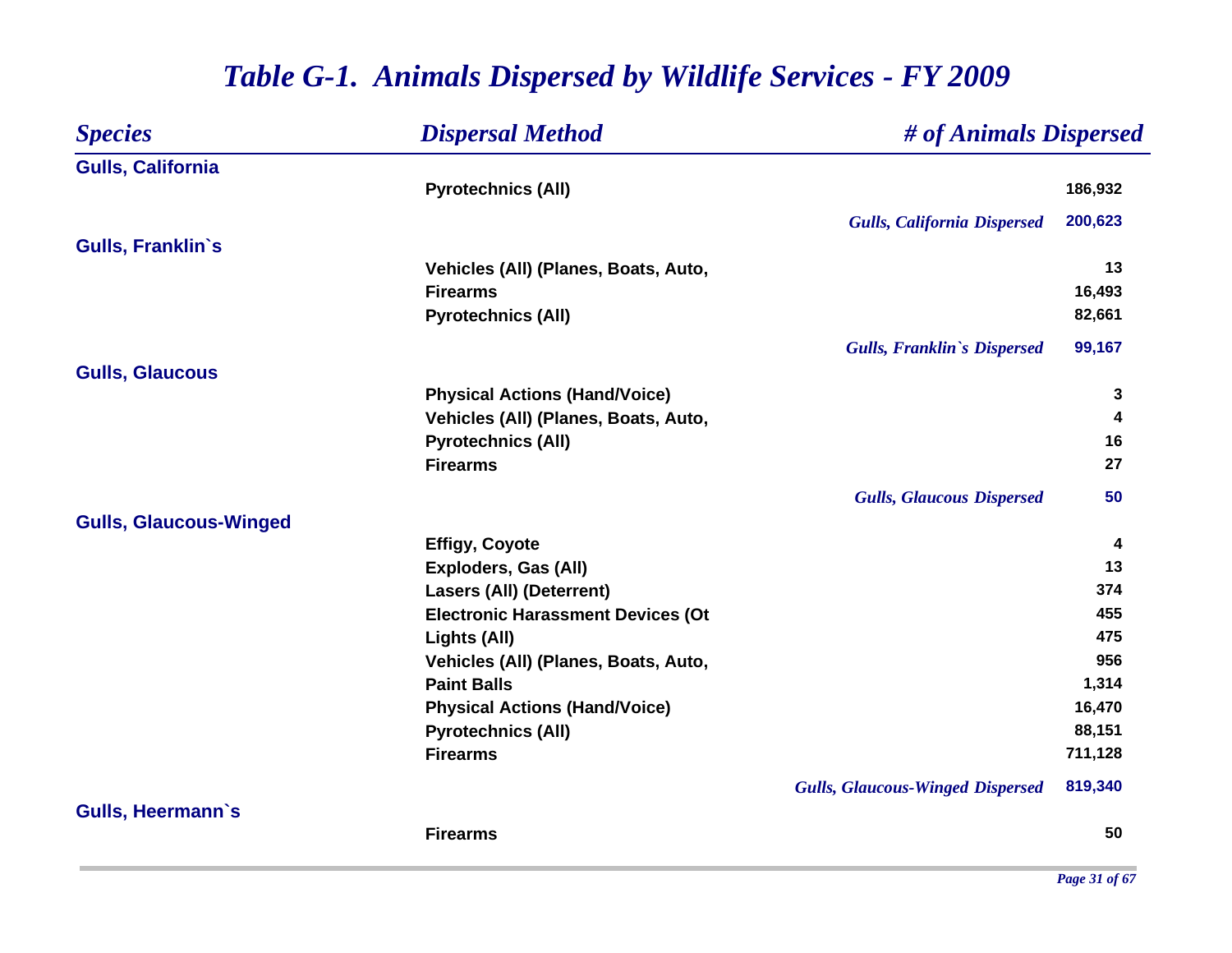# *Table G-1. Animals Dispersed by Wildlife Services - FY 2009*

| *Species* | *Dispersal Method* | *# of Animals Dispersed* |
|---|---|---|
| **Gulls, California** | | |
| | **Pyrotechnics (All)** | **186,932** |
| | *Gulls, California Dispersed* | **200,623** |
| **Gulls, Franklin`s** | | |
| | **Vehicles (All) (Planes, Boats, Auto,** | **13** |
| | **Firearms** | **16,493** |
| | **Pyrotechnics (All)** | **82,661** |
| | *Gulls, Franklin`s Dispersed* | **99,167** |
| **Gulls, Glaucous** | | |
| | **Physical Actions (Hand/Voice)** | **3** |
| | **Vehicles (All) (Planes, Boats, Auto,** | **4** |
| | **Pyrotechnics (All)** | **16** |
| | **Firearms** | **27** |
| | *Gulls, Glaucous Dispersed* | **50** |
| **Gulls, Glaucous-Winged** | | |
| | **Effigy, Coyote** | **4** |
| | **Exploders, Gas (All)** | **13** |
| | **Lasers (All) (Deterrent)** | **374** |
| | **Electronic Harassment Devices (Ot** | **455** |
| | **Lights (All)** | **475** |
| | **Vehicles (All) (Planes, Boats, Auto,** | **956** |
| | **Paint Balls** | **1,314** |
| | **Physical Actions (Hand/Voice)** | **16,470** |
| | **Pyrotechnics (All)** | **88,151** |
| | **Firearms** | **711,128** |
| | *Gulls, Glaucous-Winged Dispersed* | **819,340** |
| **Gulls, Heermann`s** | | |
| | **Firearms** | **50** |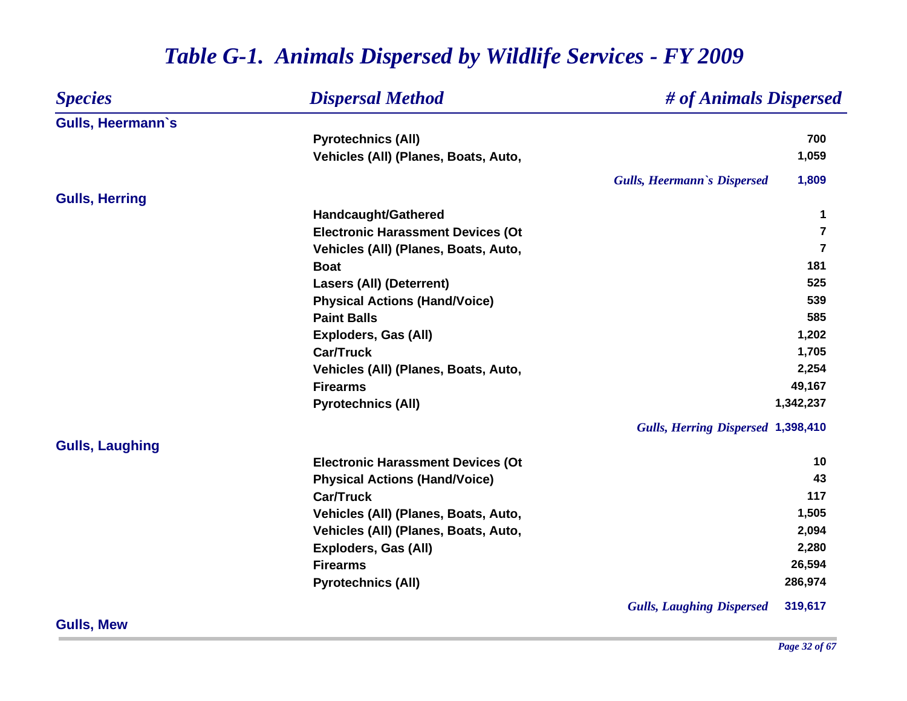# *Table G-1. Animals Dispersed by Wildlife Services - FY 2009*

| *Species* | *Dispersal Method* | *# of Animals Dispersed* |
|---|---|---|
| **Gulls, Heermann`s** | | |
| | Pyrotechnics (All) | 700 |
| | Vehicles (All) (Planes, Boats, Auto, | 1,059 |
| | *Gulls, Heermann`s Dispersed* | 1,809 |
| **Gulls, Herring** | | |
| | Handcaught/Gathered | 1 |
| | Electronic Harassment Devices (Ot | 7 |
| | Vehicles (All) (Planes, Boats, Auto, | 7 |
| | Boat | 181 |
| | Lasers (All) (Deterrent) | 525 |
| | Physical Actions (Hand/Voice) | 539 |
| | Paint Balls | 585 |
| | Exploders, Gas (All) | 1,202 |
| | Car/Truck | 1,705 |
| | Vehicles (All) (Planes, Boats, Auto, | 2,254 |
| | Firearms | 49,167 |
| | Pyrotechnics (All) | 1,342,237 |
| | *Gulls, Herring Dispersed* | 1,398,410 |
| **Gulls, Laughing** | | |
| | Electronic Harassment Devices (Ot | 10 |
| | Physical Actions (Hand/Voice) | 43 |
| | Car/Truck | 117 |
| | Vehicles (All) (Planes, Boats, Auto, | 1,505 |
| | Vehicles (All) (Planes, Boats, Auto, | 2,094 |
| | Exploders, Gas (All) | 2,280 |
| | Firearms | 26,594 |
| | Pyrotechnics (All) | 286,974 |
| | *Gulls, Laughing Dispersed* | 319,617 |
| **Gulls, Mew** | | |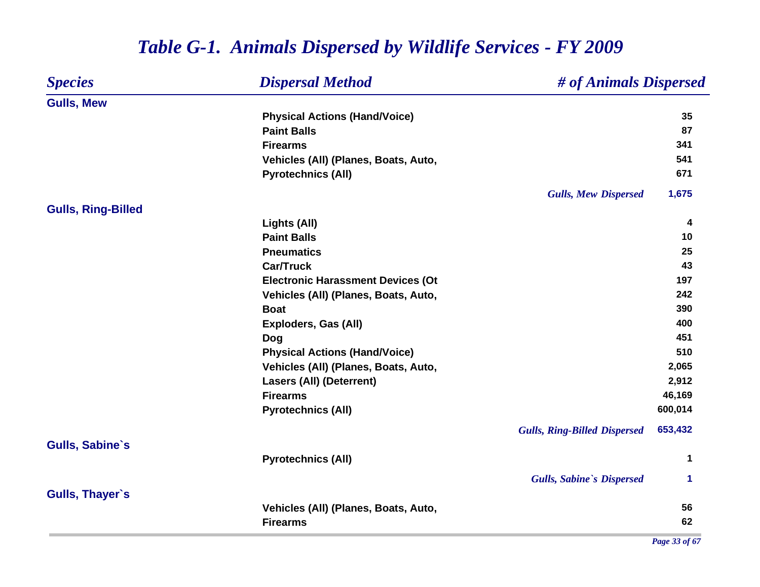# *Table G-1. Animals Dispersed by Wildlife Services - FY 2009*

| *Species* | *Dispersal Method* | *# of Animals Dispersed* |
|---|---|---|
| **Gulls, Mew** | | |
| | Physical Actions (Hand/Voice) | 35 |
| | Paint Balls | 87 |
| | Firearms | 341 |
| | Vehicles (All) (Planes, Boats, Auto, | 541 |
| | Pyrotechnics (All) | 671 |
| | *Gulls, Mew Dispersed* | 1,675 |
| **Gulls, Ring-Billed** | | |
| | Lights (All) | 4 |
| | Paint Balls | 10 |
| | Pneumatics | 25 |
| | Car/Truck | 43 |
| | Electronic Harassment Devices (Ot | 197 |
| | Vehicles (All) (Planes, Boats, Auto, | 242 |
| | Boat | 390 |
| | Exploders, Gas (All) | 400 |
| | Dog | 451 |
| | Physical Actions (Hand/Voice) | 510 |
| | Vehicles (All) (Planes, Boats, Auto, | 2,065 |
| | Lasers (All) (Deterrent) | 2,912 |
| | Firearms | 46,169 |
| | Pyrotechnics (All) | 600,014 |
| | *Gulls, Ring-Billed Dispersed* | 653,432 |
| **Gulls, Sabine`s** | | |
| | Pyrotechnics (All) | 1 |
| | *Gulls, Sabine`s Dispersed* | 1 |
| **Gulls, Thayer`s** | | |
| | Vehicles (All) (Planes, Boats, Auto, | 56 |
| | Firearms | 62 |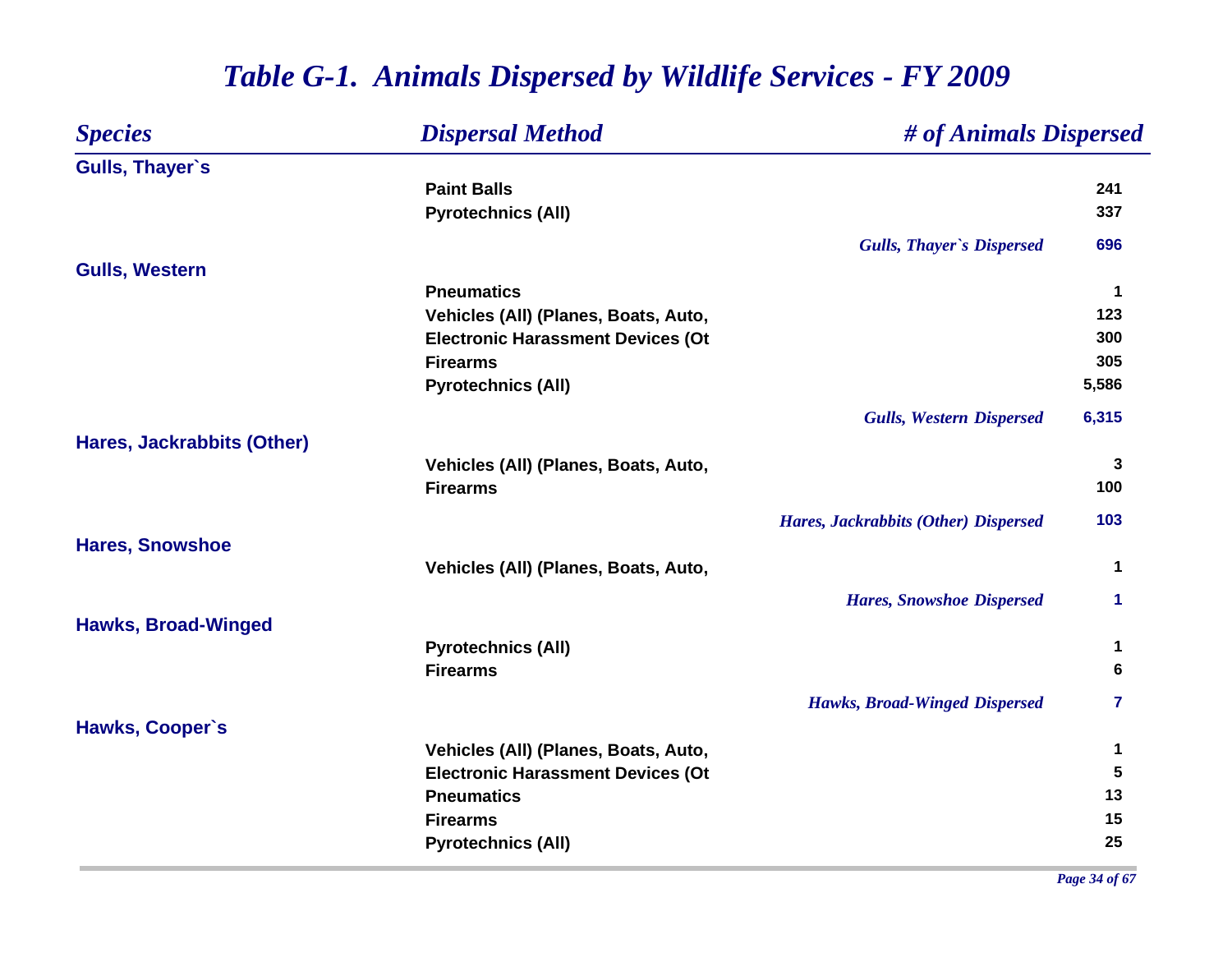# *Table G-1. Animals Dispersed by Wildlife Services - FY 2009*

| Species | Dispersal Method | # of Animals Dispersed |
|---|---|---|
| **Gulls, Thayer`s** | | |
| | Paint Balls | 241 |
| | Pyrotechnics (All) | 337 |
| | *Gulls, Thayer`s Dispersed* | 696 |
| **Gulls, Western** | | |
| | Pneumatics | 1 |
| | Vehicles (All) (Planes, Boats, Auto, | 123 |
| | Electronic Harassment Devices (Ot | 300 |
| | Firearms | 305 |
| | Pyrotechnics (All) | 5,586 |
| | *Gulls, Western Dispersed* | 6,315 |
| **Hares, Jackrabbits (Other)** | | |
| | Vehicles (All) (Planes, Boats, Auto, | 3 |
| | Firearms | 100 |
| | *Hares, Jackrabbits (Other) Dispersed* | 103 |
| **Hares, Snowshoe** | | |
| | Vehicles (All) (Planes, Boats, Auto, | 1 |
| | *Hares, Snowshoe Dispersed* | 1 |
| **Hawks, Broad-Winged** | | |
| | Pyrotechnics (All) | 1 |
| | Firearms | 6 |
| | *Hawks, Broad-Winged Dispersed* | 7 |
| **Hawks, Cooper`s** | | |
| | Vehicles (All) (Planes, Boats, Auto, | 1 |
| | Electronic Harassment Devices (Ot | 5 |
| | Pneumatics | 13 |
| | Firearms | 15 |
| | Pyrotechnics (All) | 25 |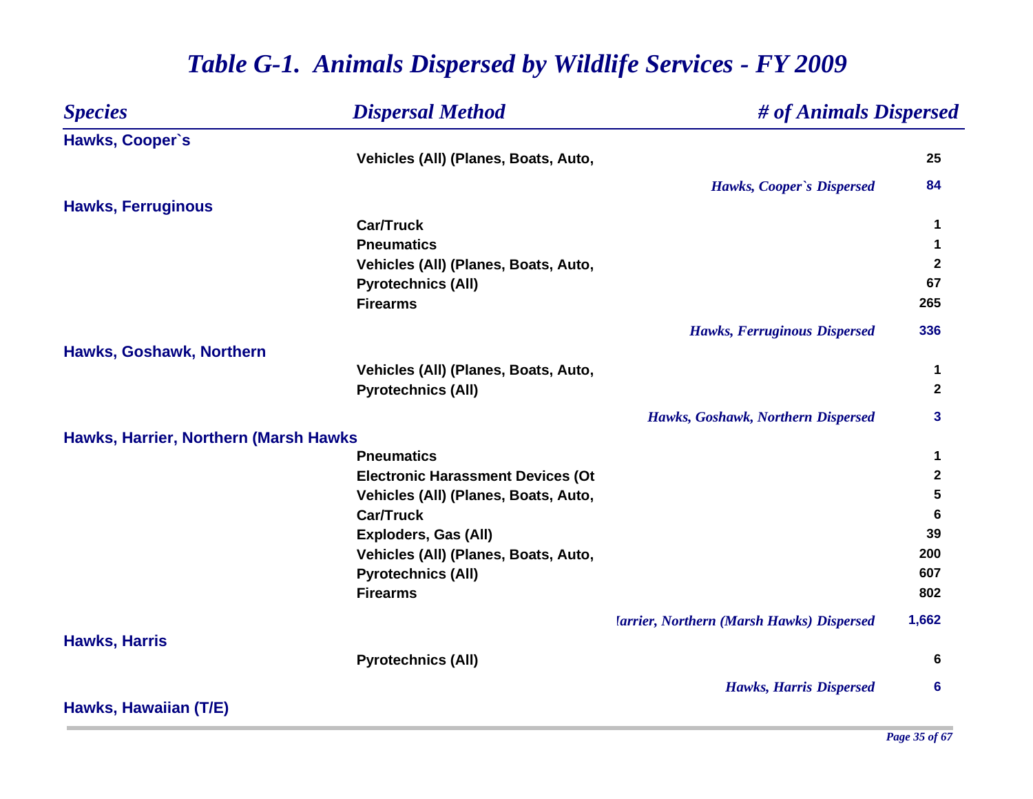# *Table G-1. Animals Dispersed by Wildlife Services - FY 2009*

| *Species* | *Dispersal Method* | | *# of Animals Dispersed* |
|---|---|---|---|
| **Hawks, Cooper`s** | | | |
| | Vehicles (All) (Planes, Boats, Auto, | | 25 |
| | | *Hawks, Cooper`s Dispersed* | 84 |
| **Hawks, Ferruginous** | | | |
| | Car/Truck | | 1 |
| | Pneumatics | | 1 |
| | Vehicles (All) (Planes, Boats, Auto, | | 2 |
| | Pyrotechnics (All) | | 67 |
| | Firearms | | 265 |
| | | *Hawks, Ferruginous Dispersed* | 336 |
| **Hawks, Goshawk, Northern** | | | |
| | Vehicles (All) (Planes, Boats, Auto, | | 1 |
| | Pyrotechnics (All) | | 2 |
| | | *Hawks, Goshawk, Northern Dispersed* | 3 |
| **Hawks, Harrier, Northern (Marsh Hawks** | | | |
| | Pneumatics | | 1 |
| | Electronic Harassment Devices (Ot | | 2 |
| | Vehicles (All) (Planes, Boats, Auto, | | 5 |
| | Car/Truck | | 6 |
| | Exploders, Gas (All) | | 39 |
| | Vehicles (All) (Planes, Boats, Auto, | | 200 |
| | Pyrotechnics (All) | | 607 |
| | Firearms | | 802 |
| | | *Iarrier, Northern (Marsh Hawks) Dispersed* | 1,662 |
| **Hawks, Harris** | | | |
| | Pyrotechnics (All) | | 6 |
| | | *Hawks, Harris Dispersed* | 6 |
| **Hawks, Hawaiian (T/E)** | | | |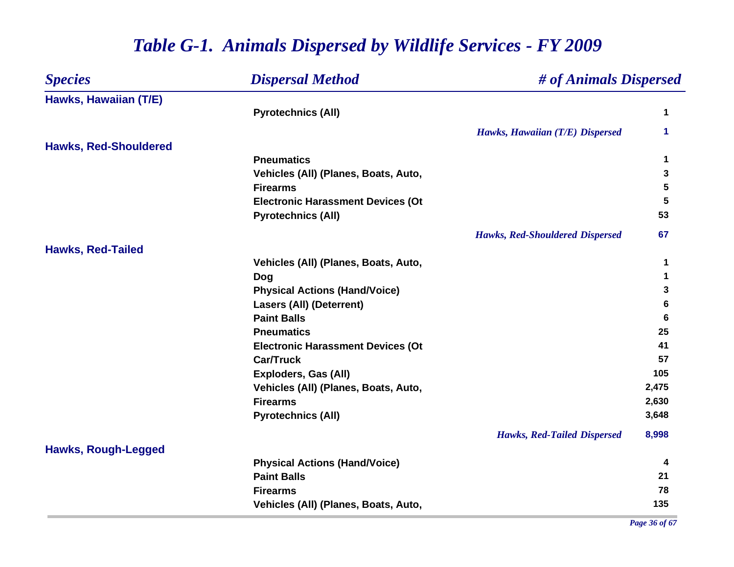# *Table G-1. Animals Dispersed by Wildlife Services - FY 2009*

| *Species* | *Dispersal Method* | *# of Animals Dispersed* |
|---|---|---|
| **Hawks, Hawaiian (T/E)** | | |
| | **Pyrotechnics (All)** | **1** |
| | *Hawks, Hawaiian (T/E) Dispersed* | **1** |
| **Hawks, Red-Shouldered** | | |
| | **Pneumatics** | **1** |
| | **Vehicles (All) (Planes, Boats, Auto,** | **3** |
| | **Firearms** | **5** |
| | **Electronic Harassment Devices (Ot** | **5** |
| | **Pyrotechnics (All)** | **53** |
| | *Hawks, Red-Shouldered Dispersed* | **67** |
| **Hawks, Red-Tailed** | | |
| | **Vehicles (All) (Planes, Boats, Auto,** | **1** |
| | **Dog** | **1** |
| | **Physical Actions (Hand/Voice)** | **3** |
| | **Lasers (All) (Deterrent)** | **6** |
| | **Paint Balls** | **6** |
| | **Pneumatics** | **25** |
| | **Electronic Harassment Devices (Ot** | **41** |
| | **Car/Truck** | **57** |
| | **Exploders, Gas (All)** | **105** |
| | **Vehicles (All) (Planes, Boats, Auto,** | **2,475** |
| | **Firearms** | **2,630** |
| | **Pyrotechnics (All)** | **3,648** |
| | *Hawks, Red-Tailed Dispersed* | **8,998** |
| **Hawks, Rough-Legged** | | |
| | **Physical Actions (Hand/Voice)** | **4** |
| | **Paint Balls** | **21** |
| | **Firearms** | **78** |
| | **Vehicles (All) (Planes, Boats, Auto,** | **135** |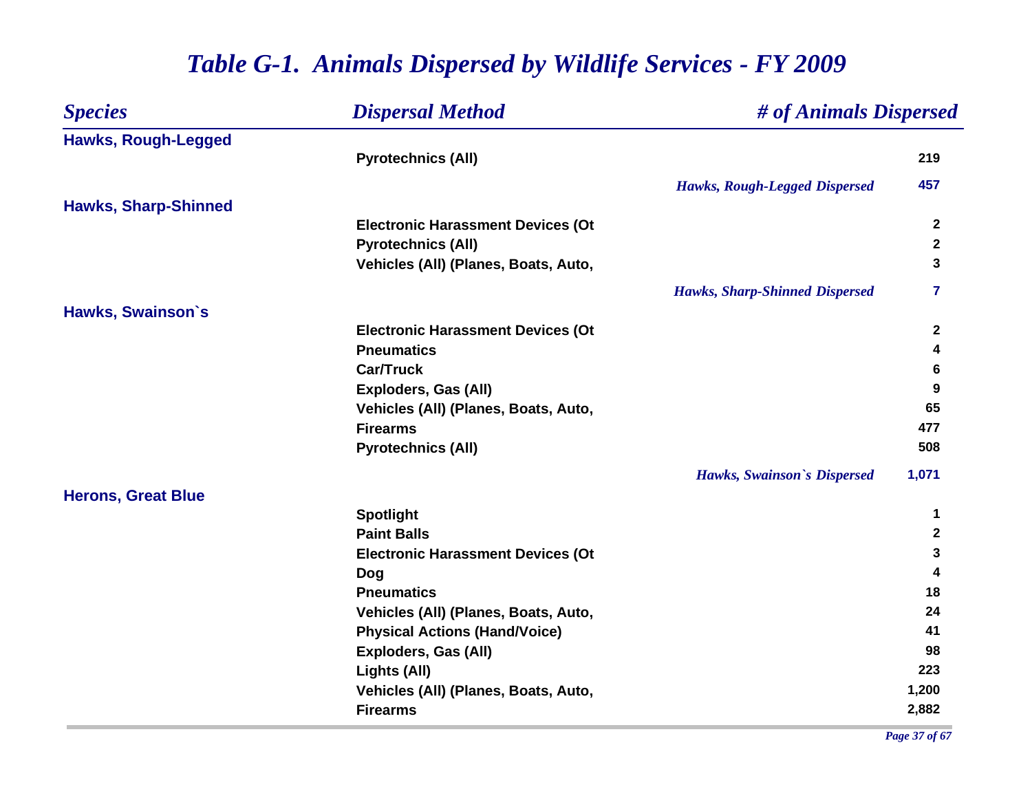# Table G-1. Animals Dispersed by Wildlife Services - FY 2009

| Species | Dispersal Method | # of Animals Dispersed |
|---|---|---|
| **Hawks, Rough-Legged** | | |
| | Pyrotechnics (All) | 219 |
| | *Hawks, Rough-Legged Dispersed* | 457 |
| **Hawks, Sharp-Shinned** | | |
| | Electronic Harassment Devices (Ot | 2 |
| | Pyrotechnics (All) | 2 |
| | Vehicles (All) (Planes, Boats, Auto, | 3 |
| | *Hawks, Sharp-Shinned Dispersed* | 7 |
| **Hawks, Swainson`s** | | |
| | Electronic Harassment Devices (Ot | 2 |
| | Pneumatics | 4 |
| | Car/Truck | 6 |
| | Exploders, Gas (All) | 9 |
| | Vehicles (All) (Planes, Boats, Auto, | 65 |
| | Firearms | 477 |
| | Pyrotechnics (All) | 508 |
| | *Hawks, Swainson`s Dispersed* | 1,071 |
| **Herons, Great Blue** | | |
| | Spotlight | 1 |
| | Paint Balls | 2 |
| | Electronic Harassment Devices (Ot | 3 |
| | Dog | 4 |
| | Pneumatics | 18 |
| | Vehicles (All) (Planes, Boats, Auto, | 24 |
| | Physical Actions (Hand/Voice) | 41 |
| | Exploders, Gas (All) | 98 |
| | Lights (All) | 223 |
| | Vehicles (All) (Planes, Boats, Auto, | 1,200 |
| | Firearms | 2,882 |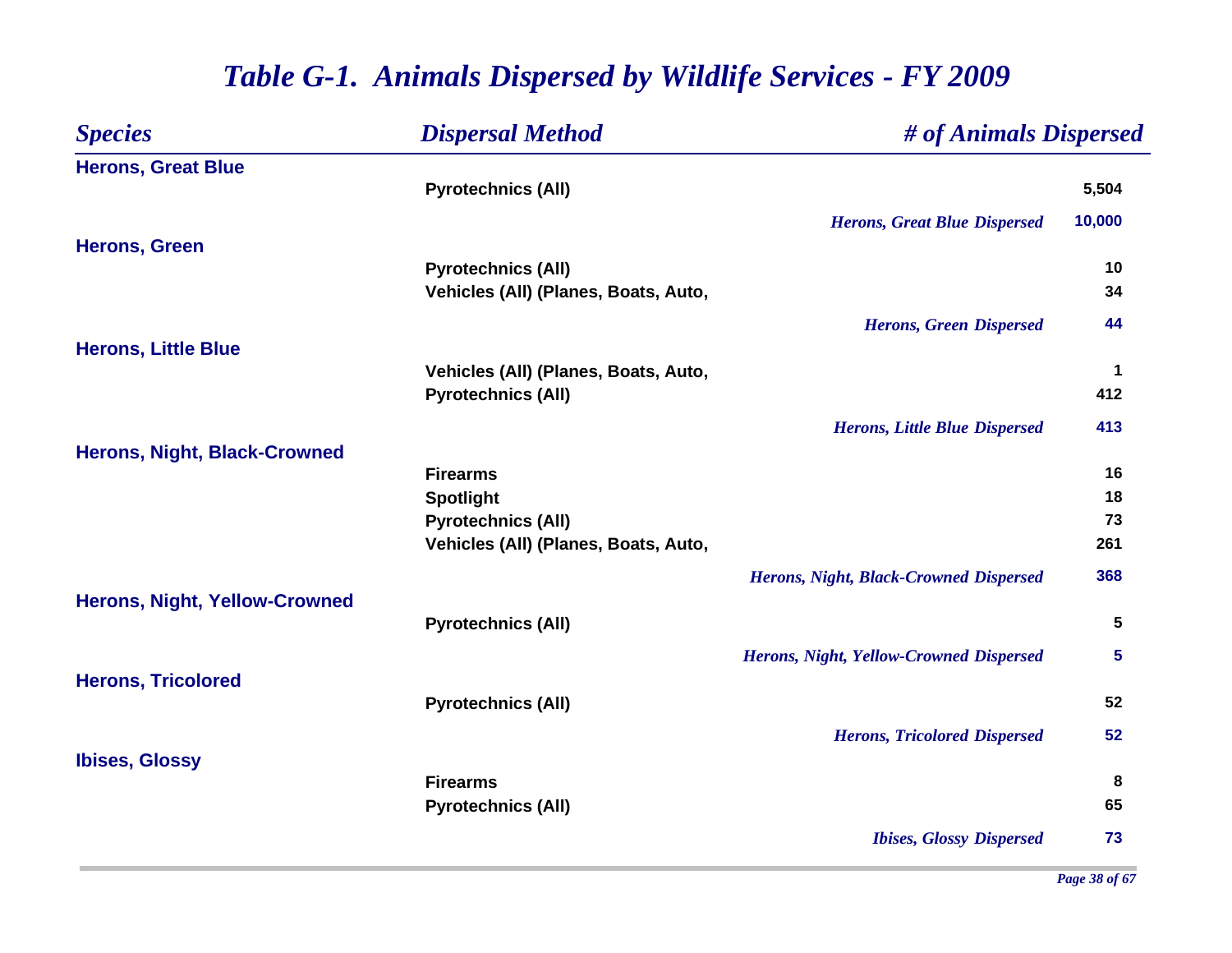# *Table G-1. Animals Dispersed by Wildlife Services - FY 2009*

| *Species* | *Dispersal Method* | *# of Animals Dispersed* |
|---|---|---|
| **Herons, Great Blue** | | |
| | **Pyrotechnics (All)** | **5,504** |
| | *Herons, Great Blue Dispersed* | **10,000** |
| **Herons, Green** | | |
| | **Pyrotechnics (All)** | **10** |
| | **Vehicles (All) (Planes, Boats, Auto,** | **34** |
| | *Herons, Green Dispersed* | **44** |
| **Herons, Little Blue** | | |
| | **Vehicles (All) (Planes, Boats, Auto,** | **1** |
| | **Pyrotechnics (All)** | **412** |
| | *Herons, Little Blue Dispersed* | **413** |
| **Herons, Night, Black-Crowned** | | |
| | **Firearms** | **16** |
| | **Spotlight** | **18** |
| | **Pyrotechnics (All)** | **73** |
| | **Vehicles (All) (Planes, Boats, Auto,** | **261** |
| | *Herons, Night, Black-Crowned Dispersed* | **368** |
| **Herons, Night, Yellow-Crowned** | | |
| | **Pyrotechnics (All)** | **5** |
| | *Herons, Night, Yellow-Crowned Dispersed* | **5** |
| **Herons, Tricolored** | | |
| | **Pyrotechnics (All)** | **52** |
| | *Herons, Tricolored Dispersed* | **52** |
| **Ibises, Glossy** | | |
| | **Firearms** | **8** |
| | **Pyrotechnics (All)** | **65** |
| | *Ibises, Glossy Dispersed* | **73** |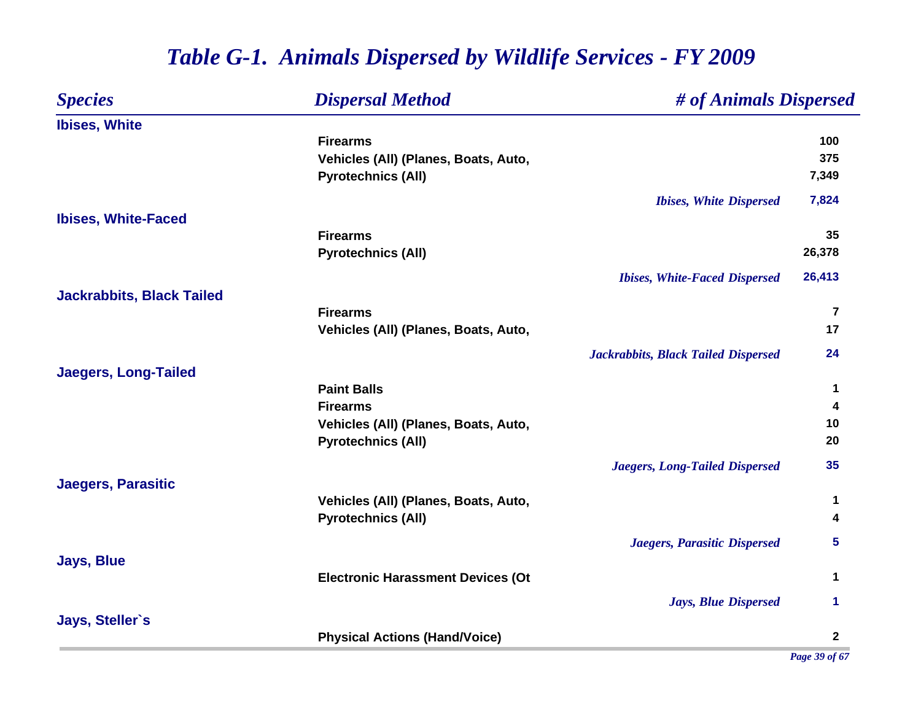# *Table G-1. Animals Dispersed by Wildlife Services - FY 2009*

| *Species* | *Dispersal Method* | *# of Animals Dispersed* |
|---|---|---|
| **Ibises, White** | | |
| | **Firearms** | **100** |
| | **Vehicles (All) (Planes, Boats, Auto,** | **375** |
| | **Pyrotechnics (All)** | **7,349** |
| | *Ibises, White Dispersed* | **7,824** |
| **Ibises, White-Faced** | | |
| | **Firearms** | **35** |
| | **Pyrotechnics (All)** | **26,378** |
| | *Ibises, White-Faced Dispersed* | **26,413** |
| **Jackrabbits, Black Tailed** | | |
| | **Firearms** | **7** |
| | **Vehicles (All) (Planes, Boats, Auto,** | **17** |
| | *Jackrabbits, Black Tailed Dispersed* | **24** |
| **Jaegers, Long-Tailed** | | |
| | **Paint Balls** | **1** |
| | **Firearms** | **4** |
| | **Vehicles (All) (Planes, Boats, Auto,** | **10** |
| | **Pyrotechnics (All)** | **20** |
| | *Jaegers, Long-Tailed Dispersed* | **35** |
| **Jaegers, Parasitic** | | |
| | **Vehicles (All) (Planes, Boats, Auto,** | **1** |
| | **Pyrotechnics (All)** | **4** |
| | *Jaegers, Parasitic Dispersed* | **5** |
| **Jays, Blue** | | |
| | **Electronic Harassment Devices (Ot** | **1** |
| | *Jays, Blue Dispersed* | **1** |
| **Jays, Steller`s** | | |
| | **Physical Actions (Hand/Voice)** | **2** |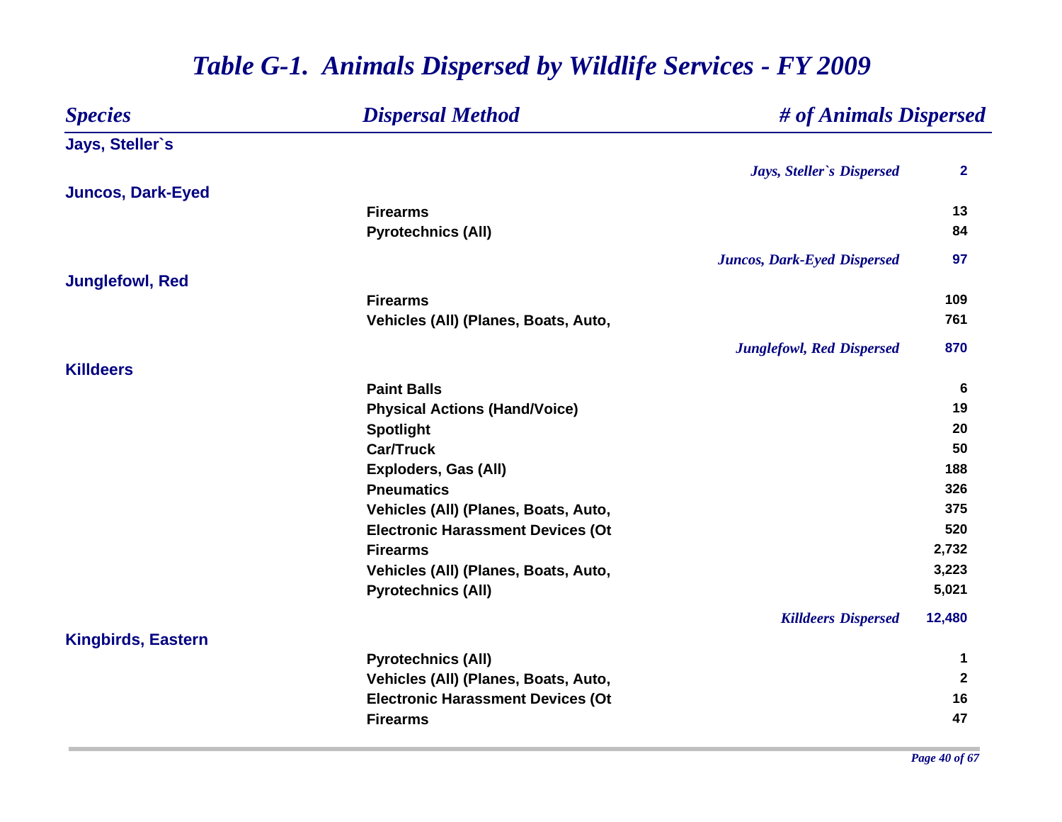# *Table G-1. Animals Dispersed by Wildlife Services - FY 2009*

| *Species* | *Dispersal Method* | *# of Animals Dispersed* |
|---|---|---|
| **Jays, Steller`s** | | |
| | *Jays, Steller`s Dispersed* | **2** |
| **Juncos, Dark-Eyed** | | |
| | **Firearms** | **13** |
| | **Pyrotechnics (All)** | **84** |
| | *Juncos, Dark-Eyed Dispersed* | **97** |
| **Junglefowl, Red** | | |
| | **Firearms** | **109** |
| | **Vehicles (All) (Planes, Boats, Auto,** | **761** |
| | *Junglefowl, Red Dispersed* | **870** |
| **Killdeers** | | |
| | **Paint Balls** | **6** |
| | **Physical Actions (Hand/Voice)** | **19** |
| | **Spotlight** | **20** |
| | **Car/Truck** | **50** |
| | **Exploders, Gas (All)** | **188** |
| | **Pneumatics** | **326** |
| | **Vehicles (All) (Planes, Boats, Auto,** | **375** |
| | **Electronic Harassment Devices (Ot** | **520** |
| | **Firearms** | **2,732** |
| | **Vehicles (All) (Planes, Boats, Auto,** | **3,223** |
| | **Pyrotechnics (All)** | **5,021** |
| | *Killdeers Dispersed* | **12,480** |
| **Kingbirds, Eastern** | | |
| | **Pyrotechnics (All)** | **1** |
| | **Vehicles (All) (Planes, Boats, Auto,** | **2** |
| | **Electronic Harassment Devices (Ot** | **16** |
| | **Firearms** | **47** |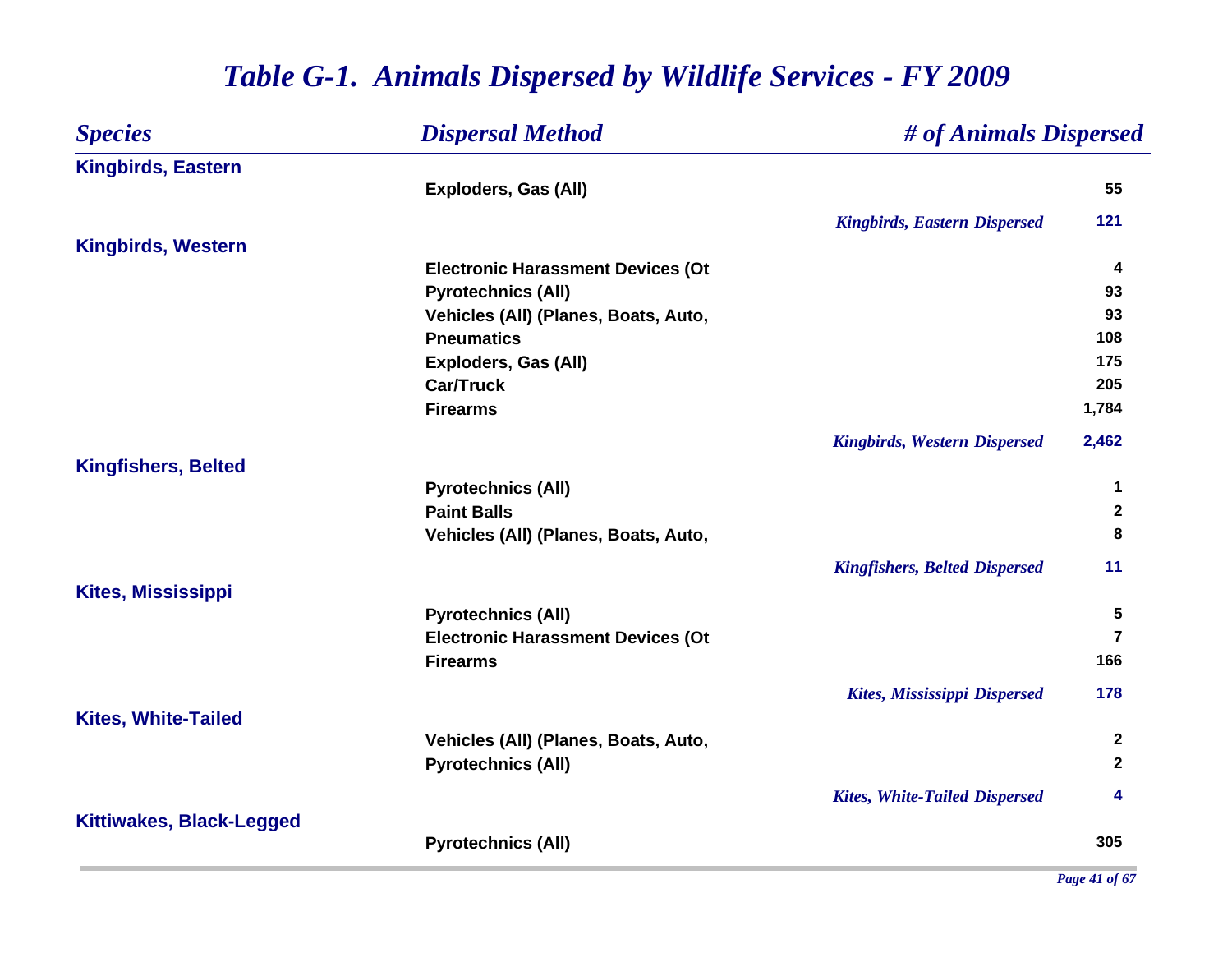# *Table G-1. Animals Dispersed by Wildlife Services - FY 2009*

| *Species* | *Dispersal Method* | *# of Animals Dispersed* |
|---|---|---|
| **Kingbirds, Eastern** | | |
| | **Exploders, Gas (All)** | **55** |
| | *Kingbirds, Eastern Dispersed* | **121** |
| **Kingbirds, Western** | | |
| | **Electronic Harassment Devices (Ot** | **4** |
| | **Pyrotechnics (All)** | **93** |
| | **Vehicles (All) (Planes, Boats, Auto,** | **93** |
| | **Pneumatics** | **108** |
| | **Exploders, Gas (All)** | **175** |
| | **Car/Truck** | **205** |
| | **Firearms** | **1,784** |
| | *Kingbirds, Western Dispersed* | **2,462** |
| **Kingfishers, Belted** | | |
| | **Pyrotechnics (All)** | **1** |
| | **Paint Balls** | **2** |
| | **Vehicles (All) (Planes, Boats, Auto,** | **8** |
| | *Kingfishers, Belted Dispersed* | **11** |
| **Kites, Mississippi** | | |
| | **Pyrotechnics (All)** | **5** |
| | **Electronic Harassment Devices (Ot** | **7** |
| | **Firearms** | **166** |
| | *Kites, Mississippi Dispersed* | **178** |
| **Kites, White-Tailed** | | |
| | **Vehicles (All) (Planes, Boats, Auto,** | **2** |
| | **Pyrotechnics (All)** | **2** |
| | *Kites, White-Tailed Dispersed* | **4** |
| **Kittiwakes, Black-Legged** | | |
| | **Pyrotechnics (All)** | **305** |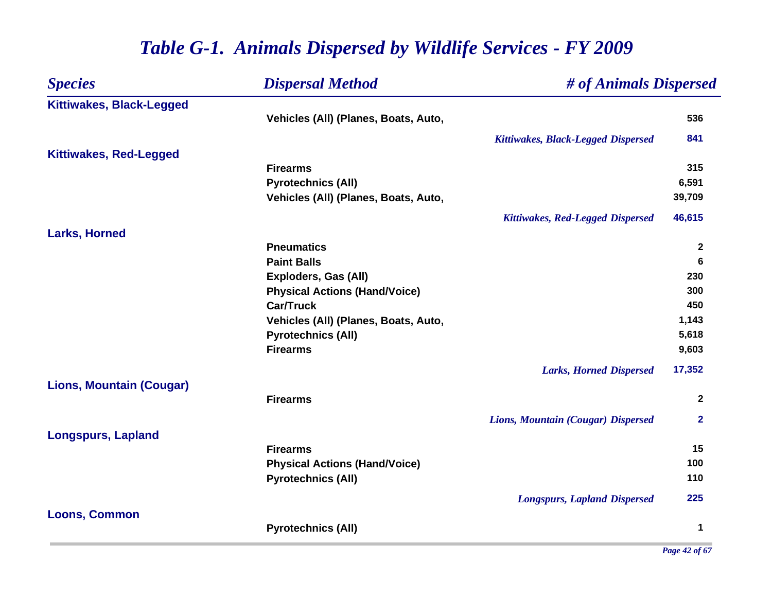# *Table G-1. Animals Dispersed by Wildlife Services - FY 2009*

| *Species* | *Dispersal Method* | *# of Animals Dispersed* |
|---|---|---|
| **Kittiwakes, Black-Legged** | | |
| | Vehicles (All) (Planes, Boats, Auto, | 536 |
| | *Kittiwakes, Black-Legged Dispersed* | 841 |
| **Kittiwakes, Red-Legged** | | |
| | Firearms | 315 |
| | Pyrotechnics (All) | 6,591 |
| | Vehicles (All) (Planes, Boats, Auto, | 39,709 |
| | *Kittiwakes, Red-Legged Dispersed* | 46,615 |
| **Larks, Horned** | | |
| | Pneumatics | 2 |
| | Paint Balls | 6 |
| | Exploders, Gas (All) | 230 |
| | Physical Actions (Hand/Voice) | 300 |
| | Car/Truck | 450 |
| | Vehicles (All) (Planes, Boats, Auto, | 1,143 |
| | Pyrotechnics (All) | 5,618 |
| | Firearms | 9,603 |
| | *Larks, Horned Dispersed* | 17,352 |
| **Lions, Mountain (Cougar)** | | |
| | Firearms | 2 |
| | *Lions, Mountain (Cougar) Dispersed* | 2 |
| **Longspurs, Lapland** | | |
| | Firearms | 15 |
| | Physical Actions (Hand/Voice) | 100 |
| | Pyrotechnics (All) | 110 |
| | *Longspurs, Lapland Dispersed* | 225 |
| **Loons, Common** | | |
| | Pyrotechnics (All) | 1 |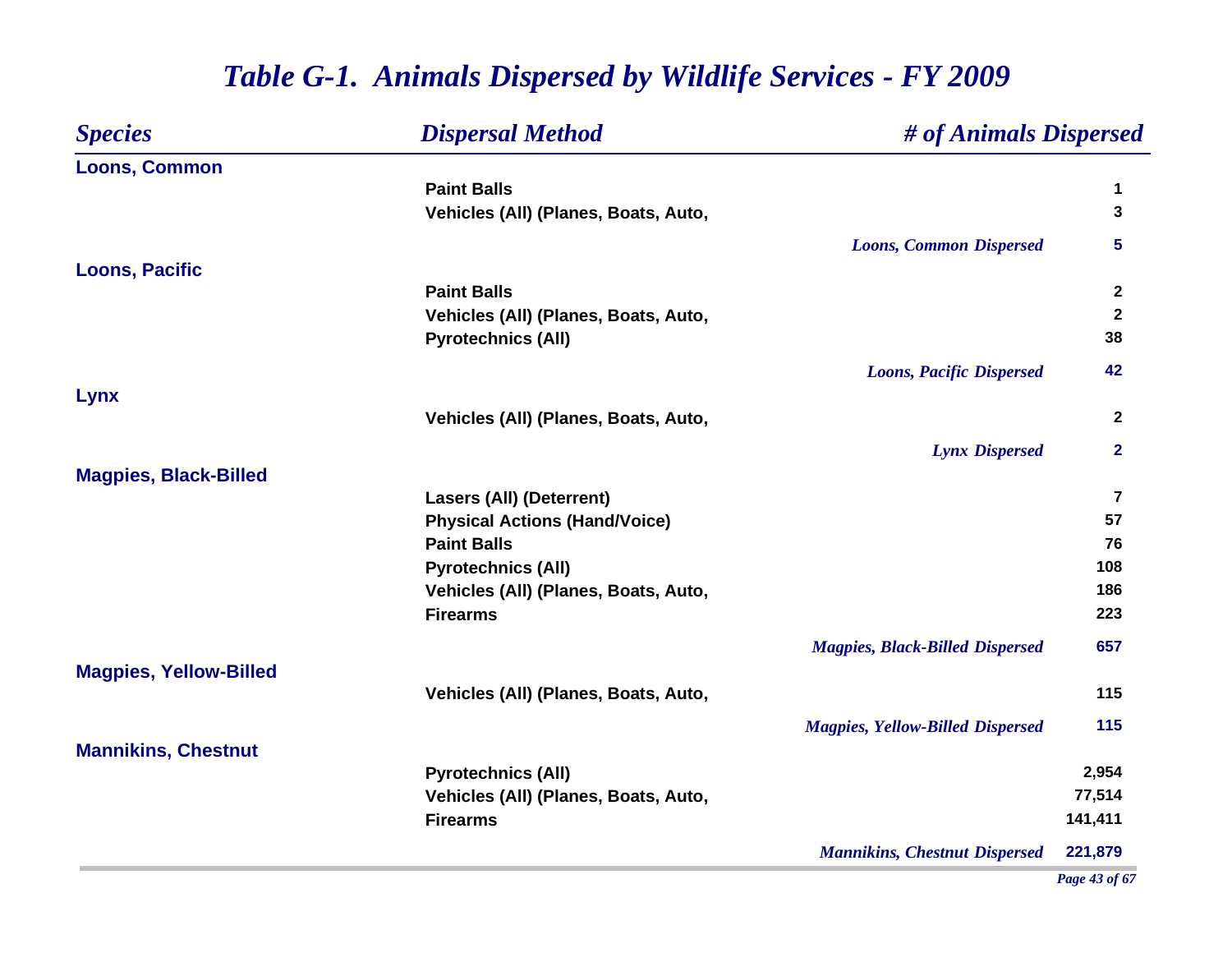# *Table G-1. Animals Dispersed by Wildlife Services - FY 2009*

| *Species* | *Dispersal Method* | *# of Animals Dispersed* |
|---|---|---|
| **Loons, Common** | | |
| | Paint Balls | 1 |
| | Vehicles (All) (Planes, Boats, Auto, | 3 |
| | *Loons, Common Dispersed* | **5** |
| **Loons, Pacific** | | |
| | Paint Balls | 2 |
| | Vehicles (All) (Planes, Boats, Auto, | 2 |
| | Pyrotechnics (All) | 38 |
| | *Loons, Pacific Dispersed* | **42** |
| **Lynx** | | |
| | Vehicles (All) (Planes, Boats, Auto, | 2 |
| | *Lynx Dispersed* | **2** |
| **Magpies, Black-Billed** | | |
| | Lasers (All) (Deterrent) | 7 |
| | Physical Actions (Hand/Voice) | 57 |
| | Paint Balls | 76 |
| | Pyrotechnics (All) | 108 |
| | Vehicles (All) (Planes, Boats, Auto, | 186 |
| | Firearms | 223 |
| | *Magpies, Black-Billed Dispersed* | **657** |
| **Magpies, Yellow-Billed** | | |
| | Vehicles (All) (Planes, Boats, Auto, | 115 |
| | *Magpies, Yellow-Billed Dispersed* | **115** |
| **Mannikins, Chestnut** | | |
| | Pyrotechnics (All) | 2,954 |
| | Vehicles (All) (Planes, Boats, Auto, | 77,514 |
| | Firearms | 141,411 |
| | *Mannikins, Chestnut Dispersed* | **221,879** |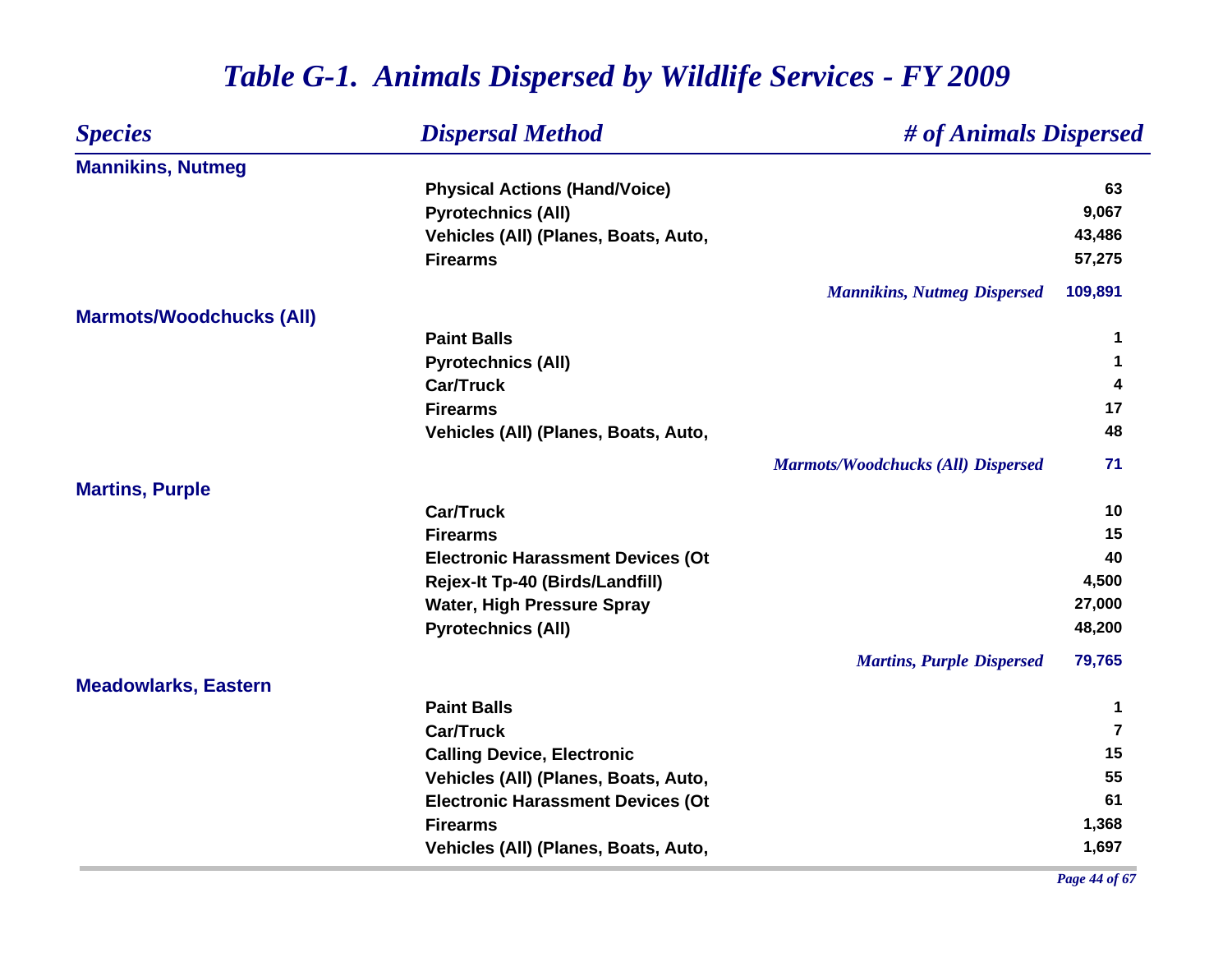# *Table G-1. Animals Dispersed by Wildlife Services - FY 2009*

| *Species* | *Dispersal Method* | *# of Animals Dispersed* |
|---|---|---|
| **Mannikins, Nutmeg** | | |
| | Physical Actions (Hand/Voice) | 63 |
| | Pyrotechnics (All) | 9,067 |
| | Vehicles (All) (Planes, Boats, Auto, | 43,486 |
| | Firearms | 57,275 |
| | *Mannikins, Nutmeg Dispersed* | 109,891 |
| **Marmots/Woodchucks (All)** | | |
| | Paint Balls | 1 |
| | Pyrotechnics (All) | 1 |
| | Car/Truck | 4 |
| | Firearms | 17 |
| | Vehicles (All) (Planes, Boats, Auto, | 48 |
| | *Marmots/Woodchucks (All) Dispersed* | 71 |
| **Martins, Purple** | | |
| | Car/Truck | 10 |
| | Firearms | 15 |
| | Electronic Harassment Devices (Ot | 40 |
| | Rejex-It Tp-40 (Birds/Landfill) | 4,500 |
| | Water, High Pressure Spray | 27,000 |
| | Pyrotechnics (All) | 48,200 |
| | *Martins, Purple Dispersed* | 79,765 |
| **Meadowlarks, Eastern** | | |
| | Paint Balls | 1 |
| | Car/Truck | 7 |
| | Calling Device, Electronic | 15 |
| | Vehicles (All) (Planes, Boats, Auto, | 55 |
| | Electronic Harassment Devices (Ot | 61 |
| | Firearms | 1,368 |
| | Vehicles (All) (Planes, Boats, Auto, | 1,697 |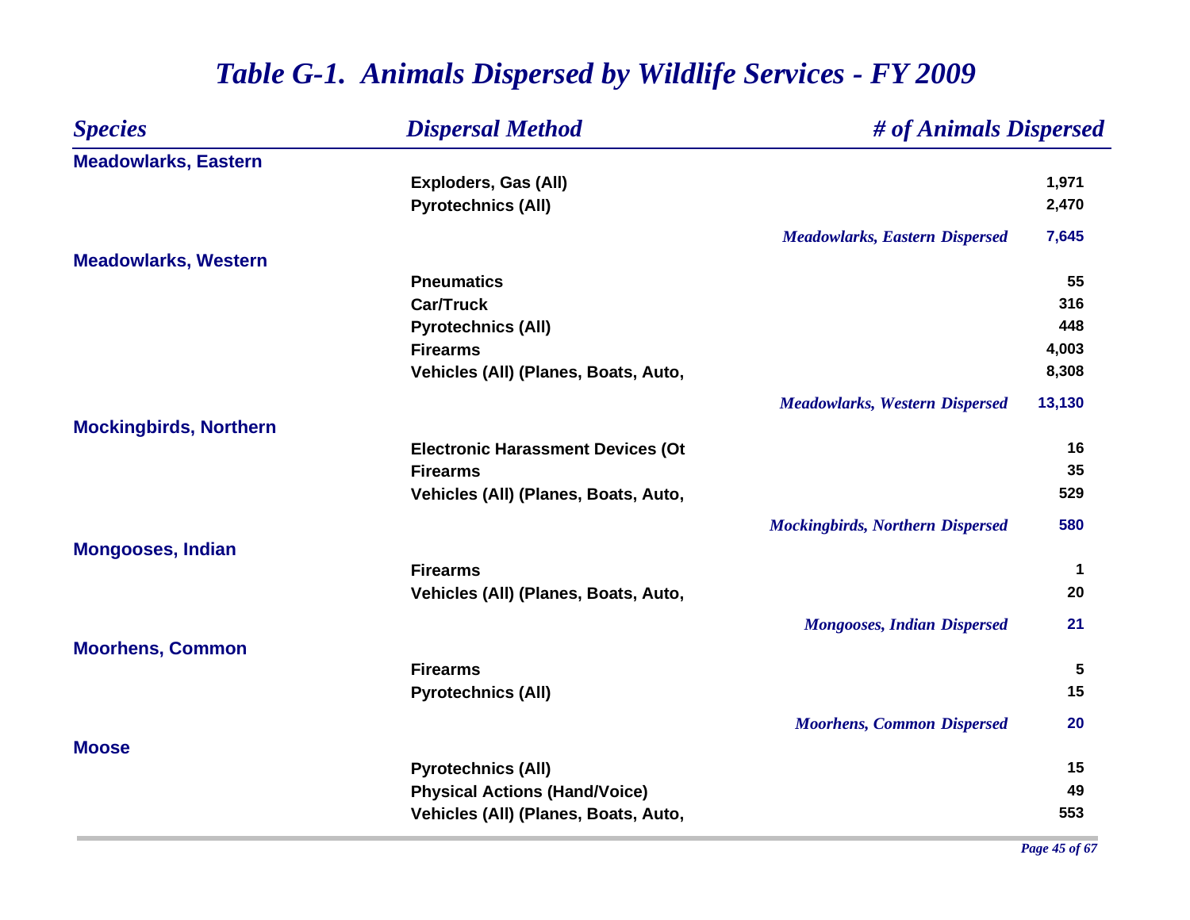# *Table G-1. Animals Dispersed by Wildlife Services - FY 2009*

| *Species* | *Dispersal Method* | *# of Animals Dispersed* |
|---|---|---|
| **Meadowlarks, Eastern** | | |
| | **Exploders, Gas (All)** | **1,971** |
| | **Pyrotechnics (All)** | **2,470** |
| | ***Meadowlarks, Eastern Dispersed*** | **7,645** |
| **Meadowlarks, Western** | | |
| | **Pneumatics** | **55** |
| | **Car/Truck** | **316** |
| | **Pyrotechnics (All)** | **448** |
| | **Firearms** | **4,003** |
| | **Vehicles (All) (Planes, Boats, Auto,** | **8,308** |
| | ***Meadowlarks, Western Dispersed*** | **13,130** |
| **Mockingbirds, Northern** | | |
| | **Electronic Harassment Devices (Ot** | **16** |
| | **Firearms** | **35** |
| | **Vehicles (All) (Planes, Boats, Auto,** | **529** |
| | ***Mockingbirds, Northern Dispersed*** | **580** |
| **Mongooses, Indian** | | |
| | **Firearms** | **1** |
| | **Vehicles (All) (Planes, Boats, Auto,** | **20** |
| | ***Mongooses, Indian Dispersed*** | **21** |
| **Moorhens, Common** | | |
| | **Firearms** | **5** |
| | **Pyrotechnics (All)** | **15** |
| | ***Moorhens, Common Dispersed*** | **20** |
| **Moose** | | |
| | **Pyrotechnics (All)** | **15** |
| | **Physical Actions (Hand/Voice)** | **49** |
| | **Vehicles (All) (Planes, Boats, Auto,** | **553** |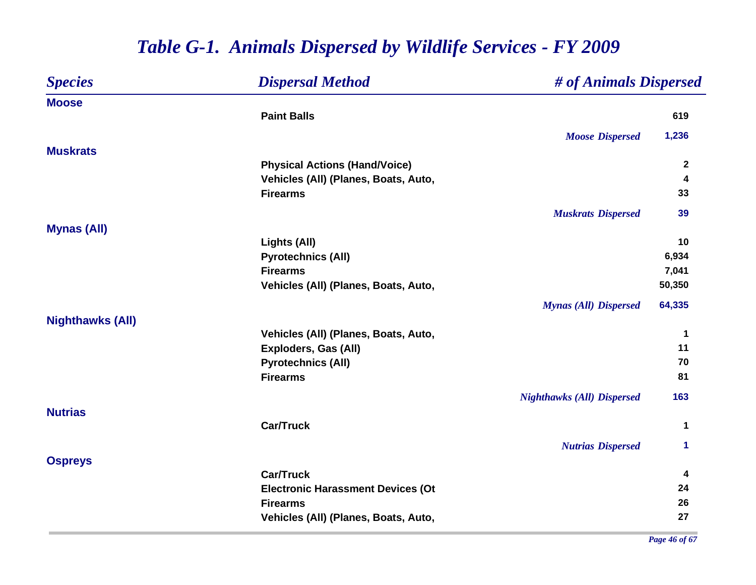# *Table G-1. Animals Dispersed by Wildlife Services - FY 2009*

| *Species* | *Dispersal Method* | *# of Animals Dispersed* |
|---|---|---|
| **Moose** | | |
| | **Paint Balls** | 619 |
| | *Moose Dispersed* | 1,236 |
| **Muskrats** | | |
| | **Physical Actions (Hand/Voice)** | 2 |
| | **Vehicles (All) (Planes, Boats, Auto,** | 4 |
| | **Firearms** | 33 |
| | *Muskrats Dispersed* | 39 |
| **Mynas (All)** | | |
| | **Lights (All)** | 10 |
| | **Pyrotechnics (All)** | 6,934 |
| | **Firearms** | 7,041 |
| | **Vehicles (All) (Planes, Boats, Auto,** | 50,350 |
| | *Mynas (All) Dispersed* | 64,335 |
| **Nighthawks (All)** | | |
| | **Vehicles (All) (Planes, Boats, Auto,** | 1 |
| | **Exploders, Gas (All)** | 11 |
| | **Pyrotechnics (All)** | 70 |
| | **Firearms** | 81 |
| | *Nighthawks (All) Dispersed* | 163 |
| **Nutrias** | | |
| | **Car/Truck** | 1 |
| | *Nutrias Dispersed* | 1 |
| **Ospreys** | | |
| | **Car/Truck** | 4 |
| | **Electronic Harassment Devices (Ot** | 24 |
| | **Firearms** | 26 |
| | **Vehicles (All) (Planes, Boats, Auto,** | 27 |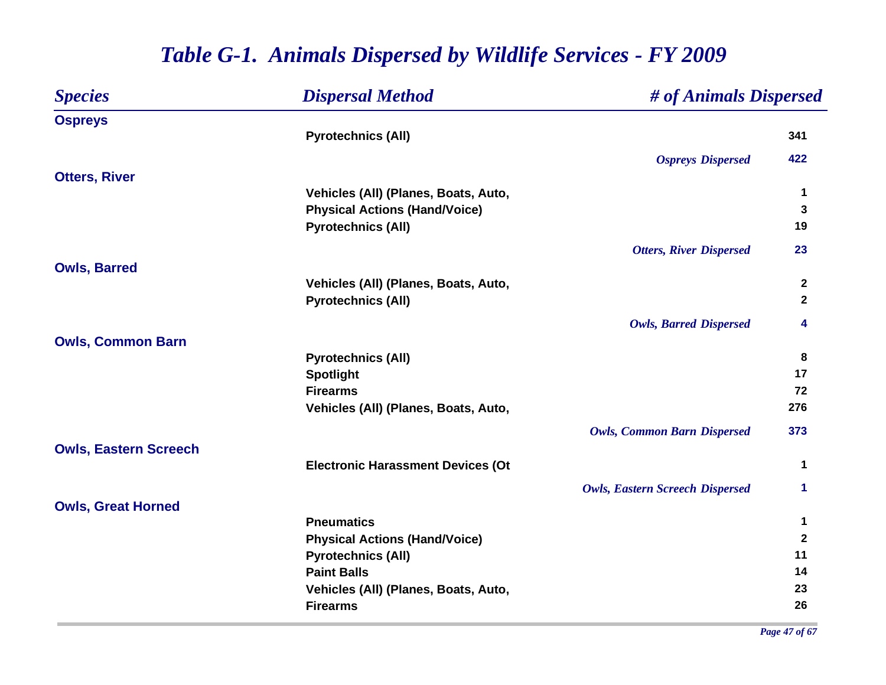# Table G-1. Animals Dispersed by Wildlife Services - FY 2009

| Species | Dispersal Method | # of Animals Dispersed |
|---|---|---|
| **Ospreys** | | |
| | Pyrotechnics (All) | 341 |
| | *Ospreys Dispersed* | 422 |
| **Otters, River** | | |
| | Vehicles (All) (Planes, Boats, Auto, | 1 |
| | Physical Actions (Hand/Voice) | 3 |
| | Pyrotechnics (All) | 19 |
| | *Otters, River Dispersed* | 23 |
| **Owls, Barred** | | |
| | Vehicles (All) (Planes, Boats, Auto, | 2 |
| | Pyrotechnics (All) | 2 |
| | *Owls, Barred Dispersed* | 4 |
| **Owls, Common Barn** | | |
| | Pyrotechnics (All) | 8 |
| | Spotlight | 17 |
| | Firearms | 72 |
| | Vehicles (All) (Planes, Boats, Auto, | 276 |
| | *Owls, Common Barn Dispersed* | 373 |
| **Owls, Eastern Screech** | | |
| | Electronic Harassment Devices (Ot | 1 |
| | *Owls, Eastern Screech Dispersed* | 1 |
| **Owls, Great Horned** | | |
| | Pneumatics | 1 |
| | Physical Actions (Hand/Voice) | 2 |
| | Pyrotechnics (All) | 11 |
| | Paint Balls | 14 |
| | Vehicles (All) (Planes, Boats, Auto, | 23 |
| | Firearms | 26 |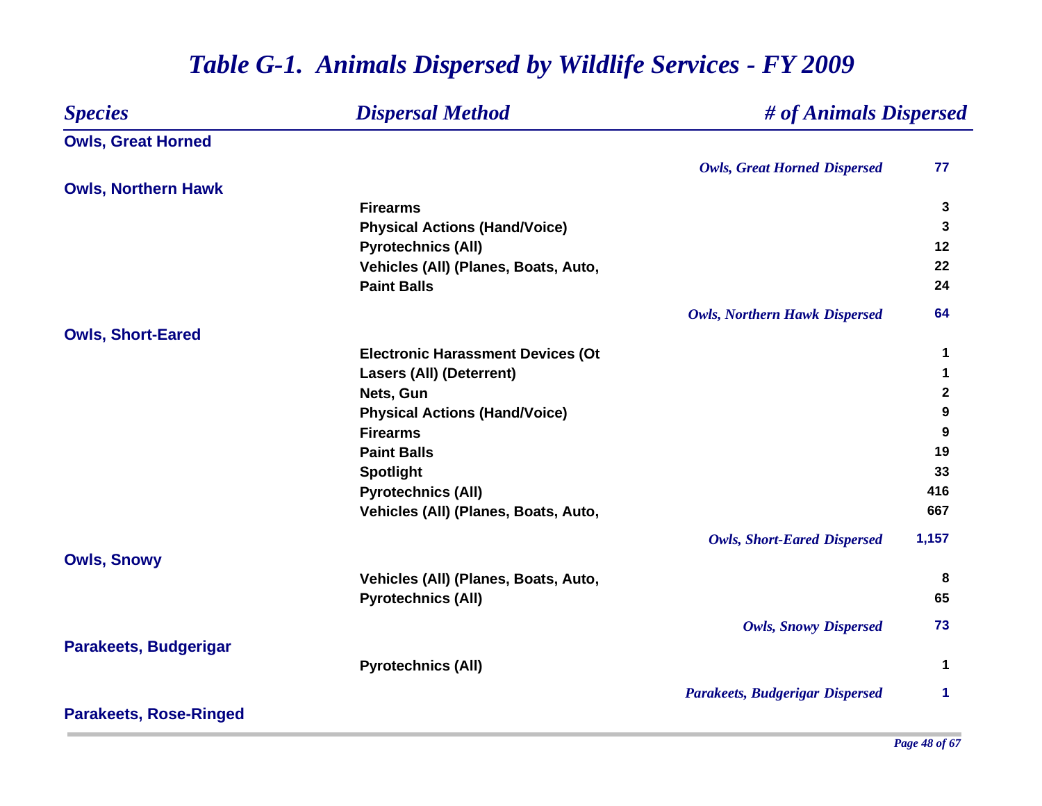# *Table G-1. Animals Dispersed by Wildlife Services - FY 2009*

| *Species* | *Dispersal Method* | *# of Animals Dispersed* |
|---|---|---|
| **Owls, Great Horned** | | |
| | *Owls, Great Horned Dispersed* | **77** |
| **Owls, Northern Hawk** | | |
| | **Firearms** | **3** |
| | **Physical Actions (Hand/Voice)** | **3** |
| | **Pyrotechnics (All)** | **12** |
| | **Vehicles (All) (Planes, Boats, Auto,** | **22** |
| | **Paint Balls** | **24** |
| | *Owls, Northern Hawk Dispersed* | **64** |
| **Owls, Short-Eared** | | |
| | **Electronic Harassment Devices (Ot** | **1** |
| | **Lasers (All) (Deterrent)** | **1** |
| | **Nets, Gun** | **2** |
| | **Physical Actions (Hand/Voice)** | **9** |
| | **Firearms** | **9** |
| | **Paint Balls** | **19** |
| | **Spotlight** | **33** |
| | **Pyrotechnics (All)** | **416** |
| | **Vehicles (All) (Planes, Boats, Auto,** | **667** |
| | *Owls, Short-Eared Dispersed* | **1,157** |
| **Owls, Snowy** | | |
| | **Vehicles (All) (Planes, Boats, Auto,** | **8** |
| | **Pyrotechnics (All)** | **65** |
| | *Owls, Snowy Dispersed* | **73** |
| **Parakeets, Budgerigar** | | |
| | **Pyrotechnics (All)** | **1** |
| | *Parakeets, Budgerigar Dispersed* | **1** |
| **Parakeets, Rose-Ringed** | | |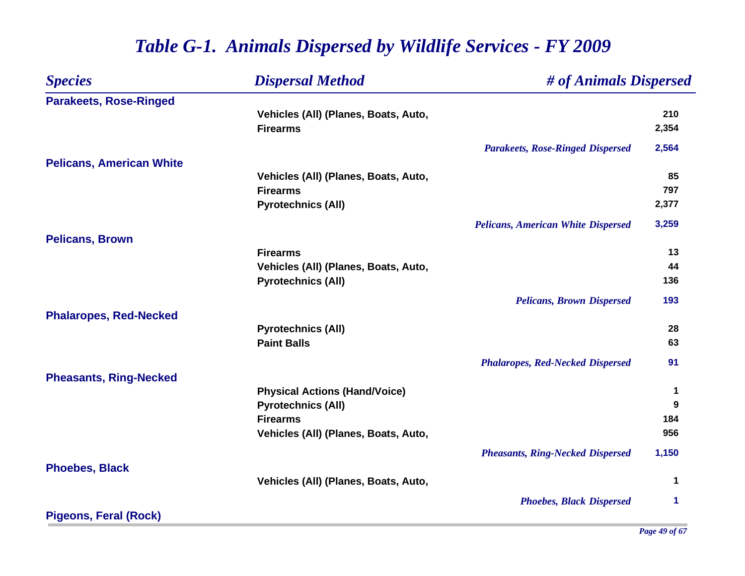# Table G-1. Animals Dispersed by Wildlife Services - FY 2009

| Species | Dispersal Method | # of Animals Dispersed |
|---|---|---|
| **Parakeets, Rose-Ringed** | | |
| | Vehicles (All) (Planes, Boats, Auto, | 210 |
| | Firearms | 2,354 |
| | *Parakeets, Rose-Ringed Dispersed* | 2,564 |
| **Pelicans, American White** | | |
| | Vehicles (All) (Planes, Boats, Auto, | 85 |
| | Firearms | 797 |
| | Pyrotechnics (All) | 2,377 |
| | *Pelicans, American White Dispersed* | 3,259 |
| **Pelicans, Brown** | | |
| | Firearms | 13 |
| | Vehicles (All) (Planes, Boats, Auto, | 44 |
| | Pyrotechnics (All) | 136 |
| | *Pelicans, Brown Dispersed* | 193 |
| **Phalaropes, Red-Necked** | | |
| | Pyrotechnics (All) | 28 |
| | Paint Balls | 63 |
| | *Phalaropes, Red-Necked Dispersed* | 91 |
| **Pheasants, Ring-Necked** | | |
| | Physical Actions (Hand/Voice) | 1 |
| | Pyrotechnics (All) | 9 |
| | Firearms | 184 |
| | Vehicles (All) (Planes, Boats, Auto, | 956 |
| | *Pheasants, Ring-Necked Dispersed* | 1,150 |
| **Phoebes, Black** | | |
| | Vehicles (All) (Planes, Boats, Auto, | 1 |
| | *Phoebes, Black Dispersed* | 1 |
| **Pigeons, Feral (Rock)** | | |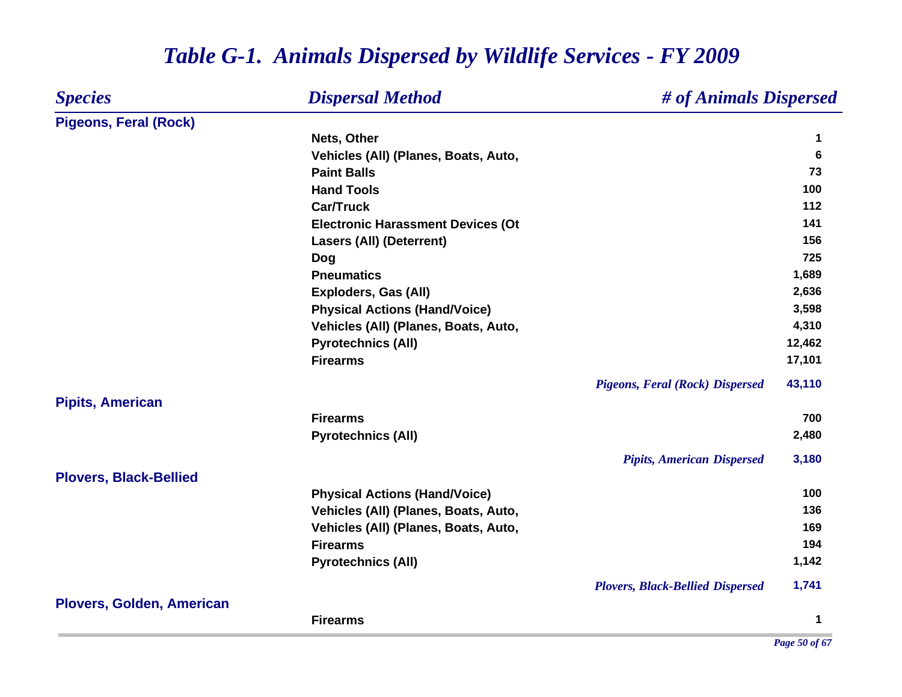# *Table G-1. Animals Dispersed by Wildlife Services - FY 2009*

| *Species* | *Dispersal Method* | *# of Animals Dispersed* |
|---|---|---|
| **Pigeons, Feral (Rock)** | | |
| | **Nets, Other** | **1** |
| | **Vehicles (All) (Planes, Boats, Auto,** | **6** |
| | **Paint Balls** | **73** |
| | **Hand Tools** | **100** |
| | **Car/Truck** | **112** |
| | **Electronic Harassment Devices (Ot** | **141** |
| | **Lasers (All) (Deterrent)** | **156** |
| | **Dog** | **725** |
| | **Pneumatics** | **1,689** |
| | **Exploders, Gas (All)** | **2,636** |
| | **Physical Actions (Hand/Voice)** | **3,598** |
| | **Vehicles (All) (Planes, Boats, Auto,** | **4,310** |
| | **Pyrotechnics (All)** | **12,462** |
| | **Firearms** | **17,101** |
| | ***Pigeons, Feral (Rock) Dispersed*** | **43,110** |
| **Pipits, American** | | |
| | **Firearms** | **700** |
| | **Pyrotechnics (All)** | **2,480** |
| | ***Pipits, American Dispersed*** | **3,180** |
| **Plovers, Black-Bellied** | | |
| | **Physical Actions (Hand/Voice)** | **100** |
| | **Vehicles (All) (Planes, Boats, Auto,** | **136** |
| | **Vehicles (All) (Planes, Boats, Auto,** | **169** |
| | **Firearms** | **194** |
| | **Pyrotechnics (All)** | **1,142** |
| | ***Plovers, Black-Bellied Dispersed*** | **1,741** |
| **Plovers, Golden, American** | | |
| | **Firearms** | **1** |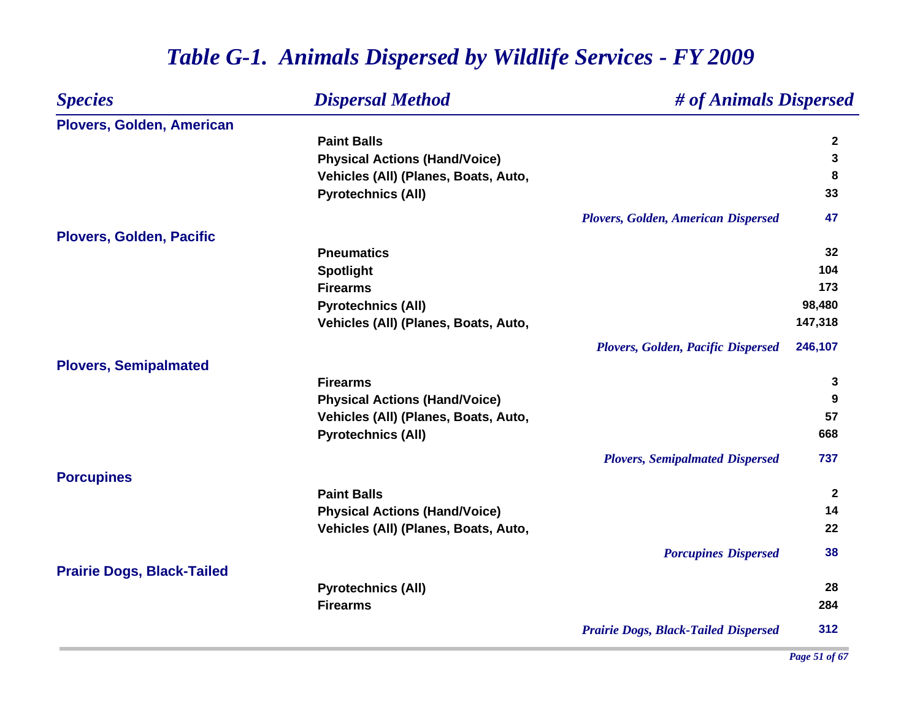# Table G-1. Animals Dispersed by Wildlife Services - FY 2009

| Species | Dispersal Method | # of Animals Dispersed |
|---|---|---|
| **Plovers, Golden, American** | | |
| | Paint Balls | 2 |
| | Physical Actions (Hand/Voice) | 3 |
| | Vehicles (All) (Planes, Boats, Auto, | 8 |
| | Pyrotechnics (All) | 33 |
| | *Plovers, Golden, American Dispersed* | 47 |
| **Plovers, Golden, Pacific** | | |
| | Pneumatics | 32 |
| | Spotlight | 104 |
| | Firearms | 173 |
| | Pyrotechnics (All) | 98,480 |
| | Vehicles (All) (Planes, Boats, Auto, | 147,318 |
| | *Plovers, Golden, Pacific Dispersed* | 246,107 |
| **Plovers, Semipalmated** | | |
| | Firearms | 3 |
| | Physical Actions (Hand/Voice) | 9 |
| | Vehicles (All) (Planes, Boats, Auto, | 57 |
| | Pyrotechnics (All) | 668 |
| | *Plovers, Semipalmated Dispersed* | 737 |
| **Porcupines** | | |
| | Paint Balls | 2 |
| | Physical Actions (Hand/Voice) | 14 |
| | Vehicles (All) (Planes, Boats, Auto, | 22 |
| | *Porcupines Dispersed* | 38 |
| **Prairie Dogs, Black-Tailed** | | |
| | Pyrotechnics (All) | 28 |
| | Firearms | 284 |
| | *Prairie Dogs, Black-Tailed Dispersed* | 312 |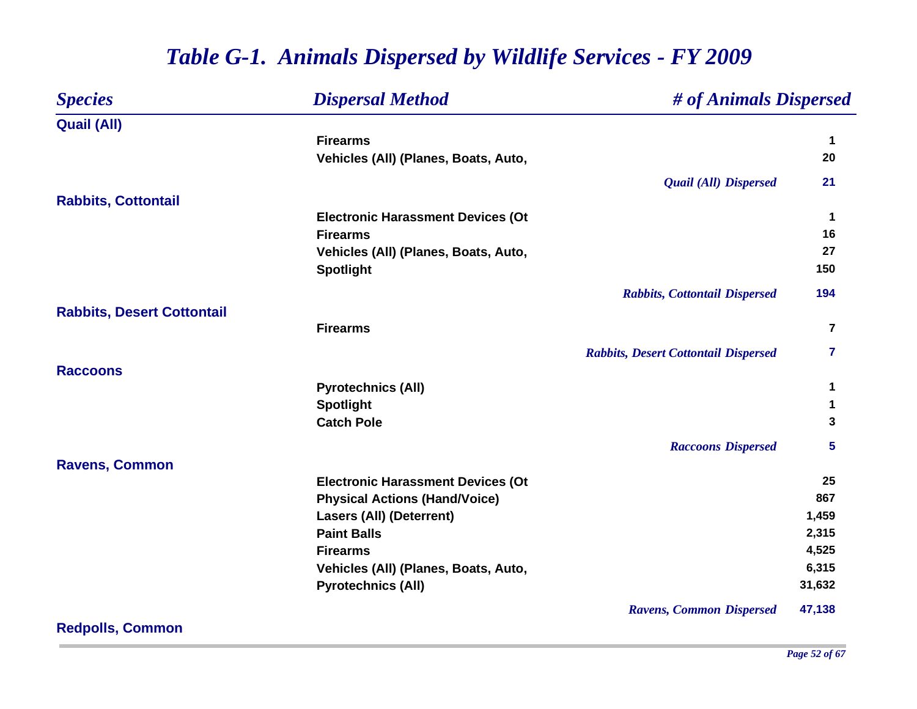# *Table G-1. Animals Dispersed by Wildlife Services - FY 2009*

| *Species* | *Dispersal Method* | *# of Animals Dispersed* |
|---|---|---|
| **Quail (All)** | | |
| | **Firearms** | **1** |
| | **Vehicles (All) (Planes, Boats, Auto,** | **20** |
| | *Quail (All) Dispersed* | **21** |
| **Rabbits, Cottontail** | | |
| | **Electronic Harassment Devices (Ot** | **1** |
| | **Firearms** | **16** |
| | **Vehicles (All) (Planes, Boats, Auto,** | **27** |
| | **Spotlight** | **150** |
| | *Rabbits, Cottontail Dispersed* | **194** |
| **Rabbits, Desert Cottontail** | | |
| | **Firearms** | **7** |
| | *Rabbits, Desert Cottontail Dispersed* | **7** |
| **Raccoons** | | |
| | **Pyrotechnics (All)** | **1** |
| | **Spotlight** | **1** |
| | **Catch Pole** | **3** |
| | *Raccoons Dispersed* | **5** |
| **Ravens, Common** | | |
| | **Electronic Harassment Devices (Ot** | **25** |
| | **Physical Actions (Hand/Voice)** | **867** |
| | **Lasers (All) (Deterrent)** | **1,459** |
| | **Paint Balls** | **2,315** |
| | **Firearms** | **4,525** |
| | **Vehicles (All) (Planes, Boats, Auto,** | **6,315** |
| | **Pyrotechnics (All)** | **31,632** |
| | *Ravens, Common Dispersed* | **47,138** |
| **Redpolls, Common** | | |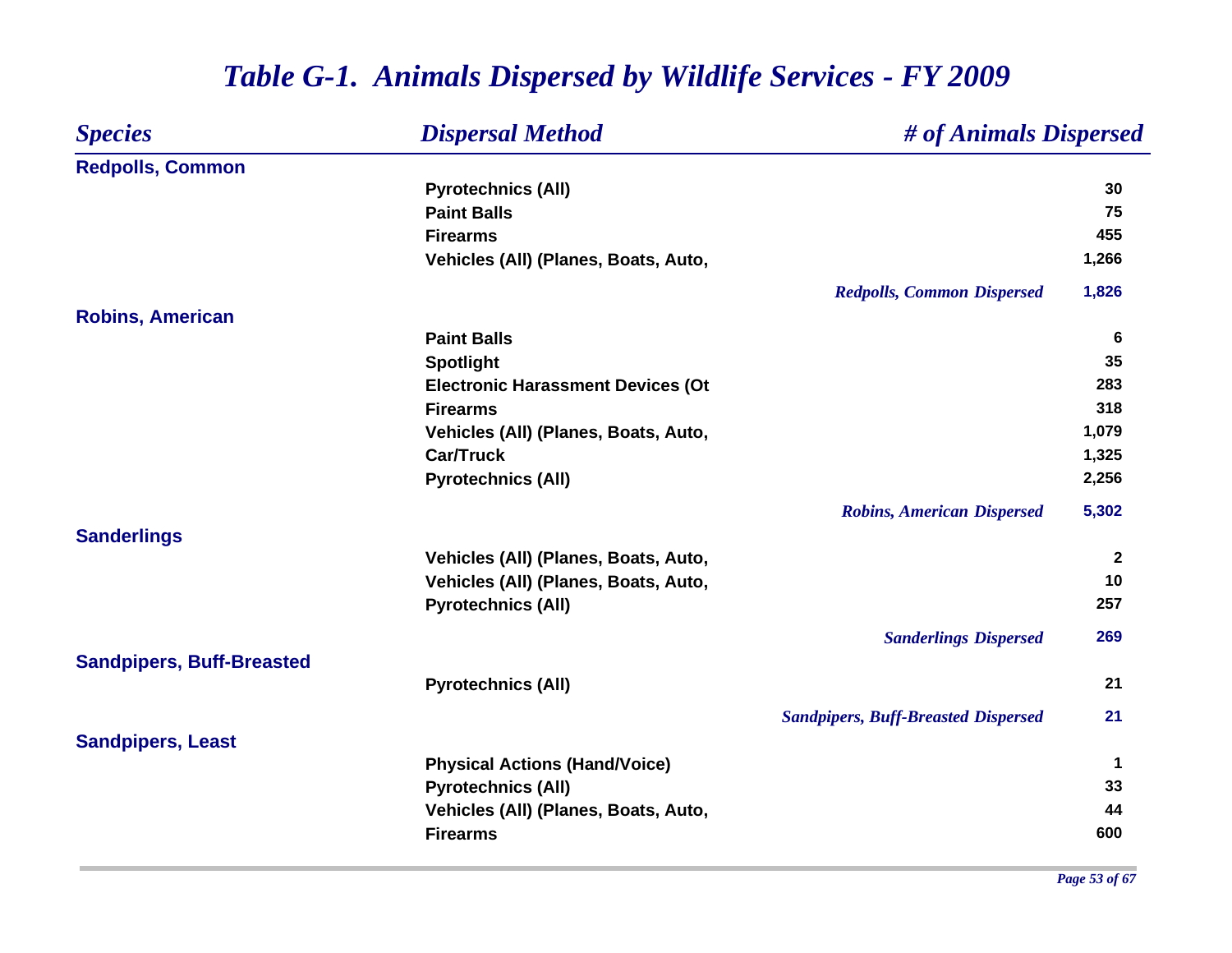# *Table G-1. Animals Dispersed by Wildlife Services - FY 2009*

| *Species* | *Dispersal Method* | *# of Animals Dispersed* |
|---|---|---|
| **Redpolls, Common** | | |
| | Pyrotechnics (All) | 30 |
| | Paint Balls | 75 |
| | Firearms | 455 |
| | Vehicles (All) (Planes, Boats, Auto, | 1,266 |
| | *Redpolls, Common Dispersed* | 1,826 |
| **Robins, American** | | |
| | Paint Balls | 6 |
| | Spotlight | 35 |
| | Electronic Harassment Devices (Ot | 283 |
| | Firearms | 318 |
| | Vehicles (All) (Planes, Boats, Auto, | 1,079 |
| | Car/Truck | 1,325 |
| | Pyrotechnics (All) | 2,256 |
| | *Robins, American Dispersed* | 5,302 |
| **Sanderlings** | | |
| | Vehicles (All) (Planes, Boats, Auto, | 2 |
| | Vehicles (All) (Planes, Boats, Auto, | 10 |
| | Pyrotechnics (All) | 257 |
| | *Sanderlings Dispersed* | 269 |
| **Sandpipers, Buff-Breasted** | | |
| | Pyrotechnics (All) | 21 |
| | *Sandpipers, Buff-Breasted Dispersed* | 21 |
| **Sandpipers, Least** | | |
| | Physical Actions (Hand/Voice) | 1 |
| | Pyrotechnics (All) | 33 |
| | Vehicles (All) (Planes, Boats, Auto, | 44 |
| | Firearms | 600 |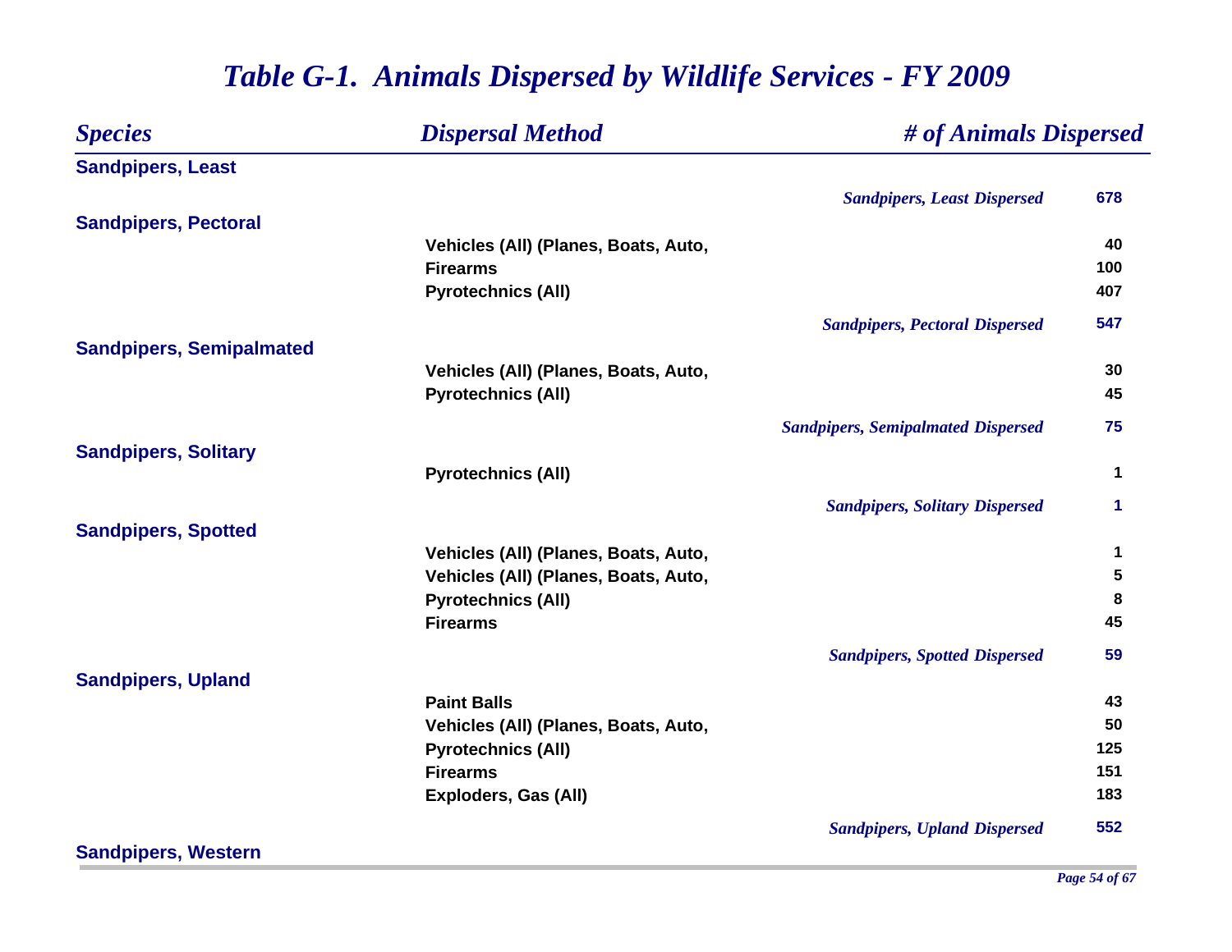# *Table G-1. Animals Dispersed by Wildlife Services - FY 2009*

| *Species* | *Dispersal Method* | *# of Animals Dispersed* |
|---|---|---|
| **Sandpipers, Least** | | |
| | *Sandpipers, Least Dispersed* | **678** |
| **Sandpipers, Pectoral** | | |
| | Vehicles (All) (Planes, Boats, Auto, | 40 |
| | Firearms | 100 |
| | Pyrotechnics (All) | 407 |
| | *Sandpipers, Pectoral Dispersed* | **547** |
| **Sandpipers, Semipalmated** | | |
| | Vehicles (All) (Planes, Boats, Auto, | 30 |
| | Pyrotechnics (All) | 45 |
| | *Sandpipers, Semipalmated Dispersed* | **75** |
| **Sandpipers, Solitary** | | |
| | Pyrotechnics (All) | 1 |
| | *Sandpipers, Solitary Dispersed* | **1** |
| **Sandpipers, Spotted** | | |
| | Vehicles (All) (Planes, Boats, Auto, | 1 |
| | Vehicles (All) (Planes, Boats, Auto, | 5 |
| | Pyrotechnics (All) | 8 |
| | Firearms | 45 |
| | *Sandpipers, Spotted Dispersed* | **59** |
| **Sandpipers, Upland** | | |
| | Paint Balls | 43 |
| | Vehicles (All) (Planes, Boats, Auto, | 50 |
| | Pyrotechnics (All) | 125 |
| | Firearms | 151 |
| | Exploders, Gas (All) | 183 |
| | *Sandpipers, Upland Dispersed* | **552** |
| **Sandpipers, Western** | | |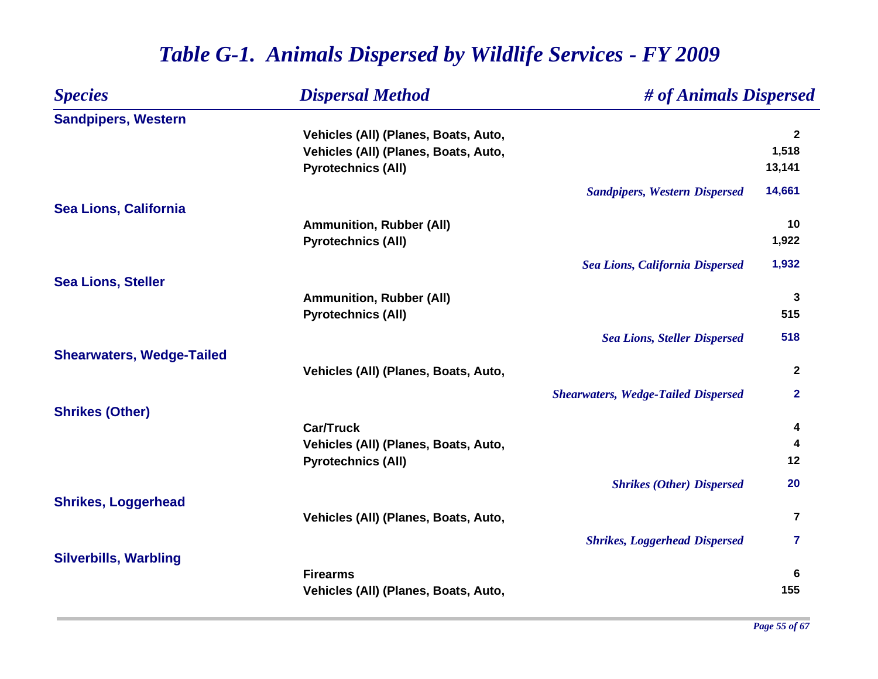# Table G-1. Animals Dispersed by Wildlife Services - FY 2009

| Species | Dispersal Method | # of Animals Dispersed |
|---|---|---|
| **Sandpipers, Western** | | |
| | Vehicles (All) (Planes, Boats, Auto, | 2 |
| | Vehicles (All) (Planes, Boats, Auto, | 1,518 |
| | Pyrotechnics (All) | 13,141 |
| | *Sandpipers, Western Dispersed* | 14,661 |
| **Sea Lions, California** | | |
| | Ammunition, Rubber (All) | 10 |
| | Pyrotechnics (All) | 1,922 |
| | *Sea Lions, California Dispersed* | 1,932 |
| **Sea Lions, Steller** | | |
| | Ammunition, Rubber (All) | 3 |
| | Pyrotechnics (All) | 515 |
| | *Sea Lions, Steller Dispersed* | 518 |
| **Shearwaters, Wedge-Tailed** | | |
| | Vehicles (All) (Planes, Boats, Auto, | 2 |
| | *Shearwaters, Wedge-Tailed Dispersed* | 2 |
| **Shrikes (Other)** | | |
| | Car/Truck | 4 |
| | Vehicles (All) (Planes, Boats, Auto, | 4 |
| | Pyrotechnics (All) | 12 |
| | *Shrikes (Other) Dispersed* | 20 |
| **Shrikes, Loggerhead** | | |
| | Vehicles (All) (Planes, Boats, Auto, | 7 |
| | *Shrikes, Loggerhead Dispersed* | 7 |
| **Silverbills, Warbling** | | |
| | Firearms | 6 |
| | Vehicles (All) (Planes, Boats, Auto, | 155 |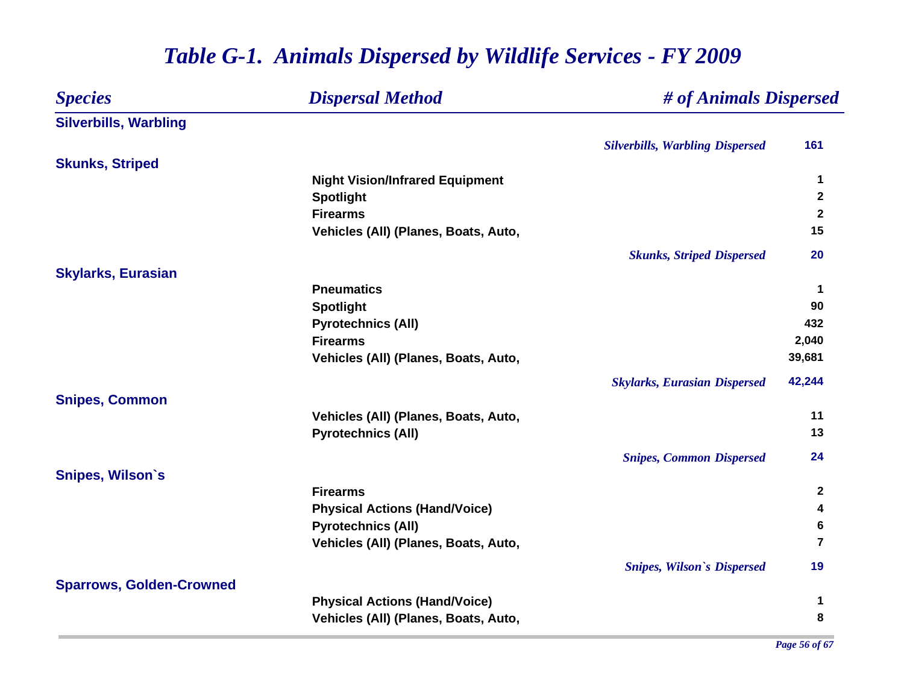# *Table G-1. Animals Dispersed by Wildlife Services - FY 2009*

| *Species* | *Dispersal Method* | *# of Animals Dispersed* |
|---|---|---|
| **Silverbills, Warbling** | | |
| | *Silverbills, Warbling Dispersed* | **161** |
| **Skunks, Striped** | | |
| | Night Vision/Infrared Equipment | 1 |
| | Spotlight | 2 |
| | Firearms | 2 |
| | Vehicles (All) (Planes, Boats, Auto, | 15 |
| | *Skunks, Striped Dispersed* | **20** |
| **Skylarks, Eurasian** | | |
| | Pneumatics | 1 |
| | Spotlight | 90 |
| | Pyrotechnics (All) | 432 |
| | Firearms | 2,040 |
| | Vehicles (All) (Planes, Boats, Auto, | 39,681 |
| | *Skylarks, Eurasian Dispersed* | **42,244** |
| **Snipes, Common** | | |
| | Vehicles (All) (Planes, Boats, Auto, | 11 |
| | Pyrotechnics (All) | 13 |
| | *Snipes, Common Dispersed* | **24** |
| **Snipes, Wilson`s** | | |
| | Firearms | 2 |
| | Physical Actions (Hand/Voice) | 4 |
| | Pyrotechnics (All) | 6 |
| | Vehicles (All) (Planes, Boats, Auto, | 7 |
| | *Snipes, Wilson`s Dispersed* | **19** |
| **Sparrows, Golden-Crowned** | | |
| | Physical Actions (Hand/Voice) | 1 |
| | Vehicles (All) (Planes, Boats, Auto, | 8 |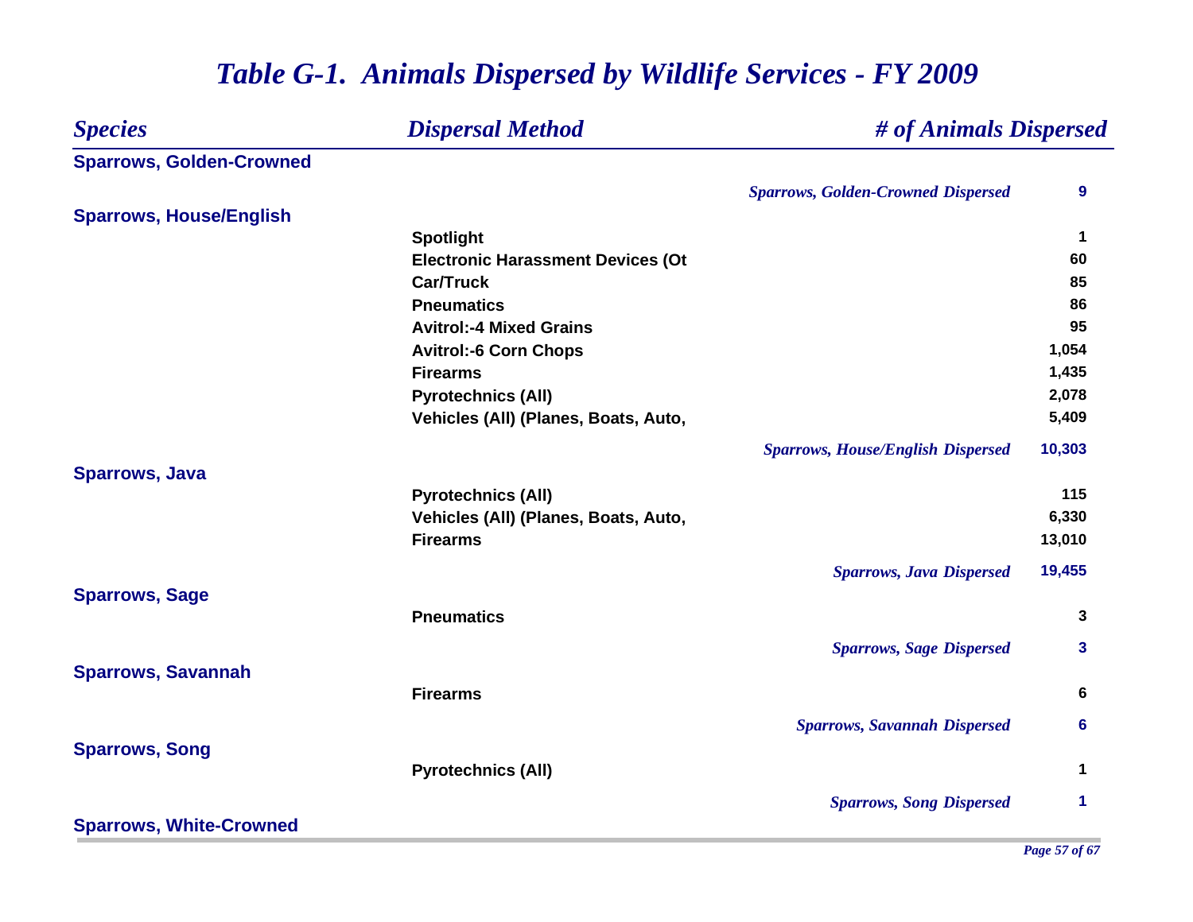# *Table G-1. Animals Dispersed by Wildlife Services - FY 2009*

| *Species* | *Dispersal Method* | *# of Animals Dispersed* |
|---|---|---|
| **Sparrows, Golden-Crowned** | | |
| | *Sparrows, Golden-Crowned Dispersed* | **9** |
| **Sparrows, House/English** | | |
| | Spotlight | 1 |
| | Electronic Harassment Devices (Ot | 60 |
| | Car/Truck | 85 |
| | Pneumatics | 86 |
| | Avitrol:-4 Mixed Grains | 95 |
| | Avitrol:-6 Corn Chops | 1,054 |
| | Firearms | 1,435 |
| | Pyrotechnics (All) | 2,078 |
| | Vehicles (All) (Planes, Boats, Auto, | 5,409 |
| | *Sparrows, House/English Dispersed* | **10,303** |
| **Sparrows, Java** | | |
| | Pyrotechnics (All) | 115 |
| | Vehicles (All) (Planes, Boats, Auto, | 6,330 |
| | Firearms | 13,010 |
| | *Sparrows, Java Dispersed* | **19,455** |
| **Sparrows, Sage** | | |
| | Pneumatics | 3 |
| | *Sparrows, Sage Dispersed* | **3** |
| **Sparrows, Savannah** | | |
| | Firearms | 6 |
| | *Sparrows, Savannah Dispersed* | **6** |
| **Sparrows, Song** | | |
| | Pyrotechnics (All) | 1 |
| | *Sparrows, Song Dispersed* | **1** |
| **Sparrows, White-Crowned** | | |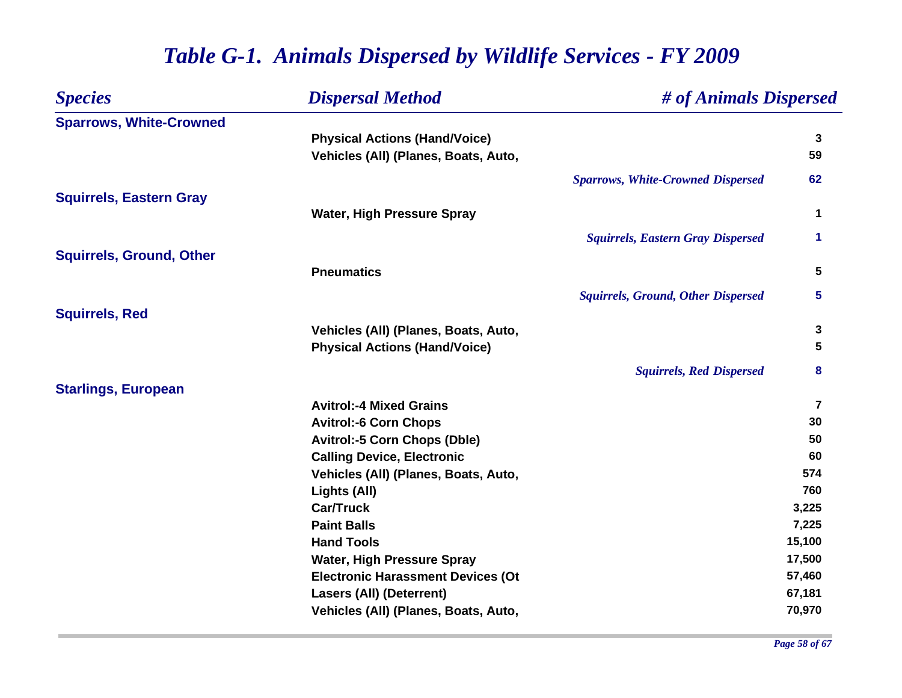# *Table G-1. Animals Dispersed by Wildlife Services - FY 2009*

| *Species* | *Dispersal Method* | *# of Animals Dispersed* |
|---|---|---|
| **Sparrows, White-Crowned** | | |
| | **Physical Actions (Hand/Voice)** | **3** |
| | **Vehicles (All) (Planes, Boats, Auto,** | **59** |
| | ***Sparrows, White-Crowned Dispersed*** | **62** |
| **Squirrels, Eastern Gray** | | |
| | **Water, High Pressure Spray** | **1** |
| | ***Squirrels, Eastern Gray Dispersed*** | **1** |
| **Squirrels, Ground, Other** | | |
| | **Pneumatics** | **5** |
| | ***Squirrels, Ground, Other Dispersed*** | **5** |
| **Squirrels, Red** | | |
| | **Vehicles (All) (Planes, Boats, Auto,** | **3** |
| | **Physical Actions (Hand/Voice)** | **5** |
| | ***Squirrels, Red Dispersed*** | **8** |
| **Starlings, European** | | |
| | **Avitrol:-4 Mixed Grains** | **7** |
| | **Avitrol:-6 Corn Chops** | **30** |
| | **Avitrol:-5 Corn Chops (Dble)** | **50** |
| | **Calling Device, Electronic** | **60** |
| | **Vehicles (All) (Planes, Boats, Auto,** | **574** |
| | **Lights (All)** | **760** |
| | **Car/Truck** | **3,225** |
| | **Paint Balls** | **7,225** |
| | **Hand Tools** | **15,100** |
| | **Water, High Pressure Spray** | **17,500** |
| | **Electronic Harassment Devices (Ot** | **57,460** |
| | **Lasers (All) (Deterrent)** | **67,181** |
| | **Vehicles (All) (Planes, Boats, Auto,** | **70,970** |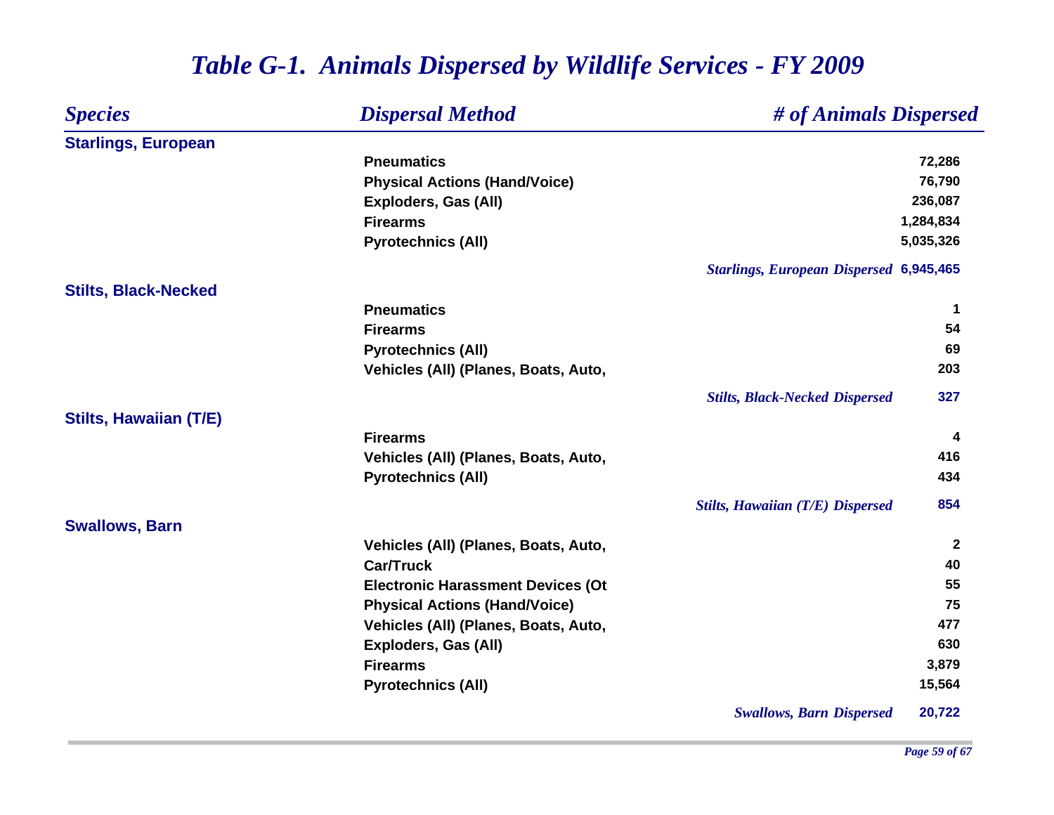# *Table G-1. Animals Dispersed by Wildlife Services - FY 2009*

| *Species* | *Dispersal Method* | *# of Animals Dispersed* |
|---|---|---|
| **Starlings, European** | | |
| | **Pneumatics** | **72,286** |
| | **Physical Actions (Hand/Voice)** | **76,790** |
| | **Exploders, Gas (All)** | **236,087** |
| | **Firearms** | **1,284,834** |
| | **Pyrotechnics (All)** | **5,035,326** |
| | ***Starlings, European Dispersed*** | **6,945,465** |
| **Stilts, Black-Necked** | | |
| | **Pneumatics** | **1** |
| | **Firearms** | **54** |
| | **Pyrotechnics (All)** | **69** |
| | **Vehicles (All) (Planes, Boats, Auto,** | **203** |
| | ***Stilts, Black-Necked Dispersed*** | **327** |
| **Stilts, Hawaiian (T/E)** | | |
| | **Firearms** | **4** |
| | **Vehicles (All) (Planes, Boats, Auto,** | **416** |
| | **Pyrotechnics (All)** | **434** |
| | ***Stilts, Hawaiian (T/E) Dispersed*** | **854** |
| **Swallows, Barn** | | |
| | **Vehicles (All) (Planes, Boats, Auto,** | **2** |
| | **Car/Truck** | **40** |
| | **Electronic Harassment Devices (Ot** | **55** |
| | **Physical Actions (Hand/Voice)** | **75** |
| | **Vehicles (All) (Planes, Boats, Auto,** | **477** |
| | **Exploders, Gas (All)** | **630** |
| | **Firearms** | **3,879** |
| | **Pyrotechnics (All)** | **15,564** |
| | ***Swallows, Barn Dispersed*** | **20,722** |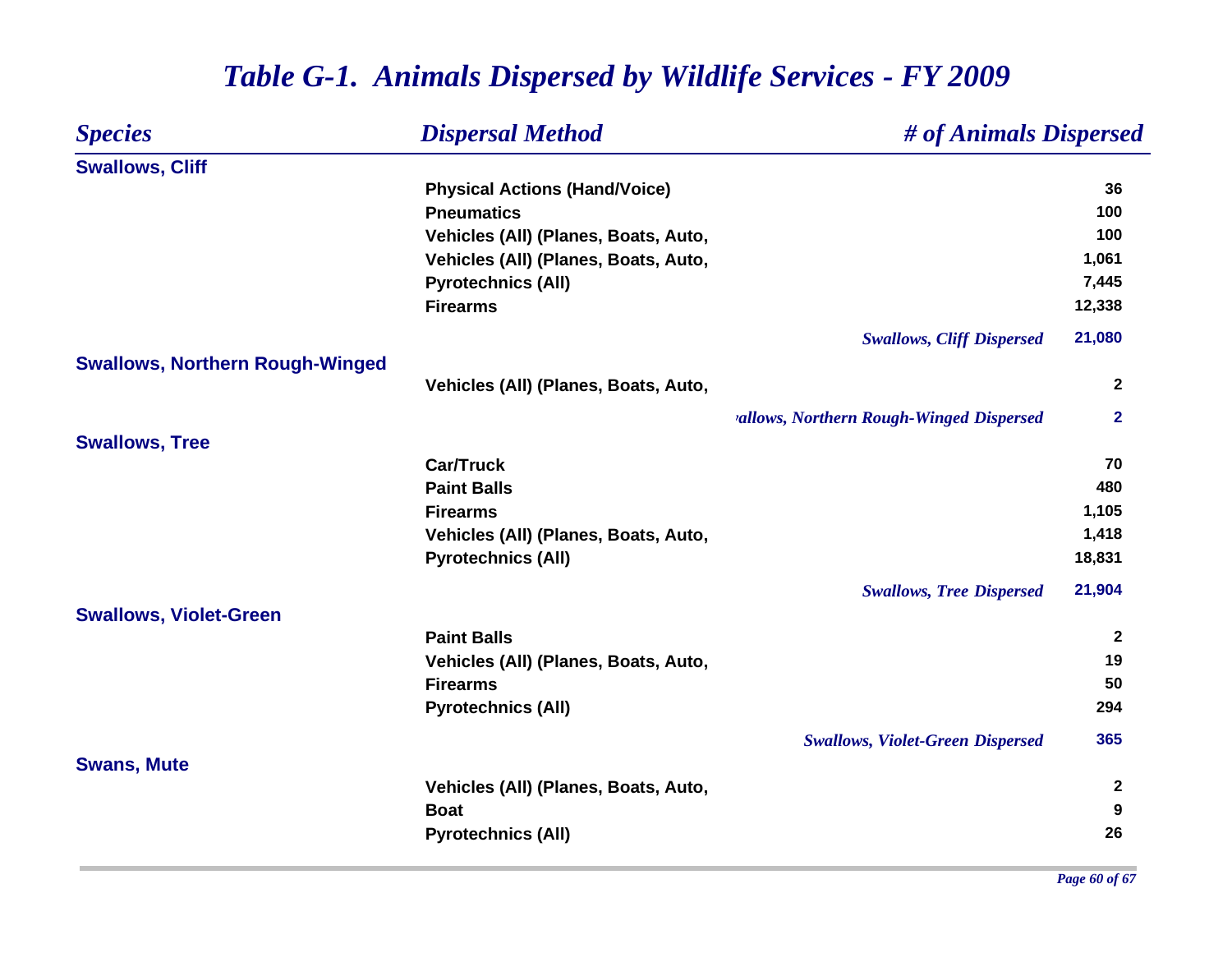# Table G-1. Animals Dispersed by Wildlife Services - FY 2009

| Species | Dispersal Method | # of Animals Dispersed |
|---|---|---|
| **Swallows, Cliff** | | |
| | Physical Actions (Hand/Voice) | 36 |
| | Pneumatics | 100 |
| | Vehicles (All) (Planes, Boats, Auto, | 100 |
| | Vehicles (All) (Planes, Boats, Auto, | 1,061 |
| | Pyrotechnics (All) | 7,445 |
| | Firearms | 12,338 |
| | *Swallows, Cliff Dispersed* | 21,080 |
| **Swallows, Northern Rough-Winged** | | |
| | Vehicles (All) (Planes, Boats, Auto, | 2 |
| | *allows, Northern Rough-Winged Dispersed* | 2 |
| **Swallows, Tree** | | |
| | Car/Truck | 70 |
| | Paint Balls | 480 |
| | Firearms | 1,105 |
| | Vehicles (All) (Planes, Boats, Auto, | 1,418 |
| | Pyrotechnics (All) | 18,831 |
| | *Swallows, Tree Dispersed* | 21,904 |
| **Swallows, Violet-Green** | | |
| | Paint Balls | 2 |
| | Vehicles (All) (Planes, Boats, Auto, | 19 |
| | Firearms | 50 |
| | Pyrotechnics (All) | 294 |
| | *Swallows, Violet-Green Dispersed* | 365 |
| **Swans, Mute** | | |
| | Vehicles (All) (Planes, Boats, Auto, | 2 |
| | Boat | 9 |
| | Pyrotechnics (All) | 26 |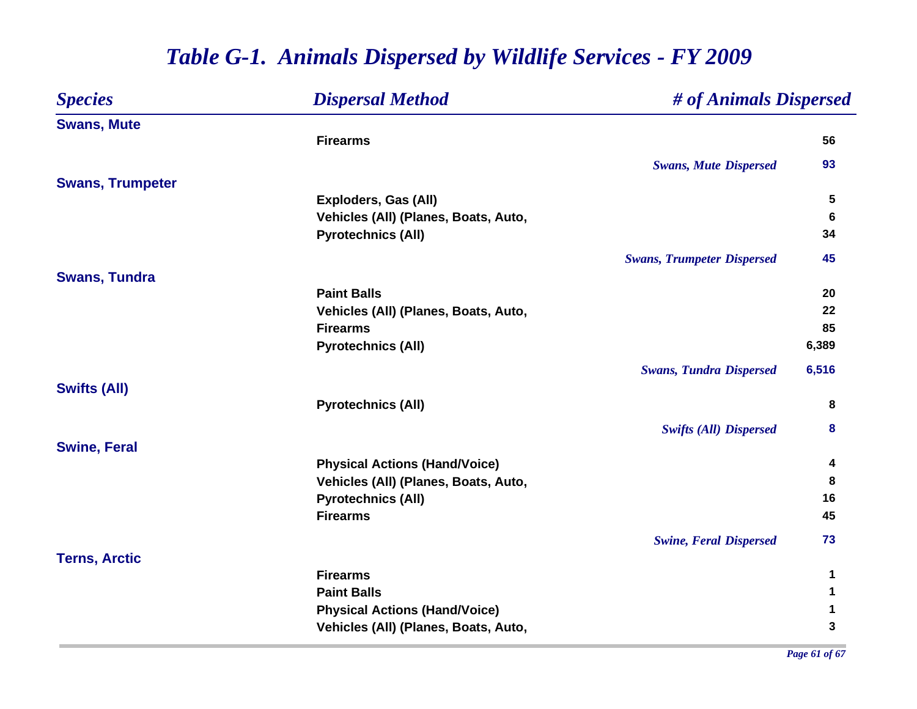# *Table G-1. Animals Dispersed by Wildlife Services - FY 2009*

| *Species* | *Dispersal Method* | *# of Animals Dispersed* |
|---|---|---|
| **Swans, Mute** | | |
| | **Firearms** | **56** |
| | *Swans, Mute Dispersed* | **93** |
| **Swans, Trumpeter** | | |
| | **Exploders, Gas (All)** | **5** |
| | **Vehicles (All) (Planes, Boats, Auto,** | **6** |
| | **Pyrotechnics (All)** | **34** |
| | *Swans, Trumpeter Dispersed* | **45** |
| **Swans, Tundra** | | |
| | **Paint Balls** | **20** |
| | **Vehicles (All) (Planes, Boats, Auto,** | **22** |
| | **Firearms** | **85** |
| | **Pyrotechnics (All)** | **6,389** |
| | *Swans, Tundra Dispersed* | **6,516** |
| **Swifts (All)** | | |
| | **Pyrotechnics (All)** | **8** |
| | *Swifts (All) Dispersed* | **8** |
| **Swine, Feral** | | |
| | **Physical Actions (Hand/Voice)** | **4** |
| | **Vehicles (All) (Planes, Boats, Auto,** | **8** |
| | **Pyrotechnics (All)** | **16** |
| | **Firearms** | **45** |
| | *Swine, Feral Dispersed* | **73** |
| **Terns, Arctic** | | |
| | **Firearms** | **1** |
| | **Paint Balls** | **1** |
| | **Physical Actions (Hand/Voice)** | **1** |
| | **Vehicles (All) (Planes, Boats, Auto,** | **3** |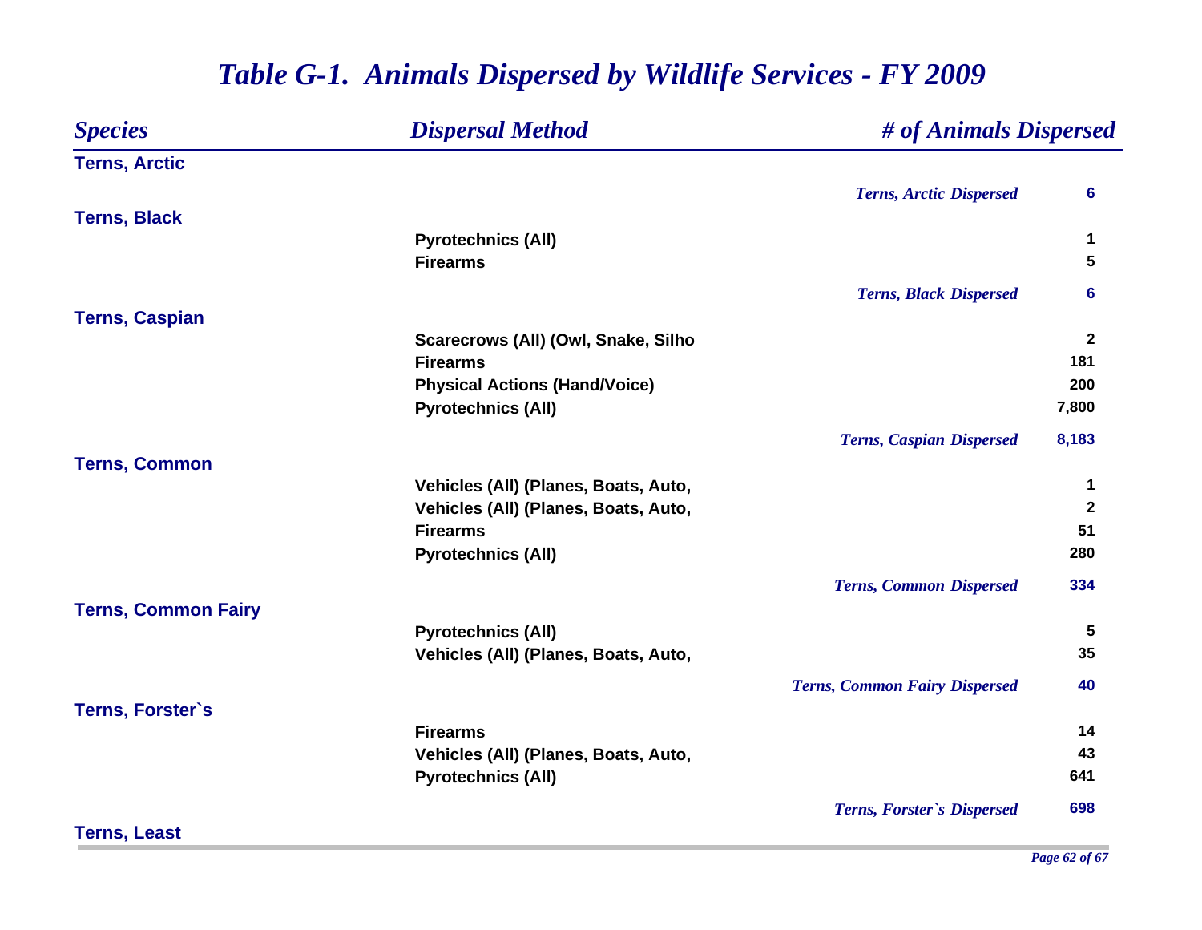# *Table G-1. Animals Dispersed by Wildlife Services - FY 2009*

| *Species* | *Dispersal Method* | *# of Animals Dispersed* |
|---|---|---|
| **Terns, Arctic** | | |
| | *Terns, Arctic Dispersed* | 6 |
| **Terns, Black** | | |
| | Pyrotechnics (All) | 1 |
| | Firearms | 5 |
| | *Terns, Black Dispersed* | 6 |
| **Terns, Caspian** | | |
| | Scarecrows (All) (Owl, Snake, Silho | 2 |
| | Firearms | 181 |
| | Physical Actions (Hand/Voice) | 200 |
| | Pyrotechnics (All) | 7,800 |
| | *Terns, Caspian Dispersed* | 8,183 |
| **Terns, Common** | | |
| | Vehicles (All) (Planes, Boats, Auto, | 1 |
| | Vehicles (All) (Planes, Boats, Auto, | 2 |
| | Firearms | 51 |
| | Pyrotechnics (All) | 280 |
| | *Terns, Common Dispersed* | 334 |
| **Terns, Common Fairy** | | |
| | Pyrotechnics (All) | 5 |
| | Vehicles (All) (Planes, Boats, Auto, | 35 |
| | *Terns, Common Fairy Dispersed* | 40 |
| **Terns, Forster`s** | | |
| | Firearms | 14 |
| | Vehicles (All) (Planes, Boats, Auto, | 43 |
| | Pyrotechnics (All) | 641 |
| | *Terns, Forster`s Dispersed* | 698 |
| **Terns, Least** | | |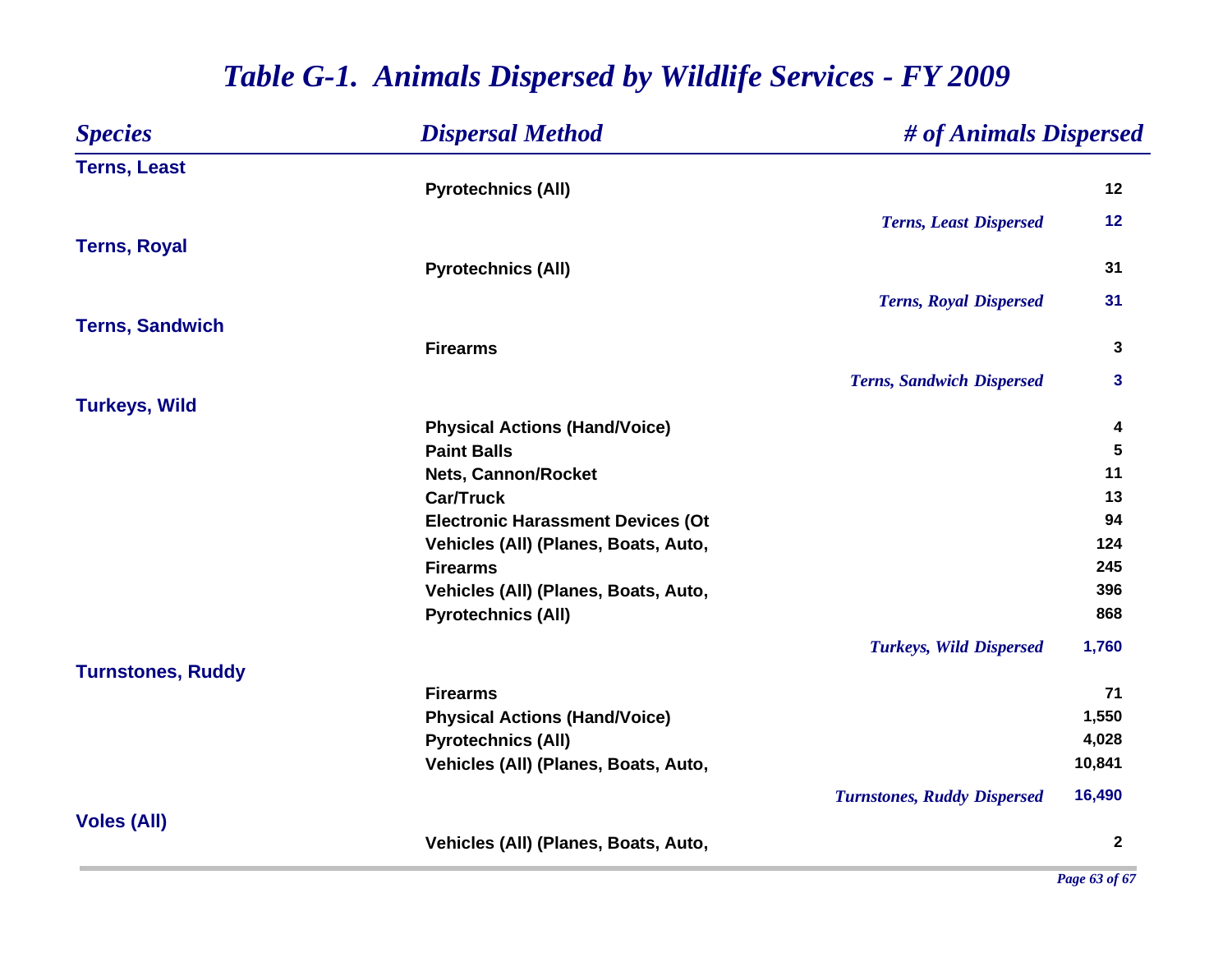# Table G-1. Animals Dispersed by Wildlife Services - FY 2009

| Species | Dispersal Method | # of Animals Dispersed |
|---|---|---|
| **Terns, Least** | | |
| | Pyrotechnics (All) | 12 |
| | *Terns, Least Dispersed* | 12 |
| **Terns, Royal** | | |
| | Pyrotechnics (All) | 31 |
| | *Terns, Royal Dispersed* | 31 |
| **Terns, Sandwich** | | |
| | Firearms | 3 |
| | *Terns, Sandwich Dispersed* | 3 |
| **Turkeys, Wild** | | |
| | Physical Actions (Hand/Voice) | 4 |
| | Paint Balls | 5 |
| | Nets, Cannon/Rocket | 11 |
| | Car/Truck | 13 |
| | Electronic Harassment Devices (Ot | 94 |
| | Vehicles (All) (Planes, Boats, Auto, | 124 |
| | Firearms | 245 |
| | Vehicles (All) (Planes, Boats, Auto, | 396 |
| | Pyrotechnics (All) | 868 |
| | *Turkeys, Wild Dispersed* | 1,760 |
| **Turnstones, Ruddy** | | |
| | Firearms | 71 |
| | Physical Actions (Hand/Voice) | 1,550 |
| | Pyrotechnics (All) | 4,028 |
| | Vehicles (All) (Planes, Boats, Auto, | 10,841 |
| | *Turnstones, Ruddy Dispersed* | 16,490 |
| **Voles (All)** | | |
| | Vehicles (All) (Planes, Boats, Auto, | 2 |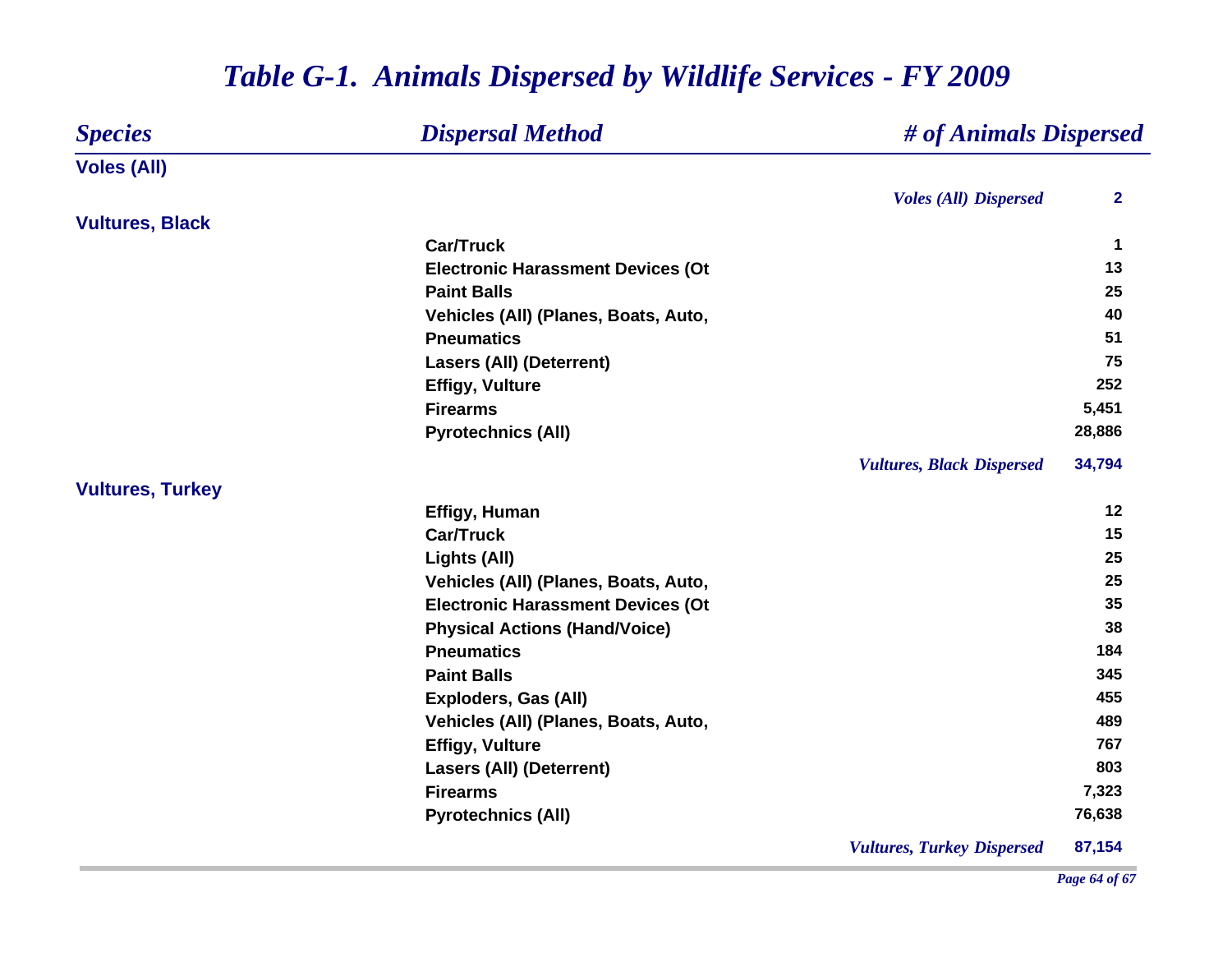# Table G-1. Animals Dispersed by Wildlife Services - FY 2009

| Species | Dispersal Method | # of Animals Dispersed |
|---|---|---|
| **Voles (All)** | | |
| | *Voles (All) Dispersed* | **2** |
| **Vultures, Black** | | |
| | Car/Truck | 1 |
| | Electronic Harassment Devices (Ot | 13 |
| | Paint Balls | 25 |
| | Vehicles (All) (Planes, Boats, Auto, | 40 |
| | Pneumatics | 51 |
| | Lasers (All) (Deterrent) | 75 |
| | Effigy, Vulture | 252 |
| | Firearms | 5,451 |
| | Pyrotechnics (All) | 28,886 |
| | *Vultures, Black Dispersed* | **34,794** |
| **Vultures, Turkey** | | |
| | Effigy, Human | 12 |
| | Car/Truck | 15 |
| | Lights (All) | 25 |
| | Vehicles (All) (Planes, Boats, Auto, | 25 |
| | Electronic Harassment Devices (Ot | 35 |
| | Physical Actions (Hand/Voice) | 38 |
| | Pneumatics | 184 |
| | Paint Balls | 345 |
| | Exploders, Gas (All) | 455 |
| | Vehicles (All) (Planes, Boats, Auto, | 489 |
| | Effigy, Vulture | 767 |
| | Lasers (All) (Deterrent) | 803 |
| | Firearms | 7,323 |
| | Pyrotechnics (All) | 76,638 |
| | *Vultures, Turkey Dispersed* | **87,154** |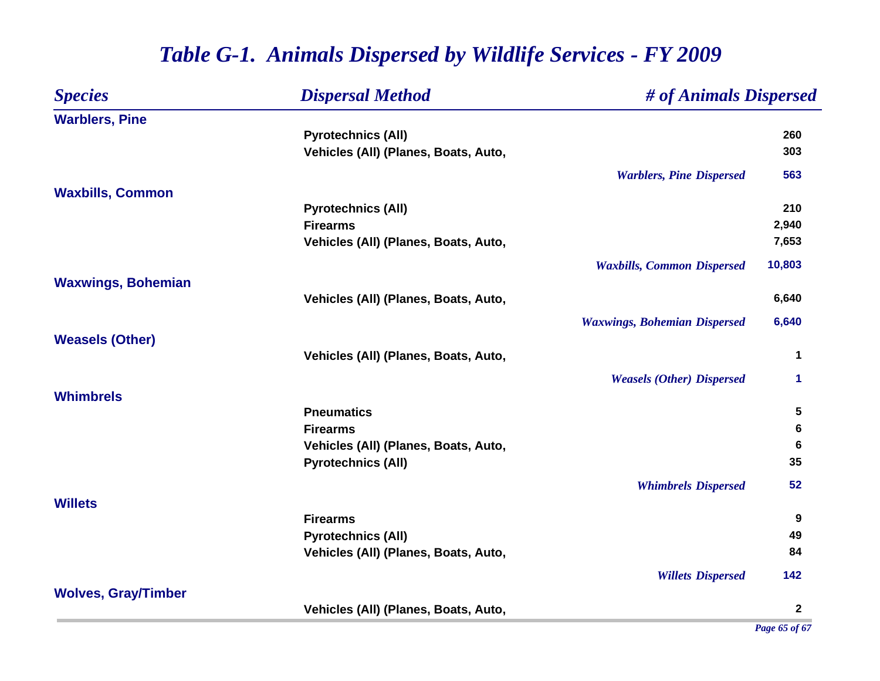# *Table G-1. Animals Dispersed by Wildlife Services - FY 2009*

| *Species* | *Dispersal Method* | *# of Animals Dispersed* |
|---|---|---|
| **Warblers, Pine** | | |
| | **Pyrotechnics (All)** | **260** |
| | **Vehicles (All) (Planes, Boats, Auto,** | **303** |
| | ***Warblers, Pine Dispersed*** | **563** |
| **Waxbills, Common** | | |
| | **Pyrotechnics (All)** | **210** |
| | **Firearms** | **2,940** |
| | **Vehicles (All) (Planes, Boats, Auto,** | **7,653** |
| | ***Waxbills, Common Dispersed*** | **10,803** |
| **Waxwings, Bohemian** | | |
| | **Vehicles (All) (Planes, Boats, Auto,** | **6,640** |
| | ***Waxwings, Bohemian Dispersed*** | **6,640** |
| **Weasels (Other)** | | |
| | **Vehicles (All) (Planes, Boats, Auto,** | **1** |
| | ***Weasels (Other) Dispersed*** | **1** |
| **Whimbrels** | | |
| | **Pneumatics** | **5** |
| | **Firearms** | **6** |
| | **Vehicles (All) (Planes, Boats, Auto,** | **6** |
| | **Pyrotechnics (All)** | **35** |
| | ***Whimbrels Dispersed*** | **52** |
| **Willets** | | |
| | **Firearms** | **9** |
| | **Pyrotechnics (All)** | **49** |
| | **Vehicles (All) (Planes, Boats, Auto,** | **84** |
| | ***Willets Dispersed*** | **142** |
| **Wolves, Gray/Timber** | | |
| | **Vehicles (All) (Planes, Boats, Auto,** | **2** |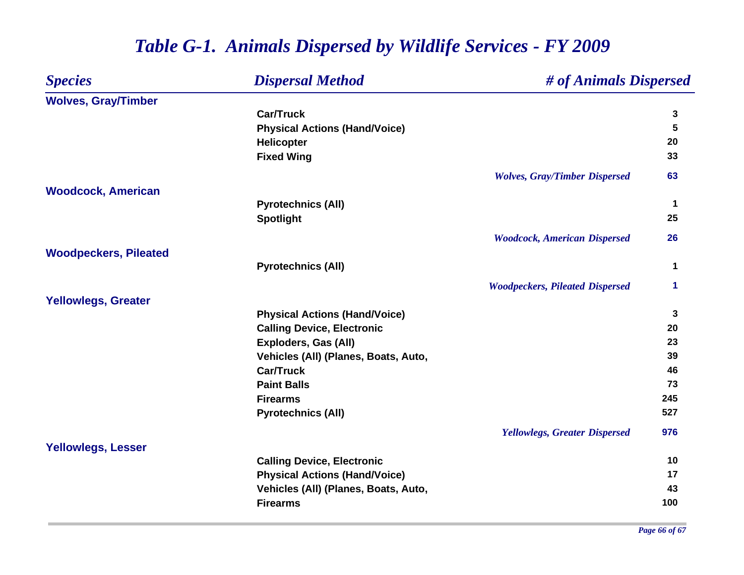# Table G-1. Animals Dispersed by Wildlife Services - FY 2009

| Species | Dispersal Method | # of Animals Dispersed |
| --- | --- | --- |
| **Wolves, Gray/Timber** | | |
| | Car/Truck | 3 |
| | Physical Actions (Hand/Voice) | 5 |
| | Helicopter | 20 |
| | Fixed Wing | 33 |
| | *Wolves, Gray/Timber Dispersed* | 63 |
| **Woodcock, American** | | |
| | Pyrotechnics (All) | 1 |
| | Spotlight | 25 |
| | *Woodcock, American Dispersed* | 26 |
| **Woodpeckers, Pileated** | | |
| | Pyrotechnics (All) | 1 |
| | *Woodpeckers, Pileated Dispersed* | 1 |
| **Yellowlegs, Greater** | | |
| | Physical Actions (Hand/Voice) | 3 |
| | Calling Device, Electronic | 20 |
| | Exploders, Gas (All) | 23 |
| | Vehicles (All) (Planes, Boats, Auto, | 39 |
| | Car/Truck | 46 |
| | Paint Balls | 73 |
| | Firearms | 245 |
| | Pyrotechnics (All) | 527 |
| | *Yellowlegs, Greater Dispersed* | 976 |
| **Yellowlegs, Lesser** | | |
| | Calling Device, Electronic | 10 |
| | Physical Actions (Hand/Voice) | 17 |
| | Vehicles (All) (Planes, Boats, Auto, | 43 |
| | Firearms | 100 |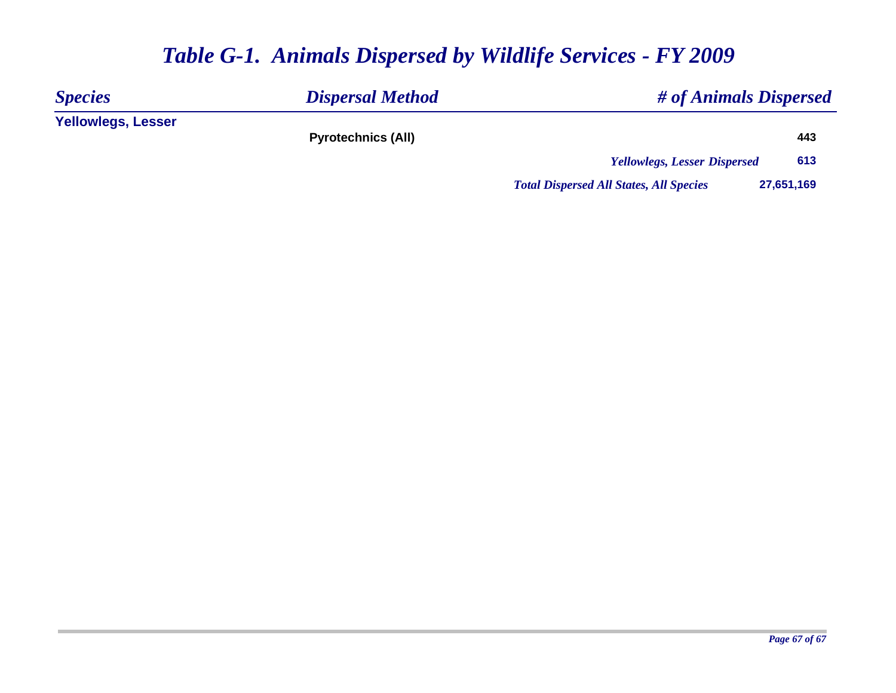# *Table G-1. Animals Dispersed by Wildlife Services - FY 2009*

| *Species* | *Dispersal Method* | *# of Animals Dispersed* |
|---|---|---|
| **Yellowlegs, Lesser** | | |
| | **Pyrotechnics (All)** | **443** |
| | *Yellowlegs, Lesser Dispersed* | **613** |
| | *Total Dispersed All States, All Species* | **27,651,169** |